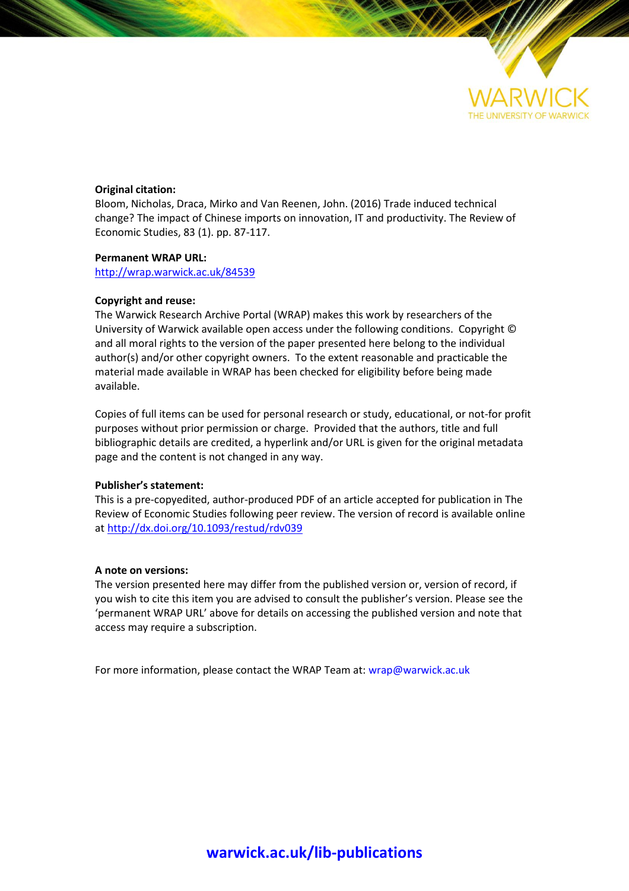**Original citation:**
Bloom, Nicholas, Draca, Mirko and Van Reenen, John. (2016) Trade induced technical change? The impact of Chinese imports on innovation, IT and productivity. The Review of Economic Studies, 83 (1). pp. 87-117.

**Permanent WRAP URL:**
http://wrap.warwick.ac.uk/84539

**Copyright and reuse:**
The Warwick Research Archive Portal (WRAP) makes this work by researchers of the University of Warwick available open access under the following conditions. Copyright © and all moral rights to the version of the paper presented here belong to the individual author(s) and/or other copyright owners. To the extent reasonable and practicable the material made available in WRAP has been checked for eligibility before being made available.

Copies of full items can be used for personal research or study, educational, or not-for profit purposes without prior permission or charge. Provided that the authors, title and full bibliographic details are credited, a hyperlink and/or URL is given for the original metadata page and the content is not changed in any way.

**Publisher's statement:**
This is a pre-copyedited, author-produced PDF of an article accepted for publication in The Review of Economic Studies following peer review. The version of record is available online at http://dx.doi.org/10.1093/restud/rdv039

**A note on versions:**
The version presented here may differ from the published version or, version of record, if you wish to cite this item you are advised to consult the publisher's version. Please see the 'permanent WRAP URL' above for details on accessing the published version and note that access may require a subscription.

For more information, please contact the WRAP Team at: wrap@warwick.ac.uk

**warwick.ac.uk/lib-publications**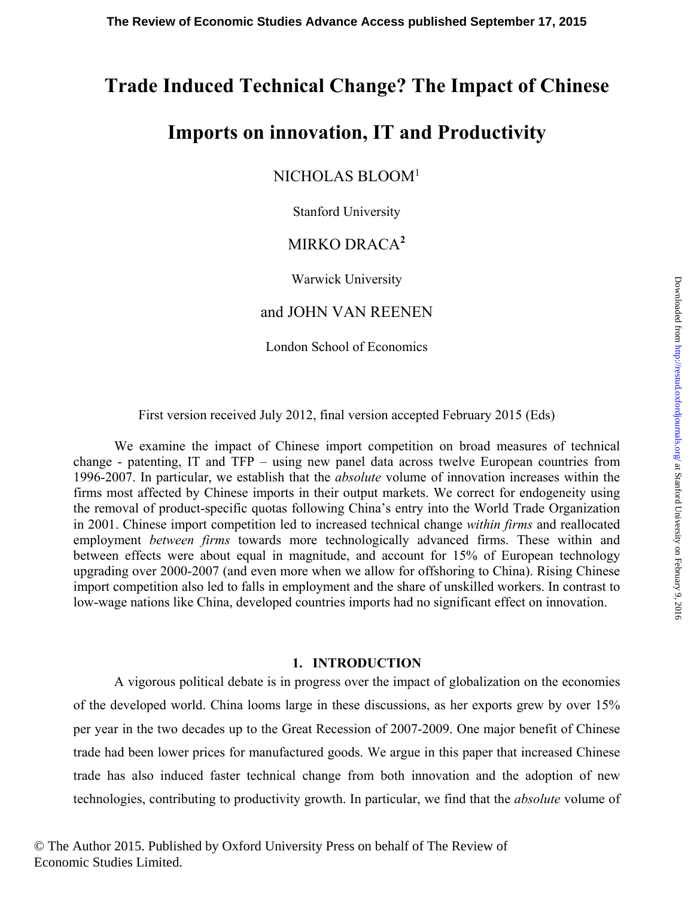# Trade Induced Technical Change? The Impact of Chinese Imports on innovation, IT and Productivity

NICHOLAS BLOOM[1]

Stanford University

MIRKO DRACA[2]

Warwick University

and JOHN VAN REENEN

London School of Economics

First version received July 2012, final version accepted February 2015 (Eds)

We examine the impact of Chinese import competition on broad measures of technical change - patenting, IT and TFP – using new panel data across twelve European countries from 1996-2007. In particular, we establish that the *absolute* volume of innovation increases within the firms most affected by Chinese imports in their output markets. We correct for endogeneity using the removal of product-specific quotas following China's entry into the World Trade Organization in 2001. Chinese import competition led to increased technical change *within firms* and reallocated employment *between firms* towards more technologically advanced firms. These within and between effects were about equal in magnitude, and account for 15% of European technology upgrading over 2000-2007 (and even more when we allow for offshoring to China). Rising Chinese import competition also led to falls in employment and the share of unskilled workers. In contrast to low-wage nations like China, developed countries imports had no significant effect on innovation.

## 1. INTRODUCTION

A vigorous political debate is in progress over the impact of globalization on the economies of the developed world. China looms large in these discussions, as her exports grew by over 15% per year in the two decades up to the Great Recession of 2007-2009. One major benefit of Chinese trade had been lower prices for manufactured goods. We argue in this paper that increased Chinese trade has also induced faster technical change from both innovation and the adoption of new technologies, contributing to productivity growth. In particular, we find that the *absolute* volume of

© The Author 2015. Published by Oxford University Press on behalf of The Review of Economic Studies Limited.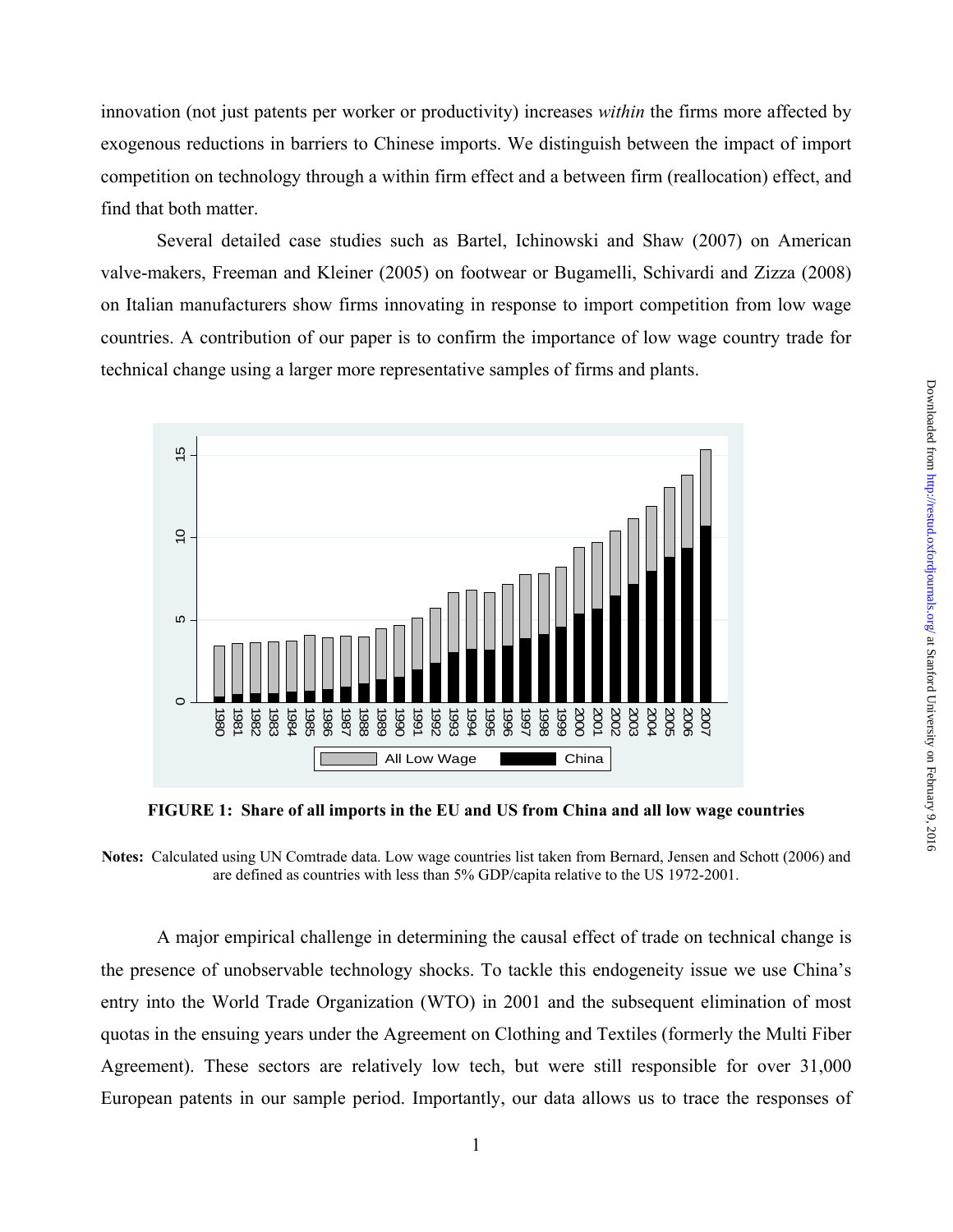innovation (not just patents per worker or productivity) increases *within* the firms more affected by exogenous reductions in barriers to Chinese imports. We distinguish between the impact of import competition on technology through a within firm effect and a between firm (reallocation) effect, and find that both matter.

Several detailed case studies such as Bartel, Ichinowski and Shaw (2007) on American valve-makers, Freeman and Kleiner (2005) on footwear or Bugamelli, Schivardi and Zizza (2008) on Italian manufacturers show firms innovating in response to import competition from low wage countries. A contribution of our paper is to confirm the importance of low wage country trade for technical change using a larger more representative samples of firms and plants.

**FIGURE 1: Share of all imports in the EU and US from China and all low wage countries**

**Notes:** Calculated using UN Comtrade data. Low wage countries list taken from Bernard, Jensen and Schott (2006) and are defined as countries with less than 5% GDP/capita relative to the US 1972-2001.

A major empirical challenge in determining the causal effect of trade on technical change is the presence of unobservable technology shocks. To tackle this endogeneity issue we use China's entry into the World Trade Organization (WTO) in 2001 and the subsequent elimination of most quotas in the ensuing years under the Agreement on Clothing and Textiles (formerly the Multi Fiber Agreement). These sectors are relatively low tech, but were still responsible for over 31,000 European patents in our sample period. Importantly, our data allows us to trace the responses of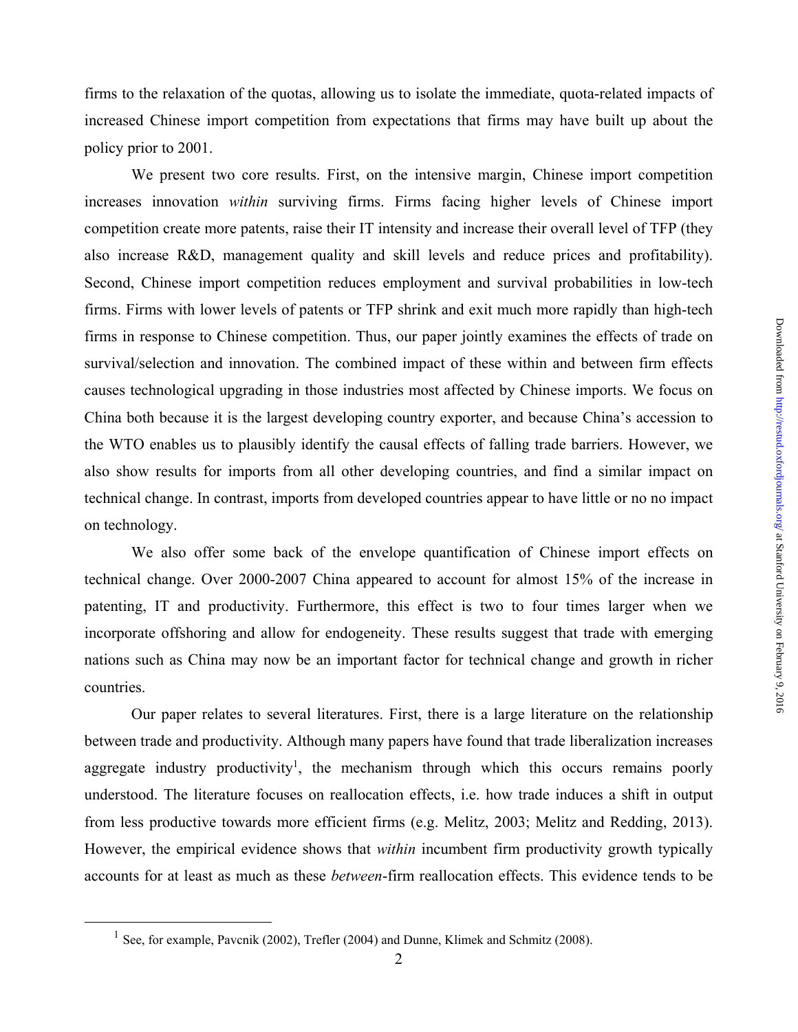firms to the relaxation of the quotas, allowing us to isolate the immediate, quota-related impacts of increased Chinese import competition from expectations that firms may have built up about the policy prior to 2001.

We present two core results. First, on the intensive margin, Chinese import competition increases innovation *within* surviving firms. Firms facing higher levels of Chinese import competition create more patents, raise their IT intensity and increase their overall level of TFP (they also increase R&D, management quality and skill levels and reduce prices and profitability). Second, Chinese import competition reduces employment and survival probabilities in low-tech firms. Firms with lower levels of patents or TFP shrink and exit much more rapidly than high-tech firms in response to Chinese competition. Thus, our paper jointly examines the effects of trade on survival/selection and innovation. The combined impact of these within and between firm effects causes technological upgrading in those industries most affected by Chinese imports. We focus on China both because it is the largest developing country exporter, and because China's accession to the WTO enables us to plausibly identify the causal effects of falling trade barriers. However, we also show results for imports from all other developing countries, and find a similar impact on technical change. In contrast, imports from developed countries appear to have little or no no impact on technology.

We also offer some back of the envelope quantification of Chinese import effects on technical change. Over 2000-2007 China appeared to account for almost 15% of the increase in patenting, IT and productivity. Furthermore, this effect is two to four times larger when we incorporate offshoring and allow for endogeneity. These results suggest that trade with emerging nations such as China may now be an important factor for technical change and growth in richer countries.

Our paper relates to several literatures. First, there is a large literature on the relationship between trade and productivity. Although many papers have found that trade liberalization increases aggregate industry productivity[1], the mechanism through which this occurs remains poorly understood. The literature focuses on reallocation effects, i.e. how trade induces a shift in output from less productive towards more efficient firms (e.g. Melitz, 2003; Melitz and Redding, 2013). However, the empirical evidence shows that *within* incumbent firm productivity growth typically accounts for at least as much as these *between*-firm reallocation effects. This evidence tends to be

[1] See, for example, Pavcnik (2002), Trefler (2004) and Dunne, Klimek and Schmitz (2008).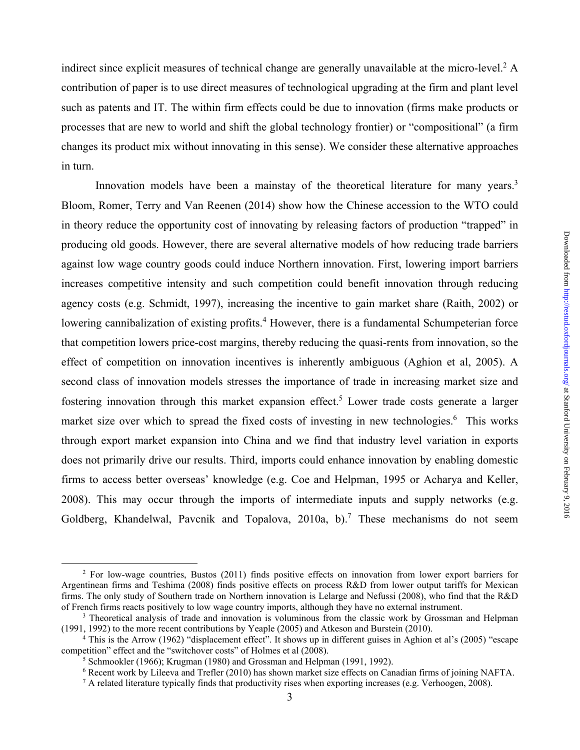indirect since explicit measures of technical change are generally unavailable at the micro-level.[2] A contribution of paper is to use direct measures of technological upgrading at the firm and plant level such as patents and IT. The within firm effects could be due to innovation (firms make products or processes that are new to world and shift the global technology frontier) or "compositional" (a firm changes its product mix without innovating in this sense). We consider these alternative approaches in turn.

Innovation models have been a mainstay of the theoretical literature for many years.[3] Bloom, Romer, Terry and Van Reenen (2014) show how the Chinese accession to the WTO could in theory reduce the opportunity cost of innovating by releasing factors of production "trapped" in producing old goods. However, there are several alternative models of how reducing trade barriers against low wage country goods could induce Northern innovation. First, lowering import barriers increases competitive intensity and such competition could benefit innovation through reducing agency costs (e.g. Schmidt, 1997), increasing the incentive to gain market share (Raith, 2002) or lowering cannibalization of existing profits.[4] However, there is a fundamental Schumpeterian force that competition lowers price-cost margins, thereby reducing the quasi-rents from innovation, so the effect of competition on innovation incentives is inherently ambiguous (Aghion et al, 2005). A second class of innovation models stresses the importance of trade in increasing market size and fostering innovation through this market expansion effect.[5] Lower trade costs generate a larger market size over which to spread the fixed costs of investing in new technologies.[6] This works through export market expansion into China and we find that industry level variation in exports does not primarily drive our results. Third, imports could enhance innovation by enabling domestic firms to access better overseas' knowledge (e.g. Coe and Helpman, 1995 or Acharya and Keller, 2008). This may occur through the imports of intermediate inputs and supply networks (e.g. Goldberg, Khandelwal, Pavcnik and Topalova, 2010a, b).[7] These mechanisms do not seem

---

[2] For low-wage countries, Bustos (2011) finds positive effects on innovation from lower export barriers for Argentinean firms and Teshima (2008) finds positive effects on process R&D from lower output tariffs for Mexican firms. The only study of Southern trade on Northern innovation is Lelarge and Nefussi (2008), who find that the R&D of French firms reacts positively to low wage country imports, although they have no external instrument.

[3] Theoretical analysis of trade and innovation is voluminous from the classic work by Grossman and Helpman (1991, 1992) to the more recent contributions by Yeaple (2005) and Atkeson and Burstein (2010).

[4] This is the Arrow (1962) "displacement effect". It shows up in different guises in Aghion et al's (2005) "escape competition" effect and the "switchover costs" of Holmes et al (2008).

[5] Schmookler (1966); Krugman (1980) and Grossman and Helpman (1991, 1992).

[6] Recent work by Lileeva and Trefler (2010) has shown market size effects on Canadian firms of joining NAFTA.

[7] A related literature typically finds that productivity rises when exporting increases (e.g. Verhoogen, 2008).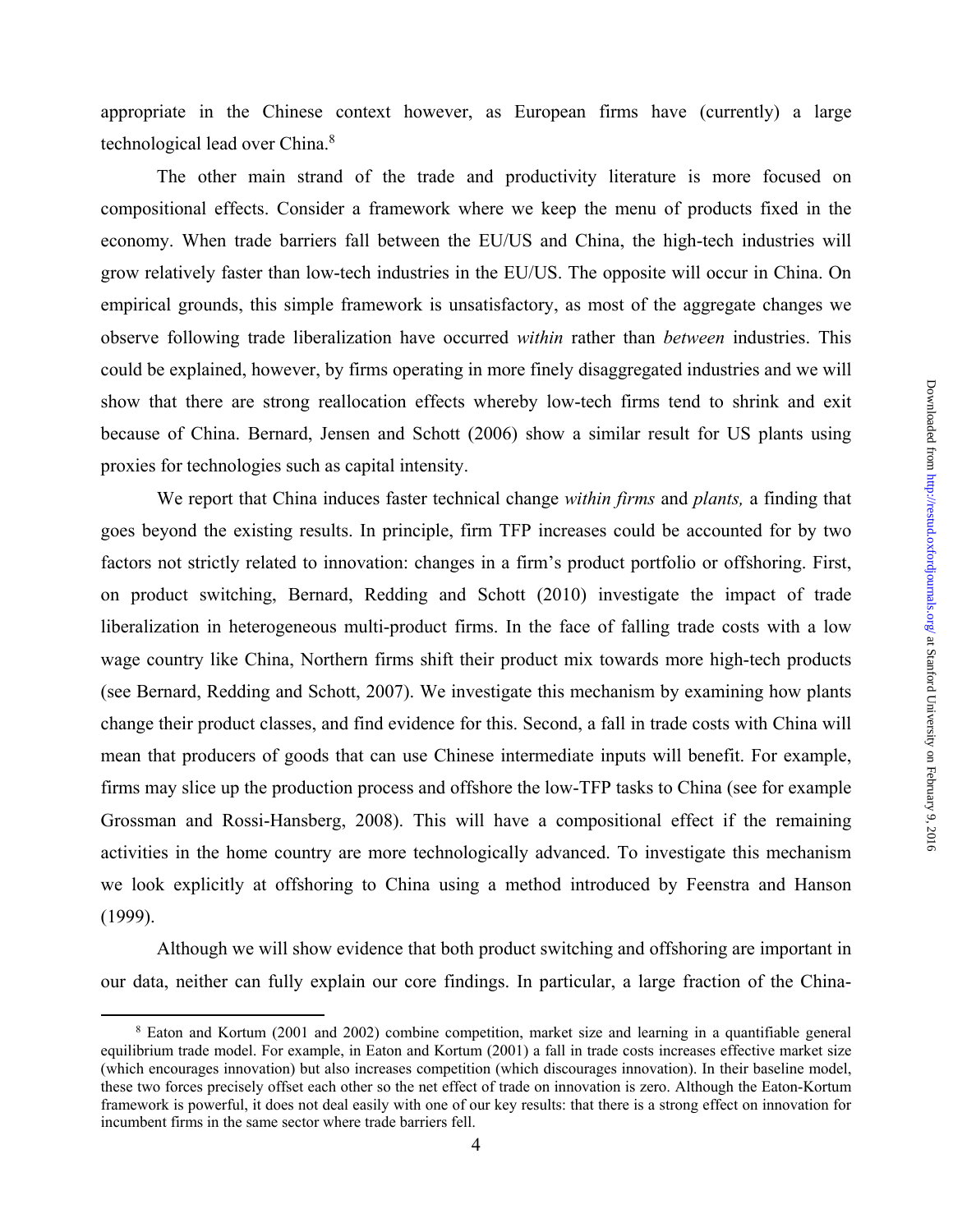appropriate in the Chinese context however, as European firms have (currently) a large technological lead over China.[8]

The other main strand of the trade and productivity literature is more focused on compositional effects. Consider a framework where we keep the menu of products fixed in the economy. When trade barriers fall between the EU/US and China, the high-tech industries will grow relatively faster than low-tech industries in the EU/US. The opposite will occur in China. On empirical grounds, this simple framework is unsatisfactory, as most of the aggregate changes we observe following trade liberalization have occurred *within* rather than *between* industries. This could be explained, however, by firms operating in more finely disaggregated industries and we will show that there are strong reallocation effects whereby low-tech firms tend to shrink and exit because of China. Bernard, Jensen and Schott (2006) show a similar result for US plants using proxies for technologies such as capital intensity.

We report that China induces faster technical change *within firms* and *plants,* a finding that goes beyond the existing results. In principle, firm TFP increases could be accounted for by two factors not strictly related to innovation: changes in a firm's product portfolio or offshoring. First, on product switching, Bernard, Redding and Schott (2010) investigate the impact of trade liberalization in heterogeneous multi-product firms. In the face of falling trade costs with a low wage country like China, Northern firms shift their product mix towards more high-tech products (see Bernard, Redding and Schott, 2007). We investigate this mechanism by examining how plants change their product classes, and find evidence for this. Second, a fall in trade costs with China will mean that producers of goods that can use Chinese intermediate inputs will benefit. For example, firms may slice up the production process and offshore the low-TFP tasks to China (see for example Grossman and Rossi-Hansberg, 2008). This will have a compositional effect if the remaining activities in the home country are more technologically advanced. To investigate this mechanism we look explicitly at offshoring to China using a method introduced by Feenstra and Hanson (1999).

Although we will show evidence that both product switching and offshoring are important in our data, neither can fully explain our core findings. In particular, a large fraction of the China-

[8] Eaton and Kortum (2001 and 2002) combine competition, market size and learning in a quantifiable general equilibrium trade model. For example, in Eaton and Kortum (2001) a fall in trade costs increases effective market size (which encourages innovation) but also increases competition (which discourages innovation). In their baseline model, these two forces precisely offset each other so the net effect of trade on innovation is zero. Although the Eaton-Kortum framework is powerful, it does not deal easily with one of our key results: that there is a strong effect on innovation for incumbent firms in the same sector where trade barriers fell.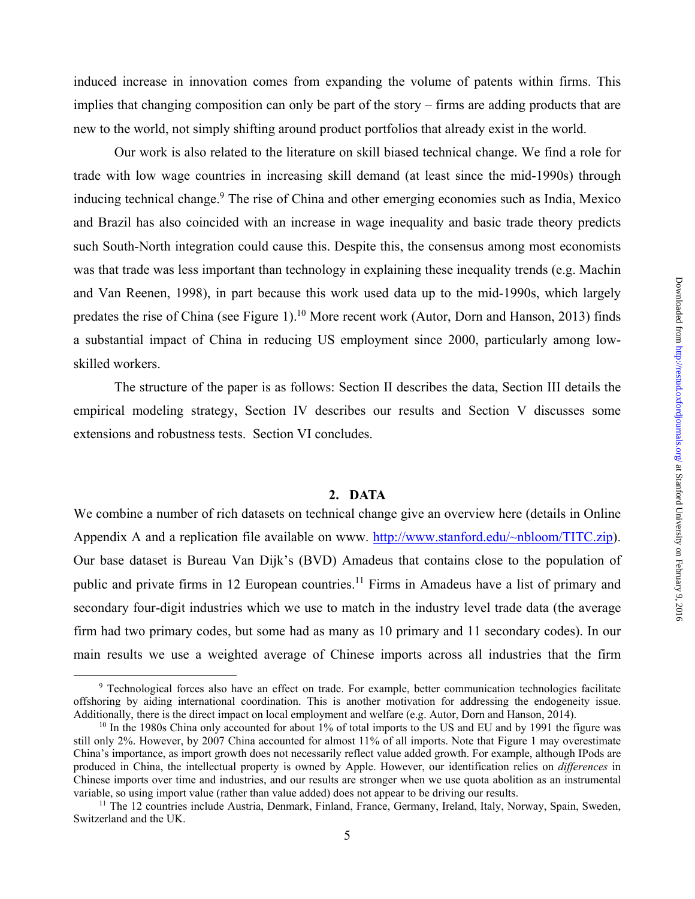induced increase in innovation comes from expanding the volume of patents within firms. This implies that changing composition can only be part of the story – firms are adding products that are new to the world, not simply shifting around product portfolios that already exist in the world.

Our work is also related to the literature on skill biased technical change. We find a role for trade with low wage countries in increasing skill demand (at least since the mid-1990s) through inducing technical change.[9] The rise of China and other emerging economies such as India, Mexico and Brazil has also coincided with an increase in wage inequality and basic trade theory predicts such South-North integration could cause this. Despite this, the consensus among most economists was that trade was less important than technology in explaining these inequality trends (e.g. Machin and Van Reenen, 1998), in part because this work used data up to the mid-1990s, which largely predates the rise of China (see Figure 1).[10] More recent work (Autor, Dorn and Hanson, 2013) finds a substantial impact of China in reducing US employment since 2000, particularly among low-skilled workers.

The structure of the paper is as follows: Section II describes the data, Section III details the empirical modeling strategy, Section IV describes our results and Section V discusses some extensions and robustness tests. Section VI concludes.

## 2. DATA

We combine a number of rich datasets on technical change give an overview here (details in Online Appendix A and a replication file available on www. http://www.stanford.edu/~nbloom/TITC.zip). Our base dataset is Bureau Van Dijk's (BVD) Amadeus that contains close to the population of public and private firms in 12 European countries.[11] Firms in Amadeus have a list of primary and secondary four-digit industries which we use to match in the industry level trade data (the average firm had two primary codes, but some had as many as 10 primary and 11 secondary codes). In our main results we use a weighted average of Chinese imports across all industries that the firm

---

[9] Technological forces also have an effect on trade. For example, better communication technologies facilitate offshoring by aiding international coordination. This is another motivation for addressing the endogeneity issue. Additionally, there is the direct impact on local employment and welfare (e.g. Autor, Dorn and Hanson, 2014).

[10] In the 1980s China only accounted for about 1% of total imports to the US and EU and by 1991 the figure was still only 2%. However, by 2007 China accounted for almost 11% of all imports. Note that Figure 1 may overestimate China's importance, as import growth does not necessarily reflect value added growth. For example, although IPods are produced in China, the intellectual property is owned by Apple. However, our identification relies on *differences* in Chinese imports over time and industries, and our results are stronger when we use quota abolition as an instrumental variable, so using import value (rather than value added) does not appear to be driving our results.

[11] The 12 countries include Austria, Denmark, Finland, France, Germany, Ireland, Italy, Norway, Spain, Sweden, Switzerland and the UK.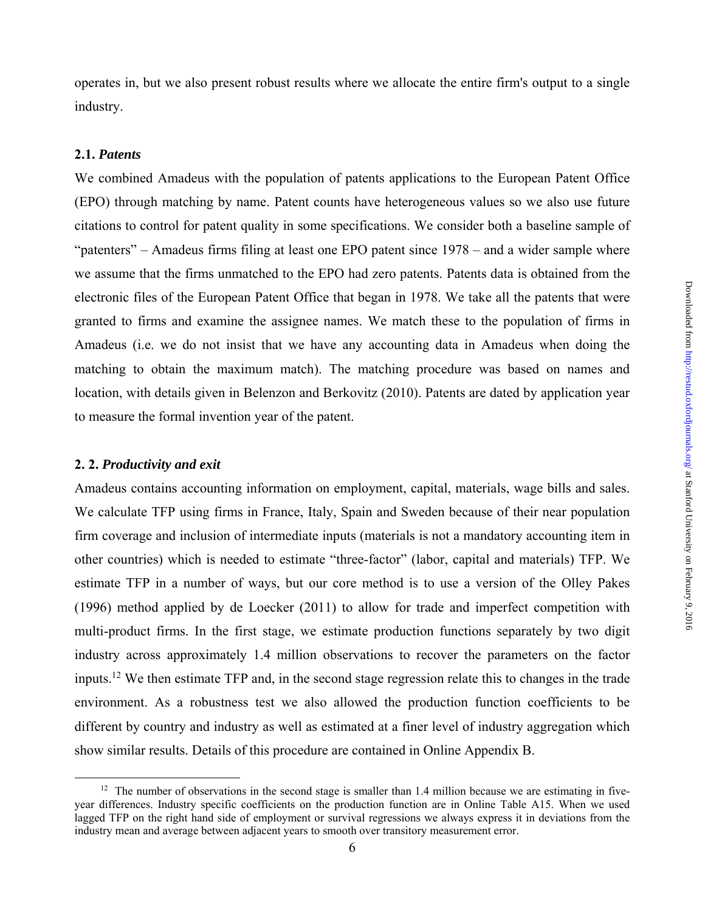operates in, but we also present robust results where we allocate the entire firm's output to a single industry.

### 2.1. *Patents*

We combined Amadeus with the population of patents applications to the European Patent Office (EPO) through matching by name. Patent counts have heterogeneous values so we also use future citations to control for patent quality in some specifications. We consider both a baseline sample of "patenters" – Amadeus firms filing at least one EPO patent since 1978 – and a wider sample where we assume that the firms unmatched to the EPO had zero patents. Patents data is obtained from the electronic files of the European Patent Office that began in 1978. We take all the patents that were granted to firms and examine the assignee names. We match these to the population of firms in Amadeus (i.e. we do not insist that we have any accounting data in Amadeus when doing the matching to obtain the maximum match). The matching procedure was based on names and location, with details given in Belenzon and Berkovitz (2010). Patents are dated by application year to measure the formal invention year of the patent.

### 2. 2. *Productivity and exit*

Amadeus contains accounting information on employment, capital, materials, wage bills and sales. We calculate TFP using firms in France, Italy, Spain and Sweden because of their near population firm coverage and inclusion of intermediate inputs (materials is not a mandatory accounting item in other countries) which is needed to estimate "three-factor" (labor, capital and materials) TFP. We estimate TFP in a number of ways, but our core method is to use a version of the Olley Pakes (1996) method applied by de Loecker (2011) to allow for trade and imperfect competition with multi-product firms. In the first stage, we estimate production functions separately by two digit industry across approximately 1.4 million observations to recover the parameters on the factor inputs.[12] We then estimate TFP and, in the second stage regression relate this to changes in the trade environment. As a robustness test we also allowed the production function coefficients to be different by country and industry as well as estimated at a finer level of industry aggregation which show similar results. Details of this procedure are contained in Online Appendix B.

[12] The number of observations in the second stage is smaller than 1.4 million because we are estimating in five-year differences. Industry specific coefficients on the production function are in Online Table A15. When we used lagged TFP on the right hand side of employment or survival regressions we always express it in deviations from the industry mean and average between adjacent years to smooth over transitory measurement error.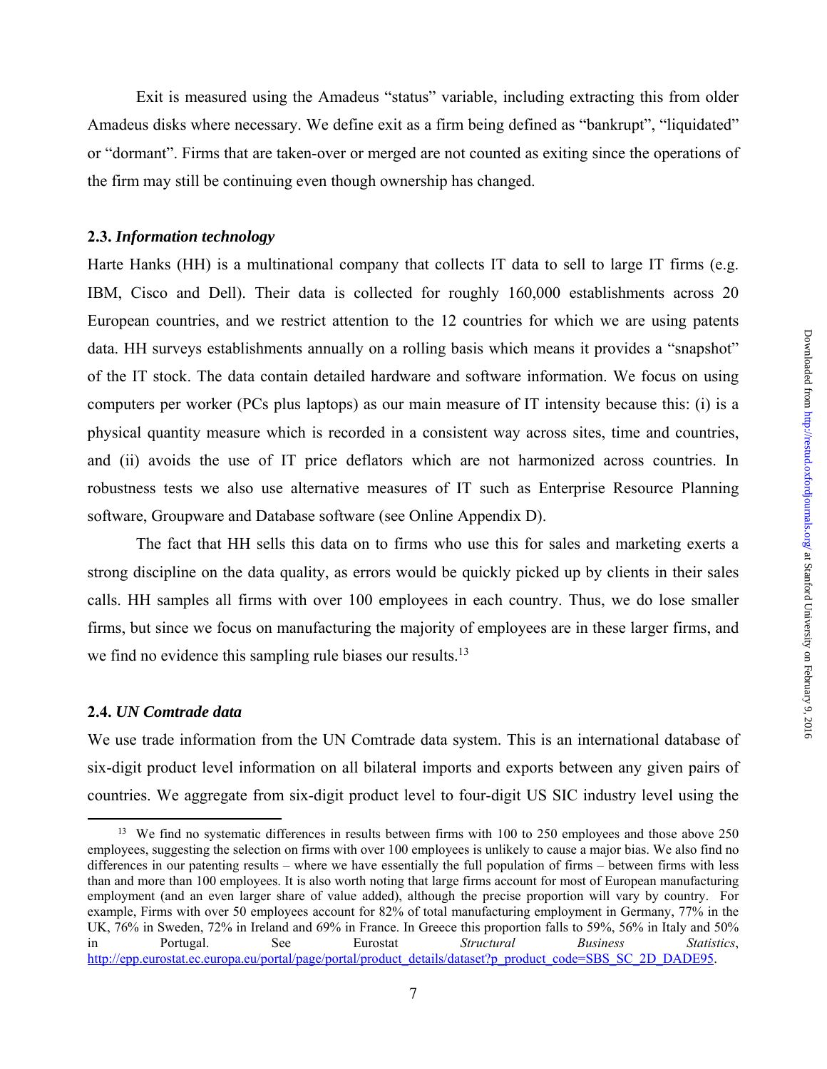Exit is measured using the Amadeus "status" variable, including extracting this from older Amadeus disks where necessary. We define exit as a firm being defined as "bankrupt", "liquidated" or "dormant". Firms that are taken-over or merged are not counted as exiting since the operations of the firm may still be continuing even though ownership has changed.

### 2.3. *Information technology*

Harte Hanks (HH) is a multinational company that collects IT data to sell to large IT firms (e.g. IBM, Cisco and Dell). Their data is collected for roughly 160,000 establishments across 20 European countries, and we restrict attention to the 12 countries for which we are using patents data. HH surveys establishments annually on a rolling basis which means it provides a "snapshot" of the IT stock. The data contain detailed hardware and software information. We focus on using computers per worker (PCs plus laptops) as our main measure of IT intensity because this: (i) is a physical quantity measure which is recorded in a consistent way across sites, time and countries, and (ii) avoids the use of IT price deflators which are not harmonized across countries. In robustness tests we also use alternative measures of IT such as Enterprise Resource Planning software, Groupware and Database software (see Online Appendix D).

The fact that HH sells this data on to firms who use this for sales and marketing exerts a strong discipline on the data quality, as errors would be quickly picked up by clients in their sales calls. HH samples all firms with over 100 employees in each country. Thus, we do lose smaller firms, but since we focus on manufacturing the majority of employees are in these larger firms, and we find no evidence this sampling rule biases our results.[13]

### 2.4. *UN Comtrade data*

We use trade information from the UN Comtrade data system. This is an international database of six-digit product level information on all bilateral imports and exports between any given pairs of countries. We aggregate from six-digit product level to four-digit US SIC industry level using the

---

[13] We find no systematic differences in results between firms with 100 to 250 employees and those above 250 employees, suggesting the selection on firms with over 100 employees is unlikely to cause a major bias. We also find no differences in our patenting results – where we have essentially the full population of firms – between firms with less than and more than 100 employees. It is also worth noting that large firms account for most of European manufacturing employment (and an even larger share of value added), although the precise proportion will vary by country. For example, Firms with over 50 employees account for 82% of total manufacturing employment in Germany, 77% in the UK, 76% in Sweden, 72% in Ireland and 69% in France. In Greece this proportion falls to 59%, 56% in Italy and 50% in Portugal. See Eurostat *Structural Business Statistics*, http://epp.eurostat.ec.europa.eu/portal/page/portal/product_details/dataset?p_product_code=SBS_SC_2D_DADE95.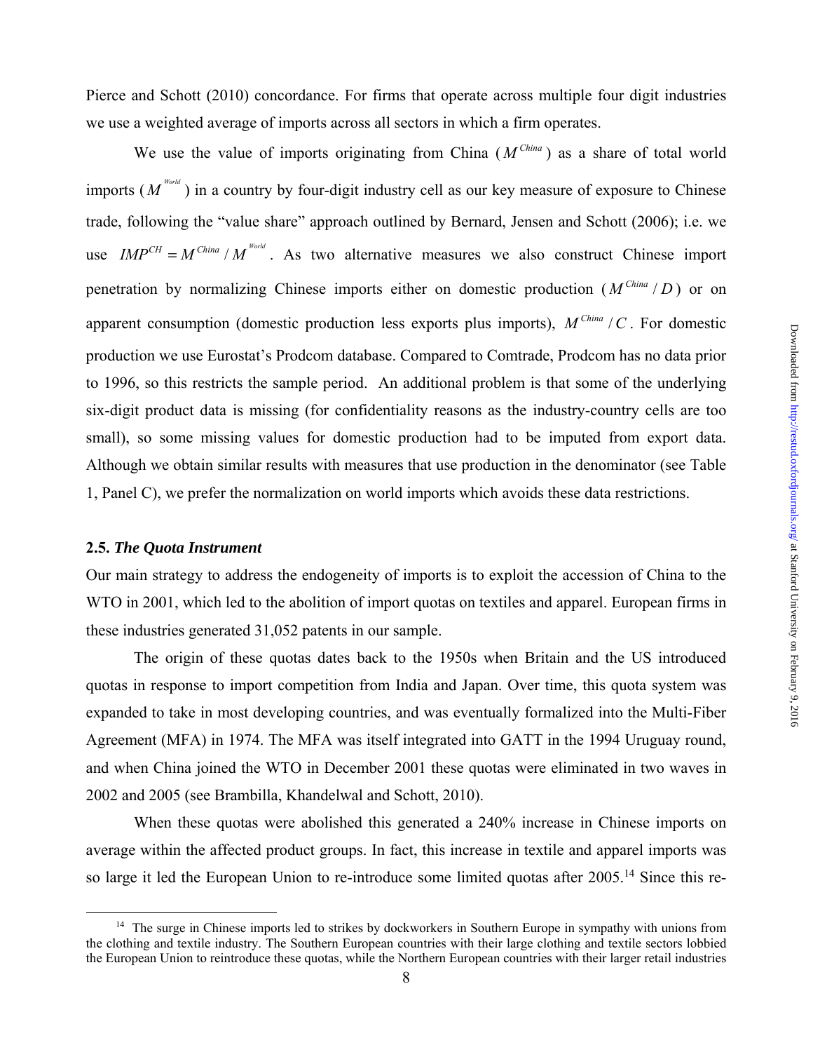Pierce and Schott (2010) concordance. For firms that operate across multiple four digit industries we use a weighted average of imports across all sectors in which a firm operates.

We use the value of imports originating from China ($M^{China}$) as a share of total world imports ($M^{World}$) in a country by four-digit industry cell as our key measure of exposure to Chinese trade, following the "value share" approach outlined by Bernard, Jensen and Schott (2006); i.e. we use $IMP^{CH} = M^{China} / M^{World}$. As two alternative measures we also construct Chinese import penetration by normalizing Chinese imports either on domestic production ($M^{China} / D$) or on apparent consumption (domestic production less exports plus imports), $M^{China} / C$. For domestic production we use Eurostat's Prodcom database. Compared to Comtrade, Prodcom has no data prior to 1996, so this restricts the sample period. An additional problem is that some of the underlying six-digit product data is missing (for confidentiality reasons as the industry-country cells are too small), so some missing values for domestic production had to be imputed from export data. Although we obtain similar results with measures that use production in the denominator (see Table 1, Panel C), we prefer the normalization on world imports which avoids these data restrictions.

### 2.5. *The Quota Instrument*

Our main strategy to address the endogeneity of imports is to exploit the accession of China to the WTO in 2001, which led to the abolition of import quotas on textiles and apparel. European firms in these industries generated 31,052 patents in our sample.

The origin of these quotas dates back to the 1950s when Britain and the US introduced quotas in response to import competition from India and Japan. Over time, this quota system was expanded to take in most developing countries, and was eventually formalized into the Multi-Fiber Agreement (MFA) in 1974. The MFA was itself integrated into GATT in the 1994 Uruguay round, and when China joined the WTO in December 2001 these quotas were eliminated in two waves in 2002 and 2005 (see Brambilla, Khandelwal and Schott, 2010).

When these quotas were abolished this generated a 240% increase in Chinese imports on average within the affected product groups. In fact, this increase in textile and apparel imports was so large it led the European Union to re-introduce some limited quotas after 2005.[14] Since this re-

[14] The surge in Chinese imports led to strikes by dockworkers in Southern Europe in sympathy with unions from the clothing and textile industry. The Southern European countries with their large clothing and textile sectors lobbied the European Union to reintroduce these quotas, while the Northern European countries with their larger retail industries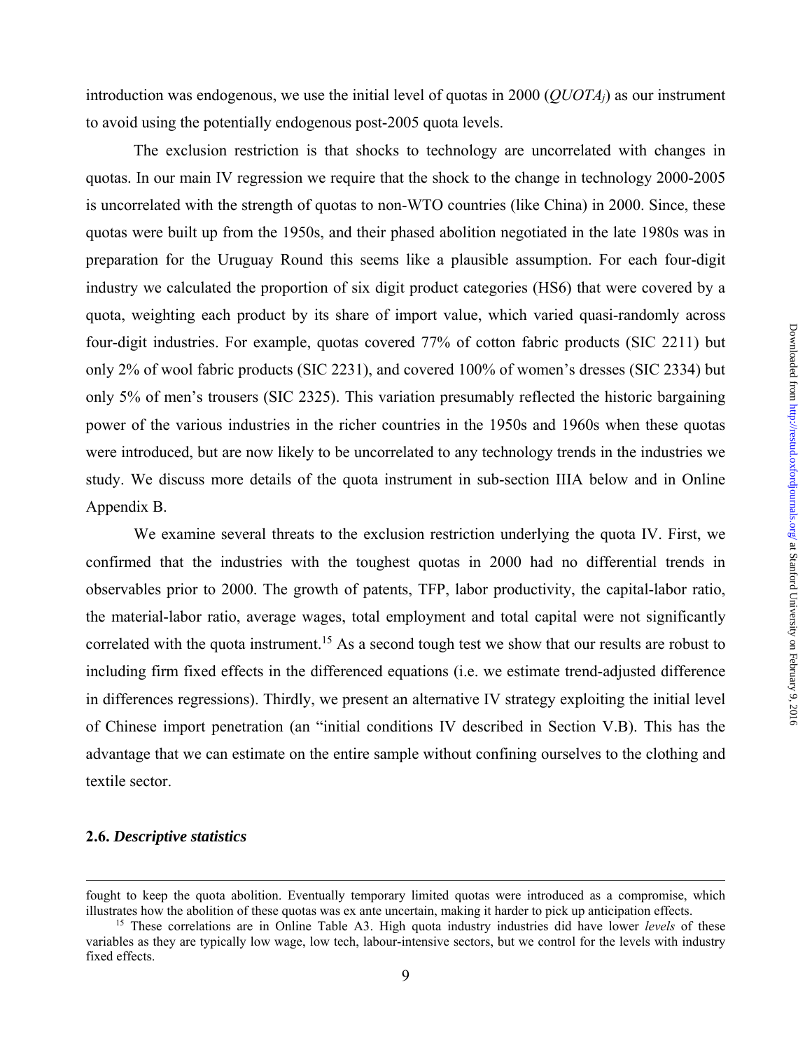introduction was endogenous, we use the initial level of quotas in 2000 ($QUOTA_j$) as our instrument to avoid using the potentially endogenous post-2005 quota levels.

The exclusion restriction is that shocks to technology are uncorrelated with changes in quotas. In our main IV regression we require that the shock to the change in technology 2000-2005 is uncorrelated with the strength of quotas to non-WTO countries (like China) in 2000. Since, these quotas were built up from the 1950s, and their phased abolition negotiated in the late 1980s was in preparation for the Uruguay Round this seems like a plausible assumption. For each four-digit industry we calculated the proportion of six digit product categories (HS6) that were covered by a quota, weighting each product by its share of import value, which varied quasi-randomly across four-digit industries. For example, quotas covered 77% of cotton fabric products (SIC 2211) but only 2% of wool fabric products (SIC 2231), and covered 100% of women's dresses (SIC 2334) but only 5% of men's trousers (SIC 2325). This variation presumably reflected the historic bargaining power of the various industries in the richer countries in the 1950s and 1960s when these quotas were introduced, but are now likely to be uncorrelated to any technology trends in the industries we study. We discuss more details of the quota instrument in sub-section IIIA below and in Online Appendix B.

We examine several threats to the exclusion restriction underlying the quota IV. First, we confirmed that the industries with the toughest quotas in 2000 had no differential trends in observables prior to 2000. The growth of patents, TFP, labor productivity, the capital-labor ratio, the material-labor ratio, average wages, total employment and total capital were not significantly correlated with the quota instrument.[15] As a second tough test we show that our results are robust to including firm fixed effects in the differenced equations (i.e. we estimate trend-adjusted difference in differences regressions). Thirdly, we present an alternative IV strategy exploiting the initial level of Chinese import penetration (an "initial conditions IV described in Section V.B). This has the advantage that we can estimate on the entire sample without confining ourselves to the clothing and textile sector.

### 2.6. *Descriptive statistics*

---

fought to keep the quota abolition. Eventually temporary limited quotas were introduced as a compromise, which illustrates how the abolition of these quotas was ex ante uncertain, making it harder to pick up anticipation effects.

[15] These correlations are in Online Table A3. High quota industry industries did have lower *levels* of these variables as they are typically low wage, low tech, labour-intensive sectors, but we control for the levels with industry fixed effects.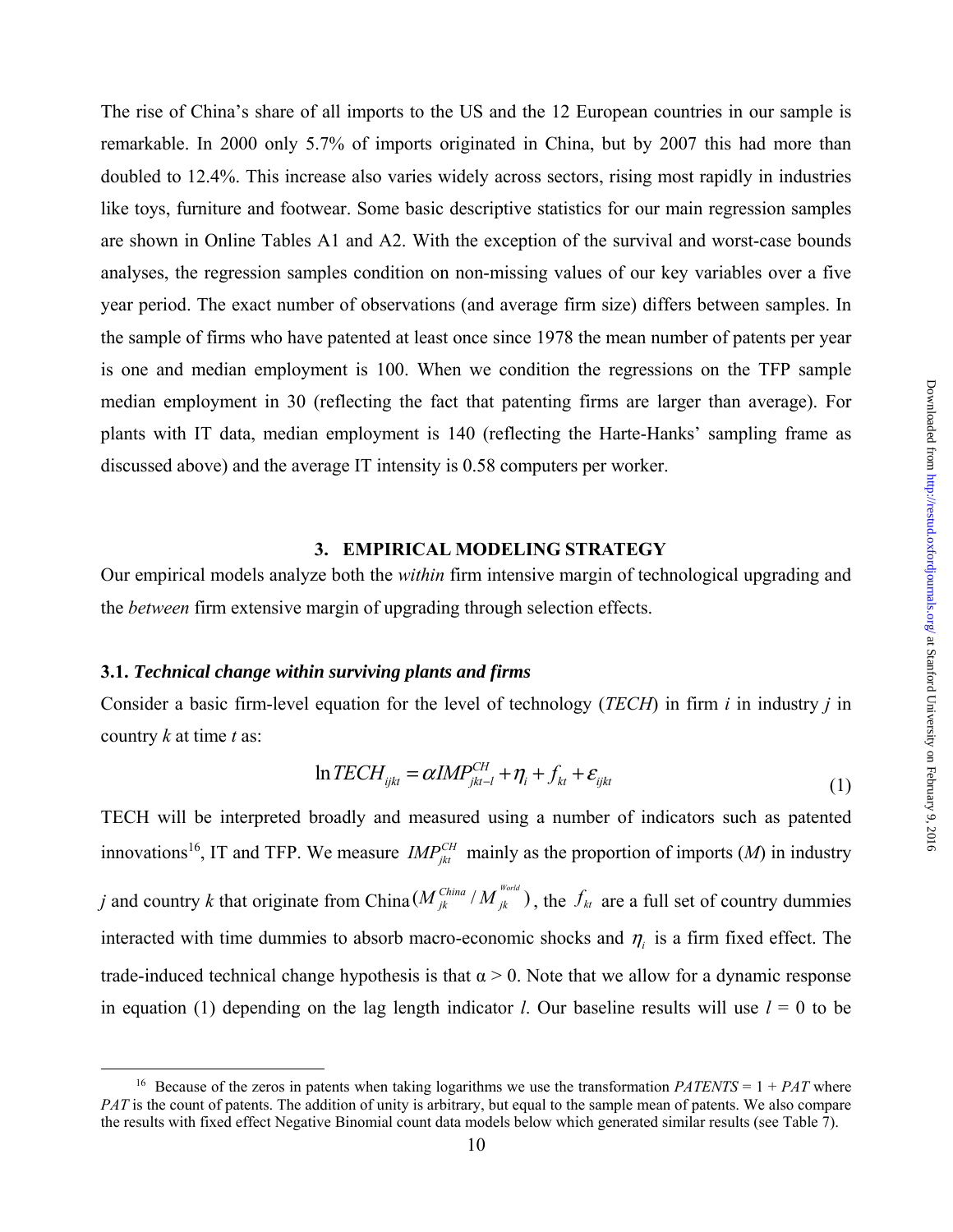The rise of China's share of all imports to the US and the 12 European countries in our sample is remarkable. In 2000 only 5.7% of imports originated in China, but by 2007 this had more than doubled to 12.4%. This increase also varies widely across sectors, rising most rapidly in industries like toys, furniture and footwear. Some basic descriptive statistics for our main regression samples are shown in Online Tables A1 and A2. With the exception of the survival and worst-case bounds analyses, the regression samples condition on non-missing values of our key variables over a five year period. The exact number of observations (and average firm size) differs between samples. In the sample of firms who have patented at least once since 1978 the mean number of patents per year is one and median employment is 100. When we condition the regressions on the TFP sample median employment in 30 (reflecting the fact that patenting firms are larger than average). For plants with IT data, median employment is 140 (reflecting the Harte-Hanks' sampling frame as discussed above) and the average IT intensity is 0.58 computers per worker.

## 3. EMPIRICAL MODELING STRATEGY

Our empirical models analyze both the *within* firm intensive margin of technological upgrading and the *between* firm extensive margin of upgrading through selection effects.

### 3.1. *Technical change within surviving plants and firms*

Consider a basic firm-level equation for the level of technology (*TECH*) in firm *i* in industry *j* in country *k* at time *t* as:

$$\ln TECH_{ijkt} = \alpha IMP_{jkt-l}^{CH} + \eta_i + f_{kt} + \varepsilon_{ijkt} \tag{1}$$

TECH will be interpreted broadly and measured using a number of indicators such as patented innovations[16], IT and TFP. We measure $IMP_{jkt}^{CH}$ mainly as the proportion of imports ($M$) in industry $j$ and country $k$ that originate from China $(M_{jk}^{China} / M_{jk}^{World})$, the $f_{kt}$ are a full set of country dummies interacted with time dummies to absorb macro-economic shocks and $\eta_i$ is a firm fixed effect. The trade-induced technical change hypothesis is that $\alpha > 0$. Note that we allow for a dynamic response in equation (1) depending on the lag length indicator $l$. Our baseline results will use $l = 0$ to be

[16] Because of the zeros in patents when taking logarithms we use the transformation $PATENTS = 1 + PAT$ where $PAT$ is the count of patents. The addition of unity is arbitrary, but equal to the sample mean of patents. We also compare the results with fixed effect Negative Binomial count data models below which generated similar results (see Table 7).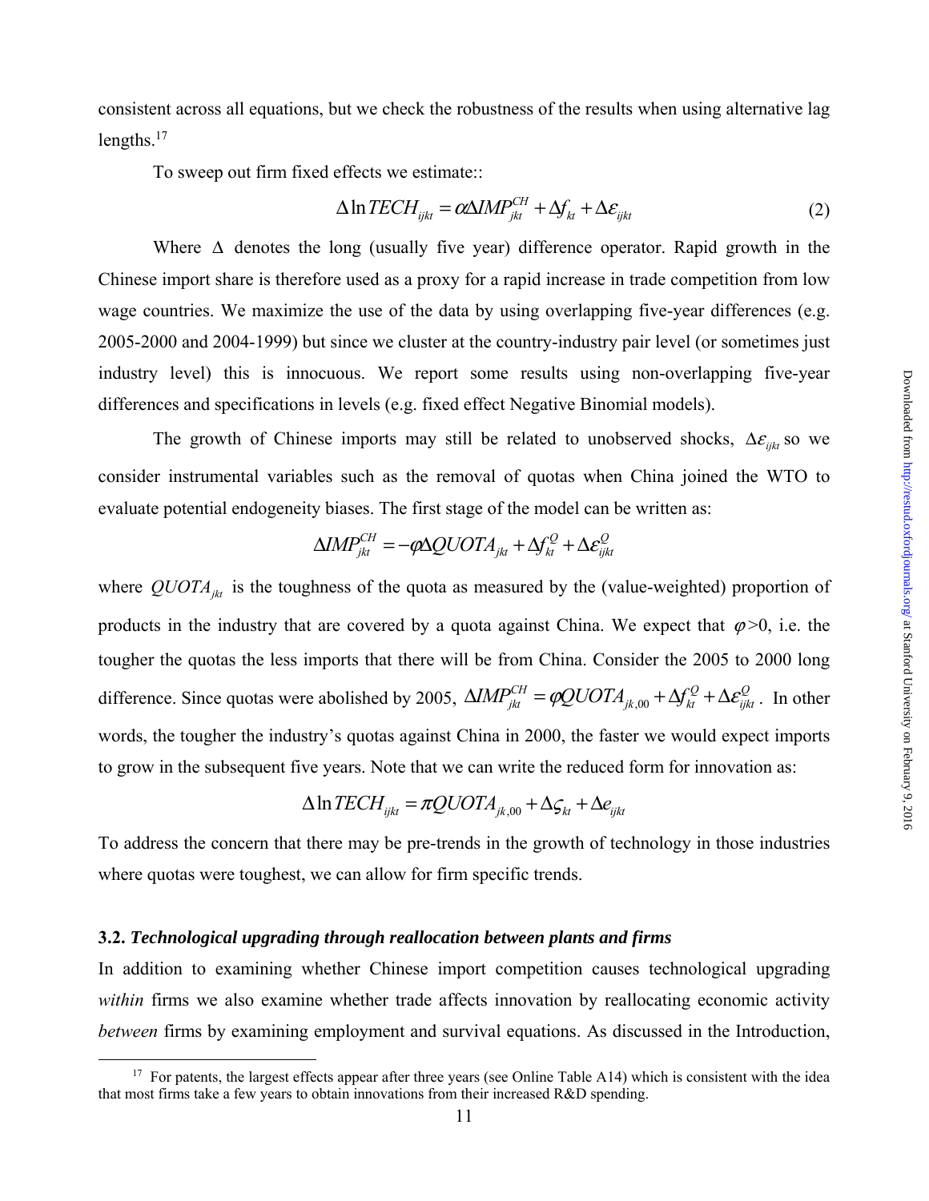consistent across all equations, but we check the robustness of the results when using alternative lag lengths.[17]

To sweep out firm fixed effects we estimate::

$$\Delta \ln TECH_{ijkt} = \alpha \Delta IMP_{jkt}^{CH} + \Delta f_{kt} + \Delta \varepsilon_{ijkt} \tag{2}$$

Where $\Delta$ denotes the long (usually five year) difference operator. Rapid growth in the Chinese import share is therefore used as a proxy for a rapid increase in trade competition from low wage countries. We maximize the use of the data by using overlapping five-year differences (e.g. 2005-2000 and 2004-1999) but since we cluster at the country-industry pair level (or sometimes just industry level) this is innocuous. We report some results using non-overlapping five-year differences and specifications in levels (e.g. fixed effect Negative Binomial models).

The growth of Chinese imports may still be related to unobserved shocks, $\Delta \varepsilon_{ijkt}$ so we consider instrumental variables such as the removal of quotas when China joined the WTO to evaluate potential endogeneity biases. The first stage of the model can be written as:

$$\Delta IMP_{jkt}^{CH} = -\varphi \Delta QUOTA_{jkt} + \Delta f_{kt}^{Q} + \Delta \varepsilon_{ijkt}^{Q}$$

where $QUOTA_{jkt}$ is the toughness of the quota as measured by the (value-weighted) proportion of products in the industry that are covered by a quota against China. We expect that $\varphi > 0$, i.e. the tougher the quotas the less imports that there will be from China. Consider the 2005 to 2000 long difference. Since quotas were abolished by 2005, $\Delta IMP_{jkt}^{CH} = \varphi QUOTA_{jk,00} + \Delta f_{kt}^{Q} + \Delta \varepsilon_{ijkt}^{Q}$. In other words, the tougher the industry's quotas against China in 2000, the faster we would expect imports to grow in the subsequent five years. Note that we can write the reduced form for innovation as:

$$\Delta \ln TECH_{ijkt} = \pi QUOTA_{jk,00} + \Delta \varsigma_{kt} + \Delta e_{ijkt}$$

To address the concern that there may be pre-trends in the growth of technology in those industries where quotas were toughest, we can allow for firm specific trends.

### 3.2. *Technological upgrading through reallocation between plants and firms*

In addition to examining whether Chinese import competition causes technological upgrading *within* firms we also examine whether trade affects innovation by reallocating economic activity *between* firms by examining employment and survival equations. As discussed in the Introduction,

[17] For patents, the largest effects appear after three years (see Online Table A14) which is consistent with the idea that most firms take a few years to obtain innovations from their increased R&D spending.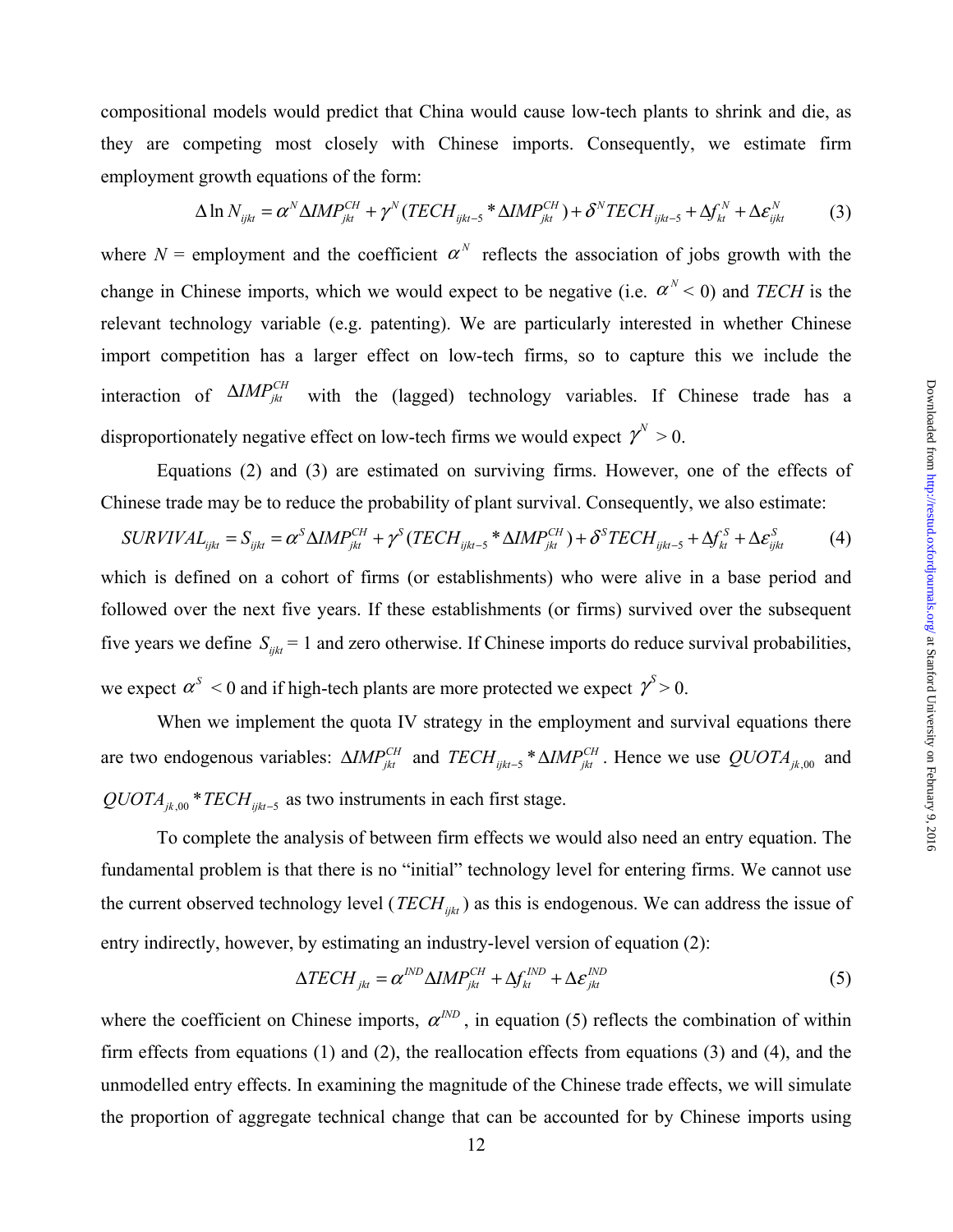compositional models would predict that China would cause low-tech plants to shrink and die, as they are competing most closely with Chinese imports. Consequently, we estimate firm employment growth equations of the form:

$$\Delta \ln N_{ijkt} = \alpha^{N} \Delta IMP_{jkt}^{CH} + \gamma^{N} (TECH_{ijkt-5} * \Delta IMP_{jkt}^{CH}) + \delta^{N} TECH_{ijkt-5} + \Delta f_{kt}^{N} + \Delta \varepsilon_{ijkt}^{N} \qquad (3)$$

where $N$ = employment and the coefficient $\alpha^{N}$ reflects the association of jobs growth with the change in Chinese imports, which we would expect to be negative (i.e. $\alpha^{N} < 0$) and *TECH* is the relevant technology variable (e.g. patenting). We are particularly interested in whether Chinese import competition has a larger effect on low-tech firms, so to capture this we include the interaction of $\Delta IMP_{jkt}^{CH}$ with the (lagged) technology variables. If Chinese trade has a disproportionately negative effect on low-tech firms we would expect $\gamma^{N} > 0$.

Equations (2) and (3) are estimated on surviving firms. However, one of the effects of Chinese trade may be to reduce the probability of plant survival. Consequently, we also estimate:

$$SURVIVAL_{ijkt} = S_{ijkt} = \alpha^{S} \Delta IMP_{jkt}^{CH} + \gamma^{S} (TECH_{ijkt-5} * \Delta IMP_{jkt}^{CH}) + \delta^{S} TECH_{ijkt-5} + \Delta f_{kt}^{S} + \Delta \varepsilon_{ijkt}^{S} \qquad (4)$$

which is defined on a cohort of firms (or establishments) who were alive in a base period and followed over the next five years. If these establishments (or firms) survived over the subsequent five years we define $S_{ijkt} = 1$ and zero otherwise. If Chinese imports do reduce survival probabilities, we expect $\alpha^{S} < 0$ and if high-tech plants are more protected we expect $\gamma^{S} > 0$.

When we implement the quota IV strategy in the employment and survival equations there are two endogenous variables: $\Delta IMP_{jkt}^{CH}$ and $TECH_{ijkt-5} * \Delta IMP_{jkt}^{CH}$. Hence we use $QUOTA_{jk,00}$ and $QUOTA_{jk,00} * TECH_{ijkt-5}$ as two instruments in each first stage.

To complete the analysis of between firm effects we would also need an entry equation. The fundamental problem is that there is no "initial" technology level for entering firms. We cannot use the current observed technology level ($TECH_{ijkt}$) as this is endogenous. We can address the issue of entry indirectly, however, by estimating an industry-level version of equation (2):

$$\Delta TECH_{jkt} = \alpha^{IND} \Delta IMP_{jkt}^{CH} + \Delta f_{kt}^{IND} + \Delta \varepsilon_{jkt}^{IND} \qquad (5)$$

where the coefficient on Chinese imports, $\alpha^{IND}$, in equation (5) reflects the combination of within firm effects from equations (1) and (2), the reallocation effects from equations (3) and (4), and the unmodelled entry effects. In examining the magnitude of the Chinese trade effects, we will simulate the proportion of aggregate technical change that can be accounted for by Chinese imports using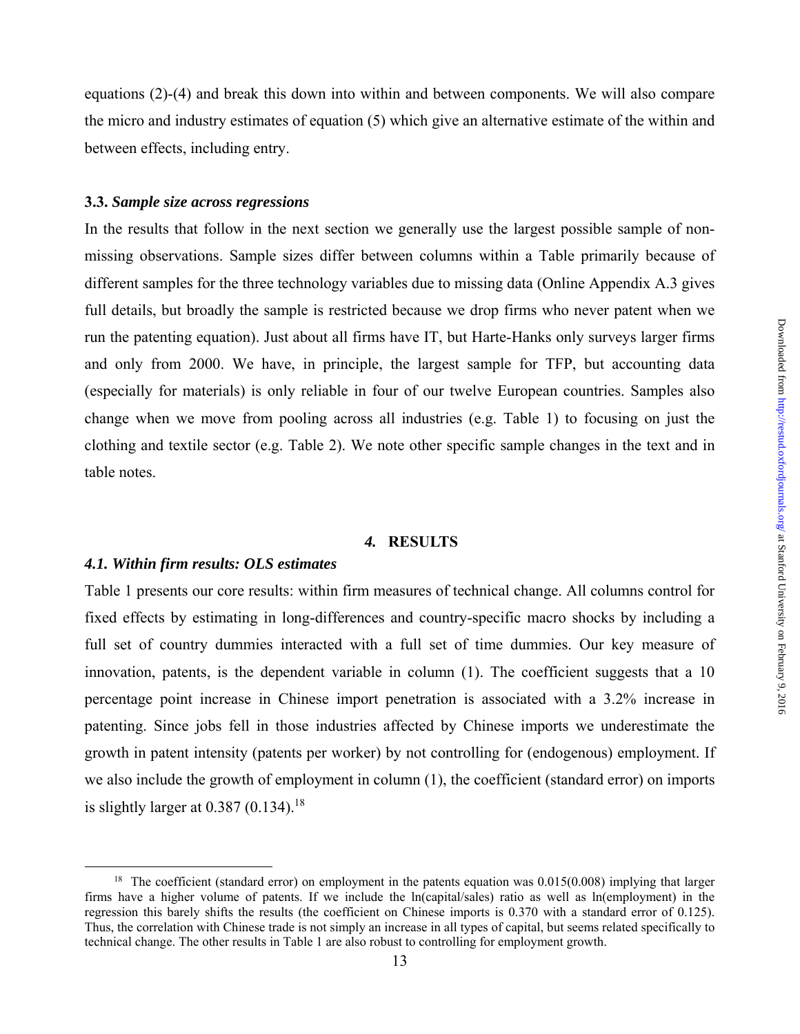equations (2)-(4) and break this down into within and between components. We will also compare the micro and industry estimates of equation (5) which give an alternative estimate of the within and between effects, including entry.

### 3.3. *Sample size across regressions*

In the results that follow in the next section we generally use the largest possible sample of non-missing observations. Sample sizes differ between columns within a Table primarily because of different samples for the three technology variables due to missing data (Online Appendix A.3 gives full details, but broadly the sample is restricted because we drop firms who never patent when we run the patenting equation). Just about all firms have IT, but Harte-Hanks only surveys larger firms and only from 2000. We have, in principle, the largest sample for TFP, but accounting data (especially for materials) is only reliable in four of our twelve European countries. Samples also change when we move from pooling across all industries (e.g. Table 1) to focusing on just the clothing and textile sector (e.g. Table 2). We note other specific sample changes in the text and in table notes.

## *4.* RESULTS

### *4.1. Within firm results: OLS estimates*

Table 1 presents our core results: within firm measures of technical change. All columns control for fixed effects by estimating in long-differences and country-specific macro shocks by including a full set of country dummies interacted with a full set of time dummies. Our key measure of innovation, patents, is the dependent variable in column (1). The coefficient suggests that a 10 percentage point increase in Chinese import penetration is associated with a 3.2% increase in patenting. Since jobs fell in those industries affected by Chinese imports we underestimate the growth in patent intensity (patents per worker) by not controlling for (endogenous) employment. If we also include the growth of employment in column (1), the coefficient (standard error) on imports is slightly larger at 0.387 (0.134).[18]

[18] The coefficient (standard error) on employment in the patents equation was 0.015(0.008) implying that larger firms have a higher volume of patents. If we include the ln(capital/sales) ratio as well as ln(employment) in the regression this barely shifts the results (the coefficient on Chinese imports is 0.370 with a standard error of 0.125). Thus, the correlation with Chinese trade is not simply an increase in all types of capital, but seems related specifically to technical change. The other results in Table 1 are also robust to controlling for employment growth.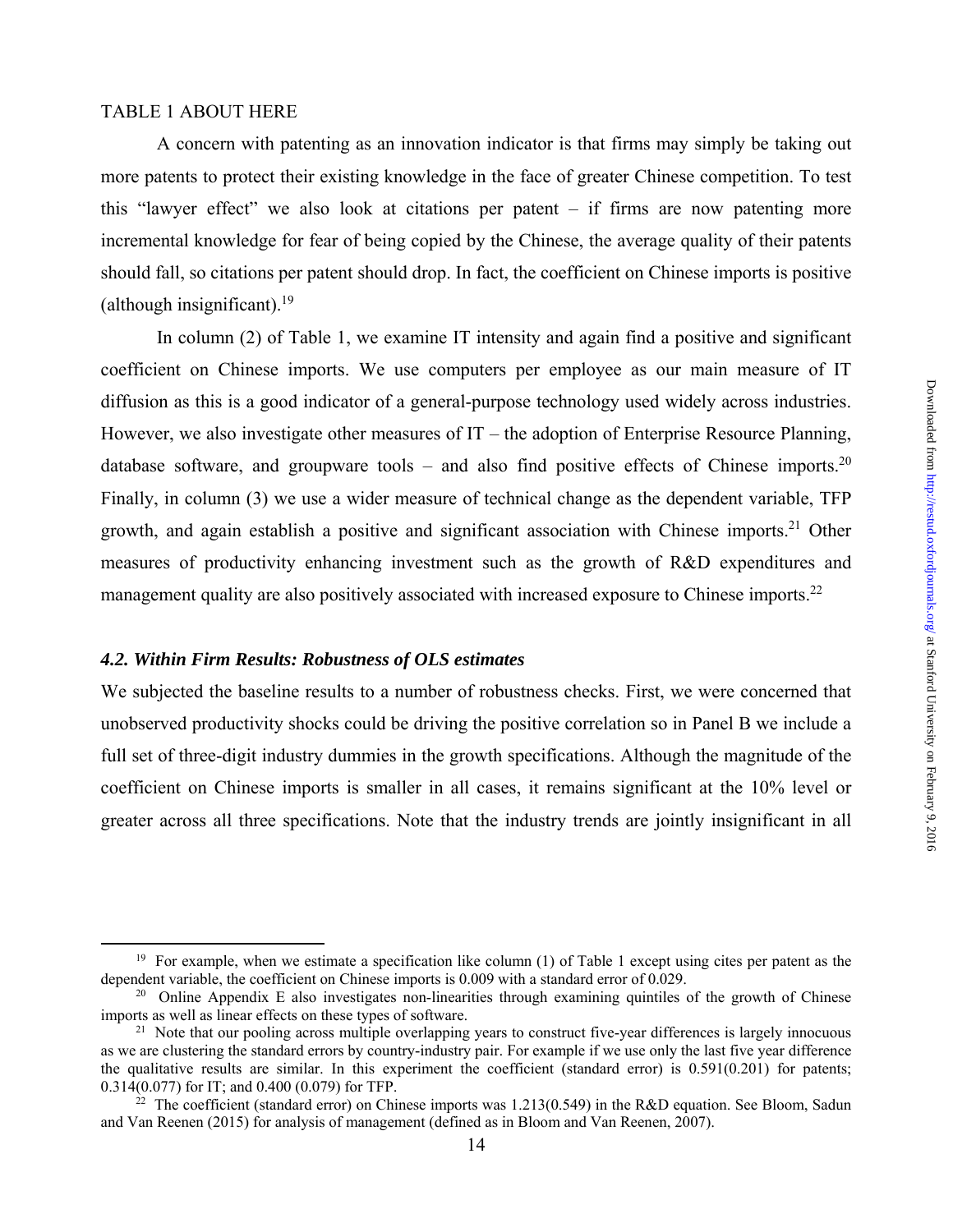TABLE 1 ABOUT HERE

A concern with patenting as an innovation indicator is that firms may simply be taking out more patents to protect their existing knowledge in the face of greater Chinese competition. To test this "lawyer effect" we also look at citations per patent – if firms are now patenting more incremental knowledge for fear of being copied by the Chinese, the average quality of their patents should fall, so citations per patent should drop. In fact, the coefficient on Chinese imports is positive (although insignificant).[19]

In column (2) of Table 1, we examine IT intensity and again find a positive and significant coefficient on Chinese imports. We use computers per employee as our main measure of IT diffusion as this is a good indicator of a general-purpose technology used widely across industries. However, we also investigate other measures of IT – the adoption of Enterprise Resource Planning, database software, and groupware tools – and also find positive effects of Chinese imports.[20] Finally, in column (3) we use a wider measure of technical change as the dependent variable, TFP growth, and again establish a positive and significant association with Chinese imports.[21] Other measures of productivity enhancing investment such as the growth of R&D expenditures and management quality are also positively associated with increased exposure to Chinese imports.[22]

### *4.2. Within Firm Results: Robustness of OLS estimates*

We subjected the baseline results to a number of robustness checks. First, we were concerned that unobserved productivity shocks could be driving the positive correlation so in Panel B we include a full set of three-digit industry dummies in the growth specifications. Although the magnitude of the coefficient on Chinese imports is smaller in all cases, it remains significant at the 10% level or greater across all three specifications. Note that the industry trends are jointly insignificant in all

---

[19] For example, when we estimate a specification like column (1) of Table 1 except using cites per patent as the dependent variable, the coefficient on Chinese imports is 0.009 with a standard error of 0.029.

[20] Online Appendix E also investigates non-linearities through examining quintiles of the growth of Chinese imports as well as linear effects on these types of software.

[21] Note that our pooling across multiple overlapping years to construct five-year differences is largely innocuous as we are clustering the standard errors by country-industry pair. For example if we use only the last five year difference the qualitative results are similar. In this experiment the coefficient (standard error) is 0.591(0.201) for patents; 0.314(0.077) for IT; and 0.400 (0.079) for TFP.

[22] The coefficient (standard error) on Chinese imports was 1.213(0.549) in the R&D equation. See Bloom, Sadun and Van Reenen (2015) for analysis of management (defined as in Bloom and Van Reenen, 2007).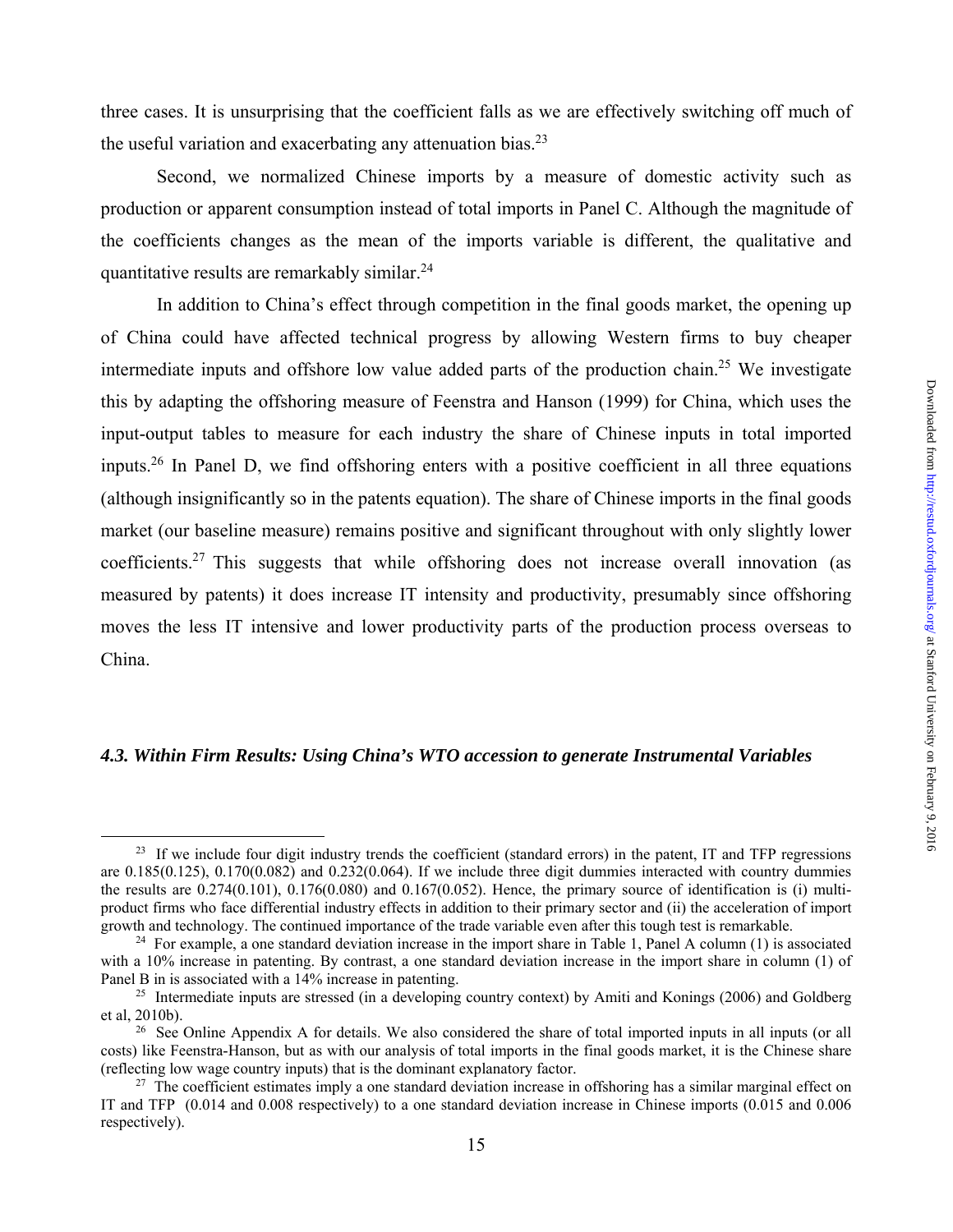three cases. It is unsurprising that the coefficient falls as we are effectively switching off much of the useful variation and exacerbating any attenuation bias.[23]

Second, we normalized Chinese imports by a measure of domestic activity such as production or apparent consumption instead of total imports in Panel C. Although the magnitude of the coefficients changes as the mean of the imports variable is different, the qualitative and quantitative results are remarkably similar.[24]

In addition to China's effect through competition in the final goods market, the opening up of China could have affected technical progress by allowing Western firms to buy cheaper intermediate inputs and offshore low value added parts of the production chain.[25] We investigate this by adapting the offshoring measure of Feenstra and Hanson (1999) for China, which uses the input-output tables to measure for each industry the share of Chinese inputs in total imported inputs.[26] In Panel D, we find offshoring enters with a positive coefficient in all three equations (although insignificantly so in the patents equation). The share of Chinese imports in the final goods market (our baseline measure) remains positive and significant throughout with only slightly lower coefficients.[27] This suggests that while offshoring does not increase overall innovation (as measured by patents) it does increase IT intensity and productivity, presumably since offshoring moves the less IT intensive and lower productivity parts of the production process overseas to China.

### *4.3. Within Firm Results: Using China's WTO accession to generate Instrumental Variables*

---

[23] If we include four digit industry trends the coefficient (standard errors) in the patent, IT and TFP regressions are 0.185(0.125), 0.170(0.082) and 0.232(0.064). If we include three digit dummies interacted with country dummies the results are 0.274(0.101), 0.176(0.080) and 0.167(0.052). Hence, the primary source of identification is (i) multi-product firms who face differential industry effects in addition to their primary sector and (ii) the acceleration of import growth and technology. The continued importance of the trade variable even after this tough test is remarkable.

[24] For example, a one standard deviation increase in the import share in Table 1, Panel A column (1) is associated with a 10% increase in patenting. By contrast, a one standard deviation increase in the import share in column (1) of Panel B in is associated with a 14% increase in patenting.

[25] Intermediate inputs are stressed (in a developing country context) by Amiti and Konings (2006) and Goldberg et al, 2010b).

[26] See Online Appendix A for details. We also considered the share of total imported inputs in all inputs (or all costs) like Feenstra-Hanson, but as with our analysis of total imports in the final goods market, it is the Chinese share (reflecting low wage country inputs) that is the dominant explanatory factor.

[27] The coefficient estimates imply a one standard deviation increase in offshoring has a similar marginal effect on IT and TFP (0.014 and 0.008 respectively) to a one standard deviation increase in Chinese imports (0.015 and 0.006 respectively).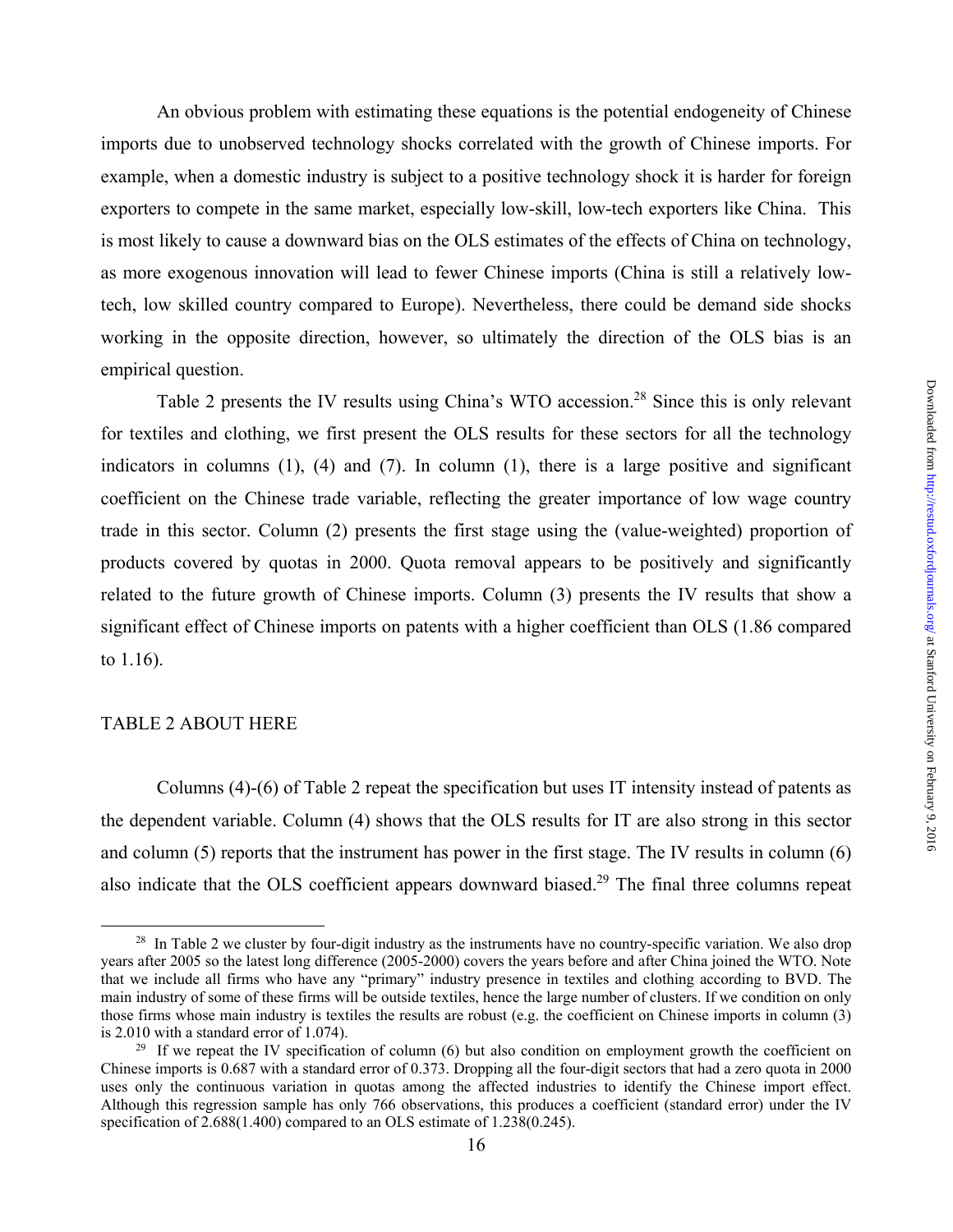An obvious problem with estimating these equations is the potential endogeneity of Chinese imports due to unobserved technology shocks correlated with the growth of Chinese imports. For example, when a domestic industry is subject to a positive technology shock it is harder for foreign exporters to compete in the same market, especially low-skill, low-tech exporters like China. This is most likely to cause a downward bias on the OLS estimates of the effects of China on technology, as more exogenous innovation will lead to fewer Chinese imports (China is still a relatively low-tech, low skilled country compared to Europe). Nevertheless, there could be demand side shocks working in the opposite direction, however, so ultimately the direction of the OLS bias is an empirical question.

Table 2 presents the IV results using China's WTO accession.[28] Since this is only relevant for textiles and clothing, we first present the OLS results for these sectors for all the technology indicators in columns (1), (4) and (7). In column (1), there is a large positive and significant coefficient on the Chinese trade variable, reflecting the greater importance of low wage country trade in this sector. Column (2) presents the first stage using the (value-weighted) proportion of products covered by quotas in 2000. Quota removal appears to be positively and significantly related to the future growth of Chinese imports. Column (3) presents the IV results that show a significant effect of Chinese imports on patents with a higher coefficient than OLS (1.86 compared to 1.16).

TABLE 2 ABOUT HERE

Columns (4)-(6) of Table 2 repeat the specification but uses IT intensity instead of patents as the dependent variable. Column (4) shows that the OLS results for IT are also strong in this sector and column (5) reports that the instrument has power in the first stage. The IV results in column (6) also indicate that the OLS coefficient appears downward biased.[29] The final three columns repeat

[28] In Table 2 we cluster by four-digit industry as the instruments have no country-specific variation. We also drop years after 2005 so the latest long difference (2005-2000) covers the years before and after China joined the WTO. Note that we include all firms who have any "primary" industry presence in textiles and clothing according to BVD. The main industry of some of these firms will be outside textiles, hence the large number of clusters. If we condition on only those firms whose main industry is textiles the results are robust (e.g. the coefficient on Chinese imports in column (3) is 2.010 with a standard error of 1.074).

[29] If we repeat the IV specification of column (6) but also condition on employment growth the coefficient on Chinese imports is 0.687 with a standard error of 0.373. Dropping all the four-digit sectors that had a zero quota in 2000 uses only the continuous variation in quotas among the affected industries to identify the Chinese import effect. Although this regression sample has only 766 observations, this produces a coefficient (standard error) under the IV specification of 2.688(1.400) compared to an OLS estimate of 1.238(0.245).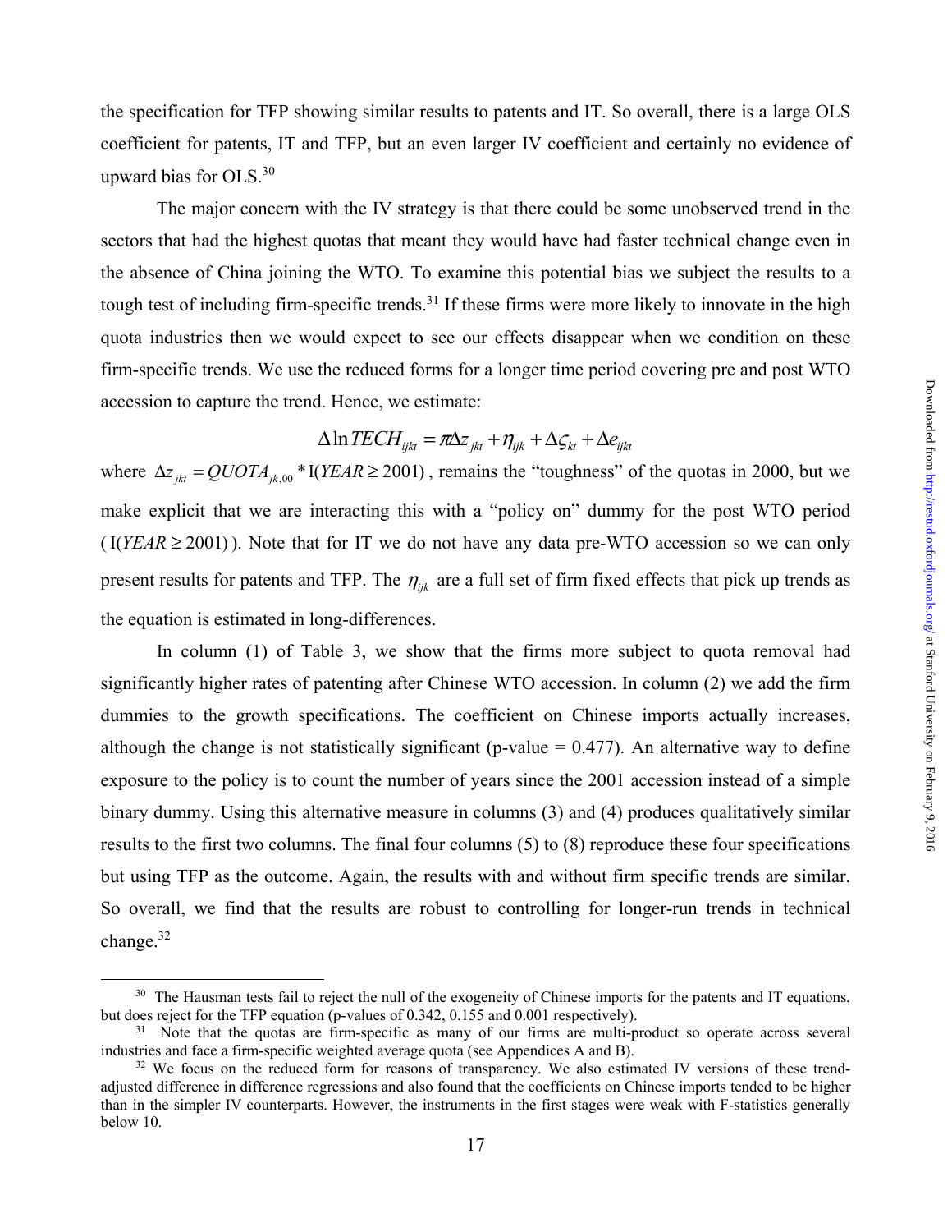the specification for TFP showing similar results to patents and IT. So overall, there is a large OLS coefficient for patents, IT and TFP, but an even larger IV coefficient and certainly no evidence of upward bias for OLS.[30]

The major concern with the IV strategy is that there could be some unobserved trend in the sectors that had the highest quotas that meant they would have had faster technical change even in the absence of China joining the WTO. To examine this potential bias we subject the results to a tough test of including firm-specific trends.[31] If these firms were more likely to innovate in the high quota industries then we would expect to see our effects disappear when we condition on these firm-specific trends. We use the reduced forms for a longer time period covering pre and post WTO accession to capture the trend. Hence, we estimate:

$$\Delta \ln TECH_{ijkt} = \pi \Delta z_{jkt} + \eta_{ijk} + \Delta \varsigma_{kt} + \Delta e_{ijkt}$$

where $\Delta z_{jkt} = QUOTA_{jk,00} * \mathrm{I}(YEAR \geq 2001)$, remains the "toughness" of the quotas in 2000, but we make explicit that we are interacting this with a "policy on" dummy for the post WTO period ($\mathrm{I}(YEAR \geq 2001)$). Note that for IT we do not have any data pre-WTO accession so we can only present results for patents and TFP. The $\eta_{ijk}$ are a full set of firm fixed effects that pick up trends as the equation is estimated in long-differences.

In column (1) of Table 3, we show that the firms more subject to quota removal had significantly higher rates of patenting after Chinese WTO accession. In column (2) we add the firm dummies to the growth specifications. The coefficient on Chinese imports actually increases, although the change is not statistically significant (p-value = 0.477). An alternative way to define exposure to the policy is to count the number of years since the 2001 accession instead of a simple binary dummy. Using this alternative measure in columns (3) and (4) produces qualitatively similar results to the first two columns. The final four columns (5) to (8) reproduce these four specifications but using TFP as the outcome. Again, the results with and without firm specific trends are similar. So overall, we find that the results are robust to controlling for longer-run trends in technical change.[32]

---

[30] The Hausman tests fail to reject the null of the exogeneity of Chinese imports for the patents and IT equations, but does reject for the TFP equation (p-values of 0.342, 0.155 and 0.001 respectively).

[31] Note that the quotas are firm-specific as many of our firms are multi-product so operate across several industries and face a firm-specific weighted average quota (see Appendices A and B).

[32] We focus on the reduced form for reasons of transparency. We also estimated IV versions of these trend-adjusted difference in difference regressions and also found that the coefficients on Chinese imports tended to be higher than in the simpler IV counterparts. However, the instruments in the first stages were weak with F-statistics generally below 10.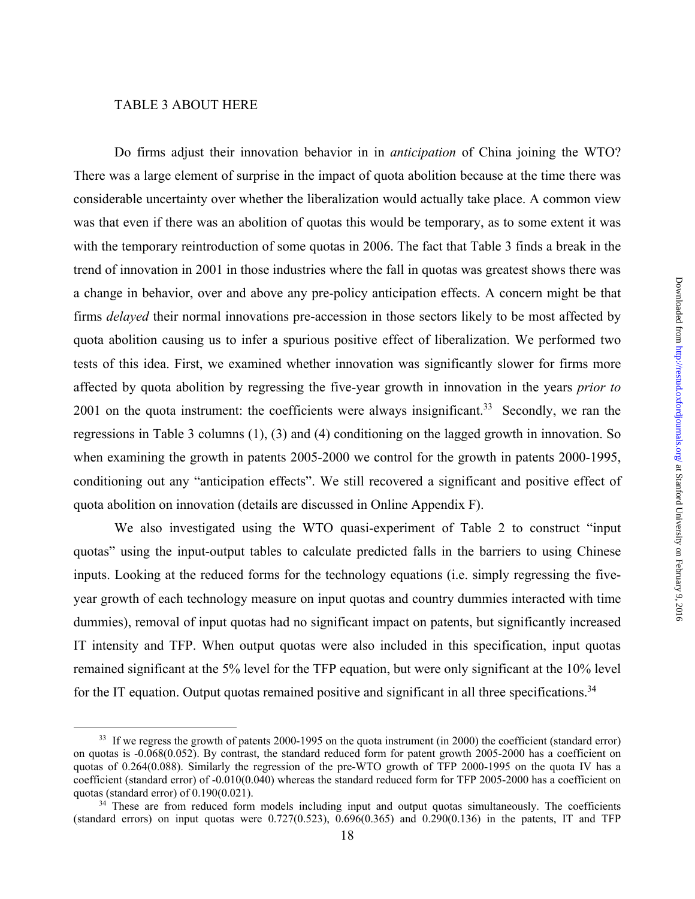TABLE 3 ABOUT HERE

Do firms adjust their innovation behavior in in *anticipation* of China joining the WTO? There was a large element of surprise in the impact of quota abolition because at the time there was considerable uncertainty over whether the liberalization would actually take place. A common view was that even if there was an abolition of quotas this would be temporary, as to some extent it was with the temporary reintroduction of some quotas in 2006. The fact that Table 3 finds a break in the trend of innovation in 2001 in those industries where the fall in quotas was greatest shows there was a change in behavior, over and above any pre-policy anticipation effects. A concern might be that firms *delayed* their normal innovations pre-accession in those sectors likely to be most affected by quota abolition causing us to infer a spurious positive effect of liberalization. We performed two tests of this idea. First, we examined whether innovation was significantly slower for firms more affected by quota abolition by regressing the five-year growth in innovation in the years *prior to* 2001 on the quota instrument: the coefficients were always insignificant.[33] Secondly, we ran the regressions in Table 3 columns (1), (3) and (4) conditioning on the lagged growth in innovation. So when examining the growth in patents 2005-2000 we control for the growth in patents 2000-1995, conditioning out any "anticipation effects". We still recovered a significant and positive effect of quota abolition on innovation (details are discussed in Online Appendix F).

We also investigated using the WTO quasi-experiment of Table 2 to construct "input quotas" using the input-output tables to calculate predicted falls in the barriers to using Chinese inputs. Looking at the reduced forms for the technology equations (i.e. simply regressing the five-year growth of each technology measure on input quotas and country dummies interacted with time dummies), removal of input quotas had no significant impact on patents, but significantly increased IT intensity and TFP. When output quotas were also included in this specification, input quotas remained significant at the 5% level for the TFP equation, but were only significant at the 10% level for the IT equation. Output quotas remained positive and significant in all three specifications.[34]

---

[33] If we regress the growth of patents 2000-1995 on the quota instrument (in 2000) the coefficient (standard error) on quotas is -0.068(0.052). By contrast, the standard reduced form for patent growth 2005-2000 has a coefficient on quotas of 0.264(0.088). Similarly the regression of the pre-WTO growth of TFP 2000-1995 on the quota IV has a coefficient (standard error) of -0.010(0.040) whereas the standard reduced form for TFP 2005-2000 has a coefficient on quotas (standard error) of 0.190(0.021).

[34] These are from reduced form models including input and output quotas simultaneously. The coefficients (standard errors) on input quotas were 0.727(0.523), 0.696(0.365) and 0.290(0.136) in the patents, IT and TFP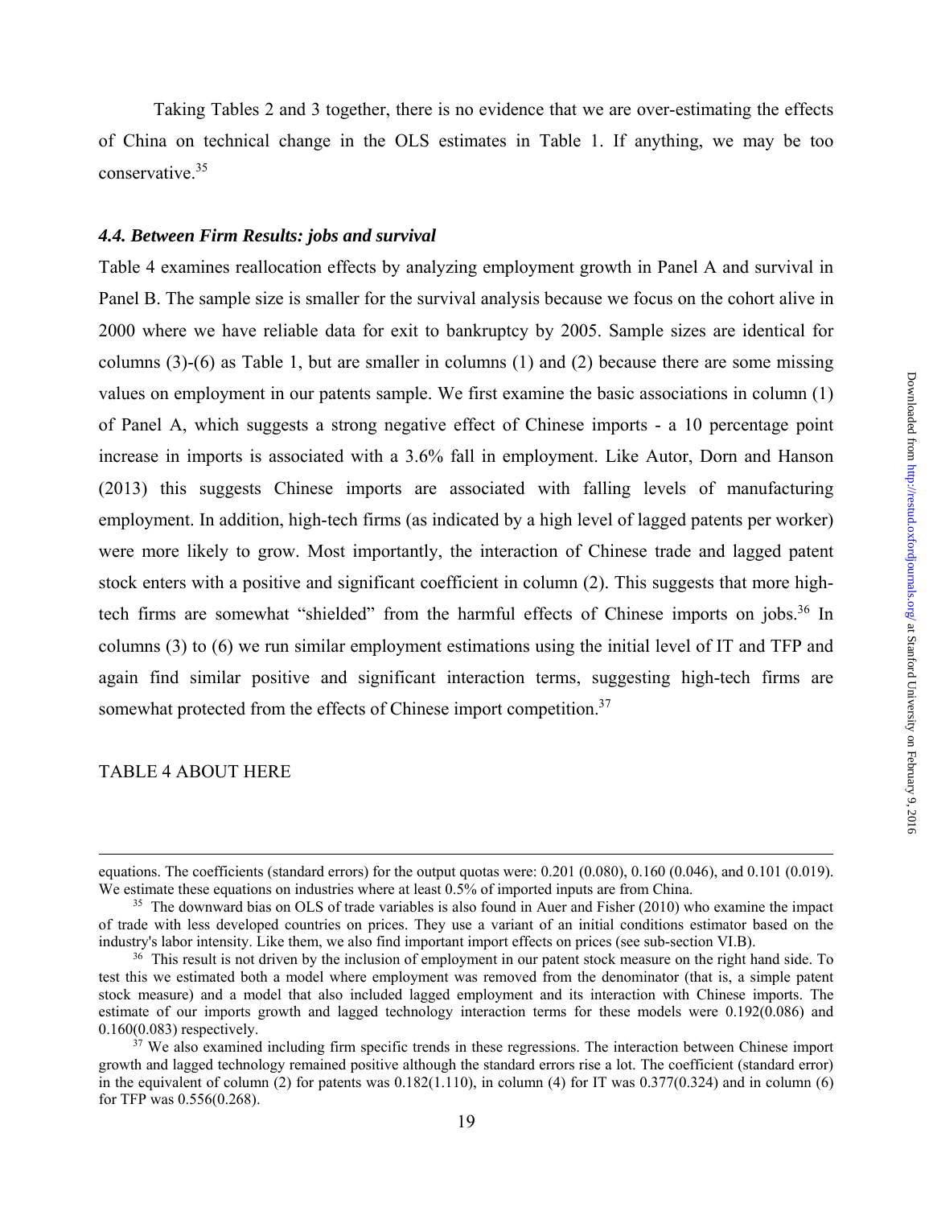Taking Tables 2 and 3 together, there is no evidence that we are over-estimating the effects of China on technical change in the OLS estimates in Table 1. If anything, we may be too conservative.[35]

### *4.4. Between Firm Results: jobs and survival*

Table 4 examines reallocation effects by analyzing employment growth in Panel A and survival in Panel B. The sample size is smaller for the survival analysis because we focus on the cohort alive in 2000 where we have reliable data for exit to bankruptcy by 2005. Sample sizes are identical for columns (3)-(6) as Table 1, but are smaller in columns (1) and (2) because there are some missing values on employment in our patents sample. We first examine the basic associations in column (1) of Panel A, which suggests a strong negative effect of Chinese imports - a 10 percentage point increase in imports is associated with a 3.6% fall in employment. Like Autor, Dorn and Hanson (2013) this suggests Chinese imports are associated with falling levels of manufacturing employment. In addition, high-tech firms (as indicated by a high level of lagged patents per worker) were more likely to grow. Most importantly, the interaction of Chinese trade and lagged patent stock enters with a positive and significant coefficient in column (2). This suggests that more high-tech firms are somewhat "shielded" from the harmful effects of Chinese imports on jobs.[36] In columns (3) to (6) we run similar employment estimations using the initial level of IT and TFP and again find similar positive and significant interaction terms, suggesting high-tech firms are somewhat protected from the effects of Chinese import competition.[37]

TABLE 4 ABOUT HERE

---

equations. The coefficients (standard errors) for the output quotas were: 0.201 (0.080), 0.160 (0.046), and 0.101 (0.019). We estimate these equations on industries where at least 0.5% of imported inputs are from China.

[35] The downward bias on OLS of trade variables is also found in Auer and Fisher (2010) who examine the impact of trade with less developed countries on prices. They use a variant of an initial conditions estimator based on the industry's labor intensity. Like them, we also find important import effects on prices (see sub-section VI.B).

[36] This result is not driven by the inclusion of employment in our patent stock measure on the right hand side. To test this we estimated both a model where employment was removed from the denominator (that is, a simple patent stock measure) and a model that also included lagged employment and its interaction with Chinese imports. The estimate of our imports growth and lagged technology interaction terms for these models were 0.192(0.086) and 0.160(0.083) respectively.

[37] We also examined including firm specific trends in these regressions. The interaction between Chinese import growth and lagged technology remained positive although the standard errors rise a lot. The coefficient (standard error) in the equivalent of column (2) for patents was 0.182(1.110), in column (4) for IT was 0.377(0.324) and in column (6) for TFP was 0.556(0.268).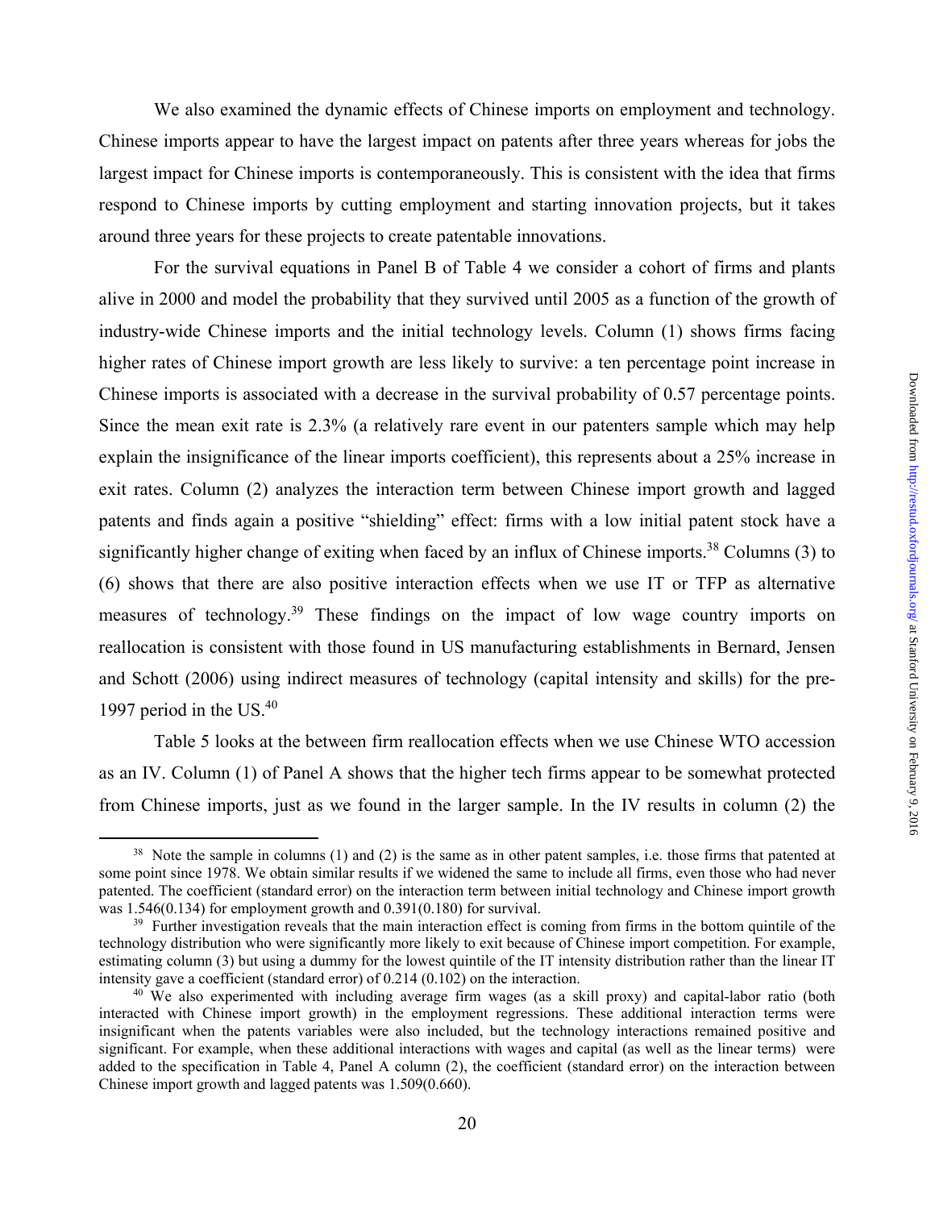We also examined the dynamic effects of Chinese imports on employment and technology. Chinese imports appear to have the largest impact on patents after three years whereas for jobs the largest impact for Chinese imports is contemporaneously. This is consistent with the idea that firms respond to Chinese imports by cutting employment and starting innovation projects, but it takes around three years for these projects to create patentable innovations.

For the survival equations in Panel B of Table 4 we consider a cohort of firms and plants alive in 2000 and model the probability that they survived until 2005 as a function of the growth of industry-wide Chinese imports and the initial technology levels. Column (1) shows firms facing higher rates of Chinese import growth are less likely to survive: a ten percentage point increase in Chinese imports is associated with a decrease in the survival probability of 0.57 percentage points. Since the mean exit rate is 2.3% (a relatively rare event in our patenters sample which may help explain the insignificance of the linear imports coefficient), this represents about a 25% increase in exit rates. Column (2) analyzes the interaction term between Chinese import growth and lagged patents and finds again a positive "shielding" effect: firms with a low initial patent stock have a significantly higher change of exiting when faced by an influx of Chinese imports.[38] Columns (3) to (6) shows that there are also positive interaction effects when we use IT or TFP as alternative measures of technology.[39] These findings on the impact of low wage country imports on reallocation is consistent with those found in US manufacturing establishments in Bernard, Jensen and Schott (2006) using indirect measures of technology (capital intensity and skills) for the pre-1997 period in the US.[40]

Table 5 looks at the between firm reallocation effects when we use Chinese WTO accession as an IV. Column (1) of Panel A shows that the higher tech firms appear to be somewhat protected from Chinese imports, just as we found in the larger sample. In the IV results in column (2) the

[38] Note the sample in columns (1) and (2) is the same as in other patent samples, i.e. those firms that patented at some point since 1978. We obtain similar results if we widened the same to include all firms, even those who had never patented. The coefficient (standard error) on the interaction term between initial technology and Chinese import growth was 1.546(0.134) for employment growth and 0.391(0.180) for survival.

[39] Further investigation reveals that the main interaction effect is coming from firms in the bottom quintile of the technology distribution who were significantly more likely to exit because of Chinese import competition. For example, estimating column (3) but using a dummy for the lowest quintile of the IT intensity distribution rather than the linear IT intensity gave a coefficient (standard error) of 0.214 (0.102) on the interaction.

[40] We also experimented with including average firm wages (as a skill proxy) and capital-labor ratio (both interacted with Chinese import growth) in the employment regressions. These additional interaction terms were insignificant when the patents variables were also included, but the technology interactions remained positive and significant. For example, when these additional interactions with wages and capital (as well as the linear terms) were added to the specification in Table 4, Panel A column (2), the coefficient (standard error) on the interaction between Chinese import growth and lagged patents was 1.509(0.660).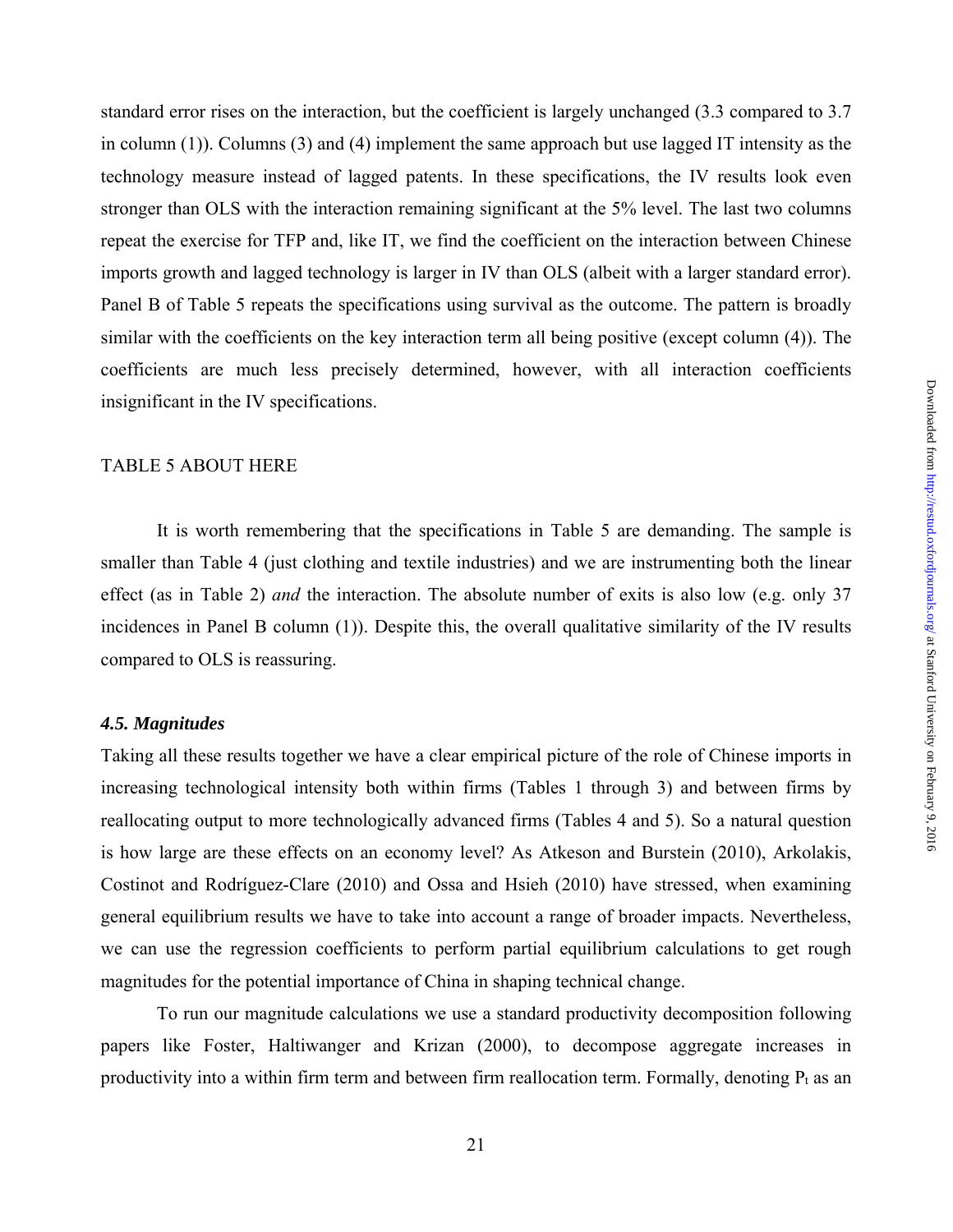standard error rises on the interaction, but the coefficient is largely unchanged (3.3 compared to 3.7 in column (1)). Columns (3) and (4) implement the same approach but use lagged IT intensity as the technology measure instead of lagged patents. In these specifications, the IV results look even stronger than OLS with the interaction remaining significant at the 5% level. The last two columns repeat the exercise for TFP and, like IT, we find the coefficient on the interaction between Chinese imports growth and lagged technology is larger in IV than OLS (albeit with a larger standard error). Panel B of Table 5 repeats the specifications using survival as the outcome. The pattern is broadly similar with the coefficients on the key interaction term all being positive (except column (4)). The coefficients are much less precisely determined, however, with all interaction coefficients insignificant in the IV specifications.

TABLE 5 ABOUT HERE

It is worth remembering that the specifications in Table 5 are demanding. The sample is smaller than Table 4 (just clothing and textile industries) and we are instrumenting both the linear effect (as in Table 2) *and* the interaction. The absolute number of exits is also low (e.g. only 37 incidences in Panel B column (1)). Despite this, the overall qualitative similarity of the IV results compared to OLS is reassuring.

### *4.5. Magnitudes*

Taking all these results together we have a clear empirical picture of the role of Chinese imports in increasing technological intensity both within firms (Tables 1 through 3) and between firms by reallocating output to more technologically advanced firms (Tables 4 and 5). So a natural question is how large are these effects on an economy level? As Atkeson and Burstein (2010), Arkolakis, Costinot and Rodríguez-Clare (2010) and Ossa and Hsieh (2010) have stressed, when examining general equilibrium results we have to take into account a range of broader impacts. Nevertheless, we can use the regression coefficients to perform partial equilibrium calculations to get rough magnitudes for the potential importance of China in shaping technical change.

To run our magnitude calculations we use a standard productivity decomposition following papers like Foster, Haltiwanger and Krizan (2000), to decompose aggregate increases in productivity into a within firm term and between firm reallocation term. Formally, denoting $P_t$ as an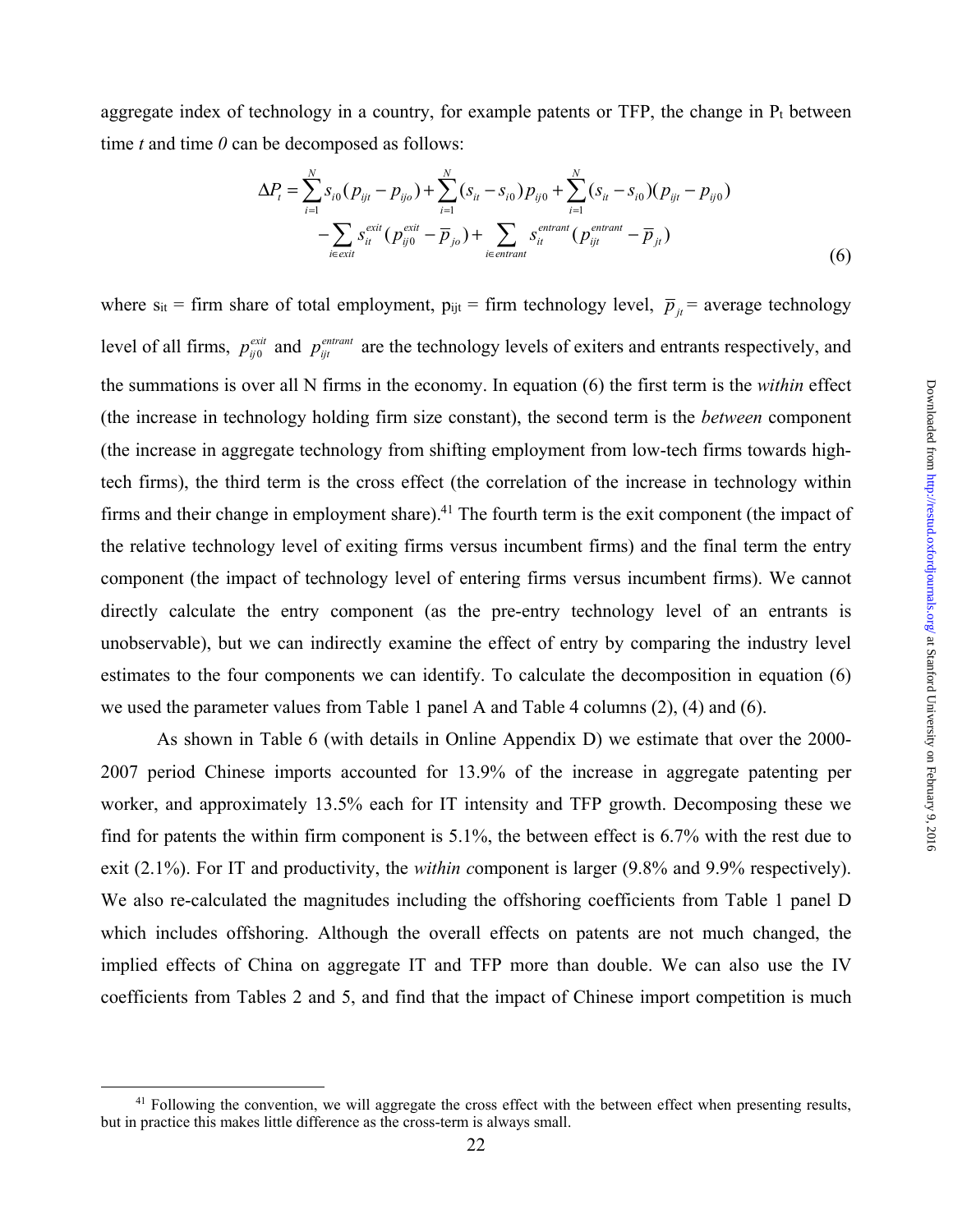aggregate index of technology in a country, for example patents or TFP, the change in $P_t$ between time *t* and time *0* can be decomposed as follows:

$$\Delta P_t = \sum_{i=1}^{N} s_{i0}(p_{ijt} - p_{ijo}) + \sum_{i=1}^{N}(s_{it} - s_{i0})p_{ij0} + \sum_{i=1}^{N}(s_{it} - s_{i0})(p_{ijt} - p_{ij0})$$
$$- \sum_{i \in exit} s_{it}^{exit}(p_{ij0}^{exit} - \overline{p}_{jo}) + \sum_{i \in entrant} s_{it}^{entrant}(p_{ijt}^{entrant} - \overline{p}_{jt}) \tag{6}$$

where $s_{it}$ = firm share of total employment, $p_{ijt}$ = firm technology level, $\overline{p}_{jt}$ = average technology level of all firms, $p_{ij0}^{exit}$ and $p_{ijt}^{entrant}$ are the technology levels of exiters and entrants respectively, and the summations is over all N firms in the economy. In equation (6) the first term is the *within* effect (the increase in technology holding firm size constant), the second term is the *between* component (the increase in aggregate technology from shifting employment from low-tech firms towards high-tech firms), the third term is the cross effect (the correlation of the increase in technology within firms and their change in employment share).[41] The fourth term is the exit component (the impact of the relative technology level of exiting firms versus incumbent firms) and the final term the entry component (the impact of technology level of entering firms versus incumbent firms). We cannot directly calculate the entry component (as the pre-entry technology level of an entrants is unobservable), but we can indirectly examine the effect of entry by comparing the industry level estimates to the four components we can identify. To calculate the decomposition in equation (6) we used the parameter values from Table 1 panel A and Table 4 columns (2), (4) and (6).

As shown in Table 6 (with details in Online Appendix D) we estimate that over the 2000-2007 period Chinese imports accounted for 13.9% of the increase in aggregate patenting per worker, and approximately 13.5% each for IT intensity and TFP growth. Decomposing these we find for patents the within firm component is 5.1%, the between effect is 6.7% with the rest due to exit (2.1%). For IT and productivity, the *within c*omponent is larger (9.8% and 9.9% respectively). We also re-calculated the magnitudes including the offshoring coefficients from Table 1 panel D which includes offshoring. Although the overall effects on patents are not much changed, the implied effects of China on aggregate IT and TFP more than double. We can also use the IV coefficients from Tables 2 and 5, and find that the impact of Chinese import competition is much

[41] Following the convention, we will aggregate the cross effect with the between effect when presenting results, but in practice this makes little difference as the cross-term is always small.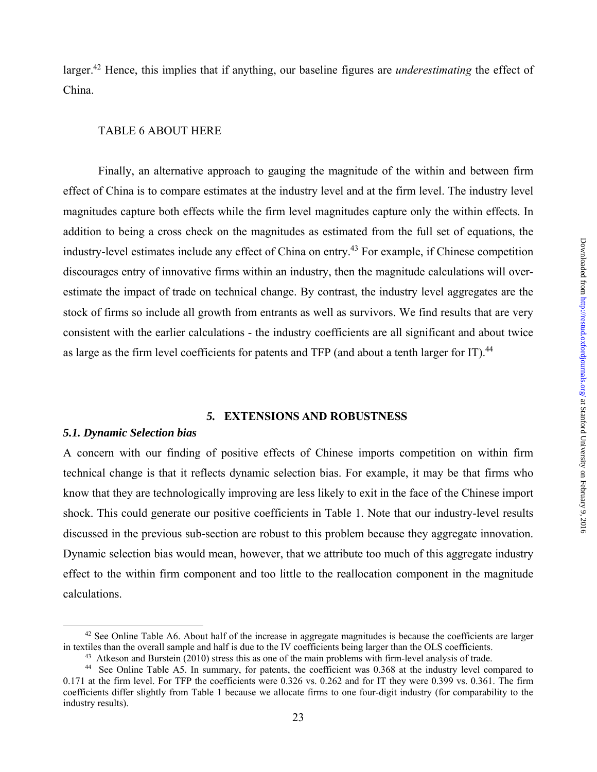larger.[42] Hence, this implies that if anything, our baseline figures are *underestimating* the effect of China.

TABLE 6 ABOUT HERE

Finally, an alternative approach to gauging the magnitude of the within and between firm effect of China is to compare estimates at the industry level and at the firm level. The industry level magnitudes capture both effects while the firm level magnitudes capture only the within effects. In addition to being a cross check on the magnitudes as estimated from the full set of equations, the industry-level estimates include any effect of China on entry.[43] For example, if Chinese competition discourages entry of innovative firms within an industry, then the magnitude calculations will over-estimate the impact of trade on technical change. By contrast, the industry level aggregates are the stock of firms so include all growth from entrants as well as survivors. We find results that are very consistent with the earlier calculations - the industry coefficients are all significant and about twice as large as the firm level coefficients for patents and TFP (and about a tenth larger for IT).[44]

## *5.* EXTENSIONS AND ROBUSTNESS

### *5.1. Dynamic Selection bias*

A concern with our finding of positive effects of Chinese imports competition on within firm technical change is that it reflects dynamic selection bias. For example, it may be that firms who know that they are technologically improving are less likely to exit in the face of the Chinese import shock. This could generate our positive coefficients in Table 1. Note that our industry-level results discussed in the previous sub-section are robust to this problem because they aggregate innovation. Dynamic selection bias would mean, however, that we attribute too much of this aggregate industry effect to the within firm component and too little to the reallocation component in the magnitude calculations.

[42] See Online Table A6. About half of the increase in aggregate magnitudes is because the coefficients are larger in textiles than the overall sample and half is due to the IV coefficients being larger than the OLS coefficients.

[43] Atkeson and Burstein (2010) stress this as one of the main problems with firm-level analysis of trade.

[44] See Online Table A5. In summary, for patents, the coefficient was 0.368 at the industry level compared to 0.171 at the firm level. For TFP the coefficients were 0.326 vs. 0.262 and for IT they were 0.399 vs. 0.361. The firm coefficients differ slightly from Table 1 because we allocate firms to one four-digit industry (for comparability to the industry results).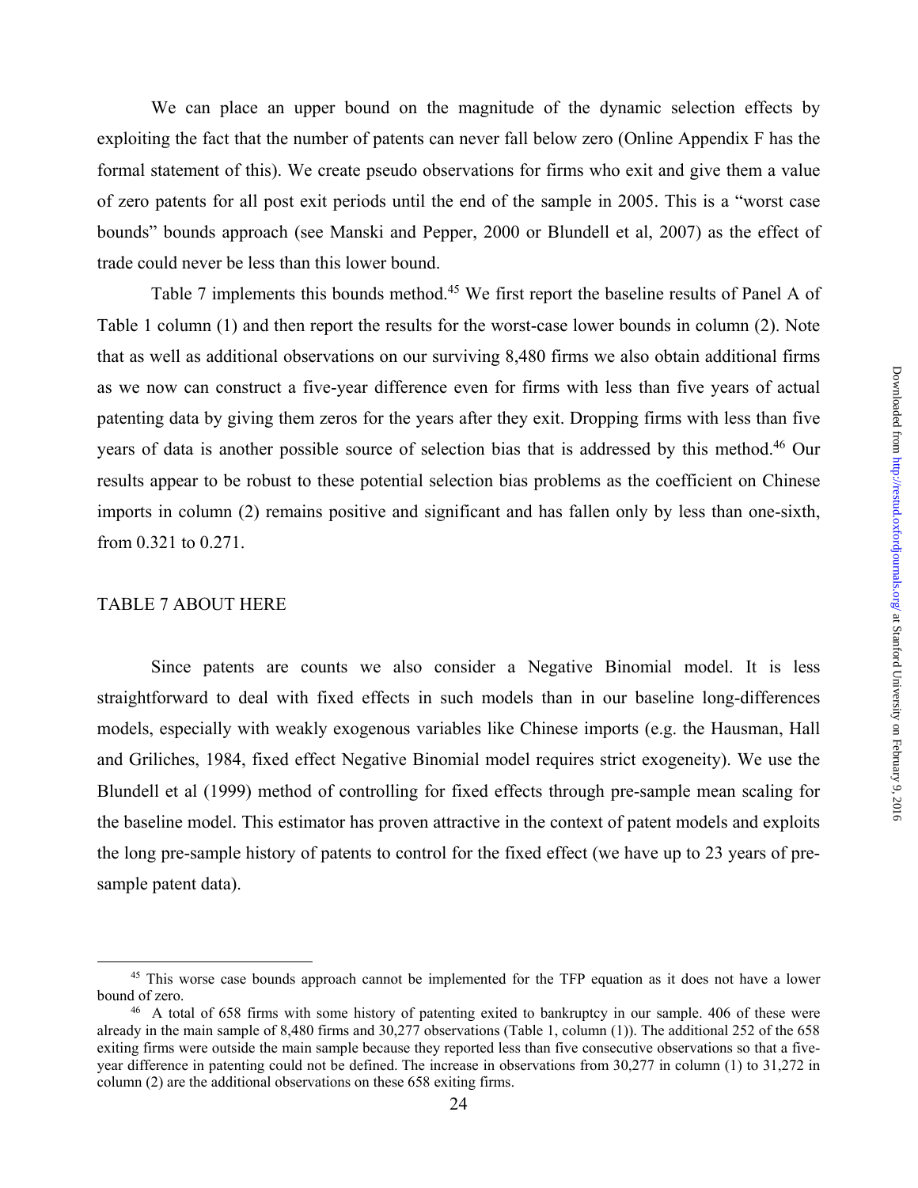We can place an upper bound on the magnitude of the dynamic selection effects by exploiting the fact that the number of patents can never fall below zero (Online Appendix F has the formal statement of this). We create pseudo observations for firms who exit and give them a value of zero patents for all post exit periods until the end of the sample in 2005. This is a "worst case bounds" bounds approach (see Manski and Pepper, 2000 or Blundell et al, 2007) as the effect of trade could never be less than this lower bound.

Table 7 implements this bounds method.[45] We first report the baseline results of Panel A of Table 1 column (1) and then report the results for the worst-case lower bounds in column (2). Note that as well as additional observations on our surviving 8,480 firms we also obtain additional firms as we now can construct a five-year difference even for firms with less than five years of actual patenting data by giving them zeros for the years after they exit. Dropping firms with less than five years of data is another possible source of selection bias that is addressed by this method.[46] Our results appear to be robust to these potential selection bias problems as the coefficient on Chinese imports in column (2) remains positive and significant and has fallen only by less than one-sixth, from 0.321 to 0.271.

TABLE 7 ABOUT HERE

Since patents are counts we also consider a Negative Binomial model. It is less straightforward to deal with fixed effects in such models than in our baseline long-differences models, especially with weakly exogenous variables like Chinese imports (e.g. the Hausman, Hall and Griliches, 1984, fixed effect Negative Binomial model requires strict exogeneity). We use the Blundell et al (1999) method of controlling for fixed effects through pre-sample mean scaling for the baseline model. This estimator has proven attractive in the context of patent models and exploits the long pre-sample history of patents to control for the fixed effect (we have up to 23 years of pre-sample patent data).

[45] This worse case bounds approach cannot be implemented for the TFP equation as it does not have a lower bound of zero.

[46] A total of 658 firms with some history of patenting exited to bankruptcy in our sample. 406 of these were already in the main sample of 8,480 firms and 30,277 observations (Table 1, column (1)). The additional 252 of the 658 exiting firms were outside the main sample because they reported less than five consecutive observations so that a five-year difference in patenting could not be defined. The increase in observations from 30,277 in column (1) to 31,272 in column (2) are the additional observations on these 658 exiting firms.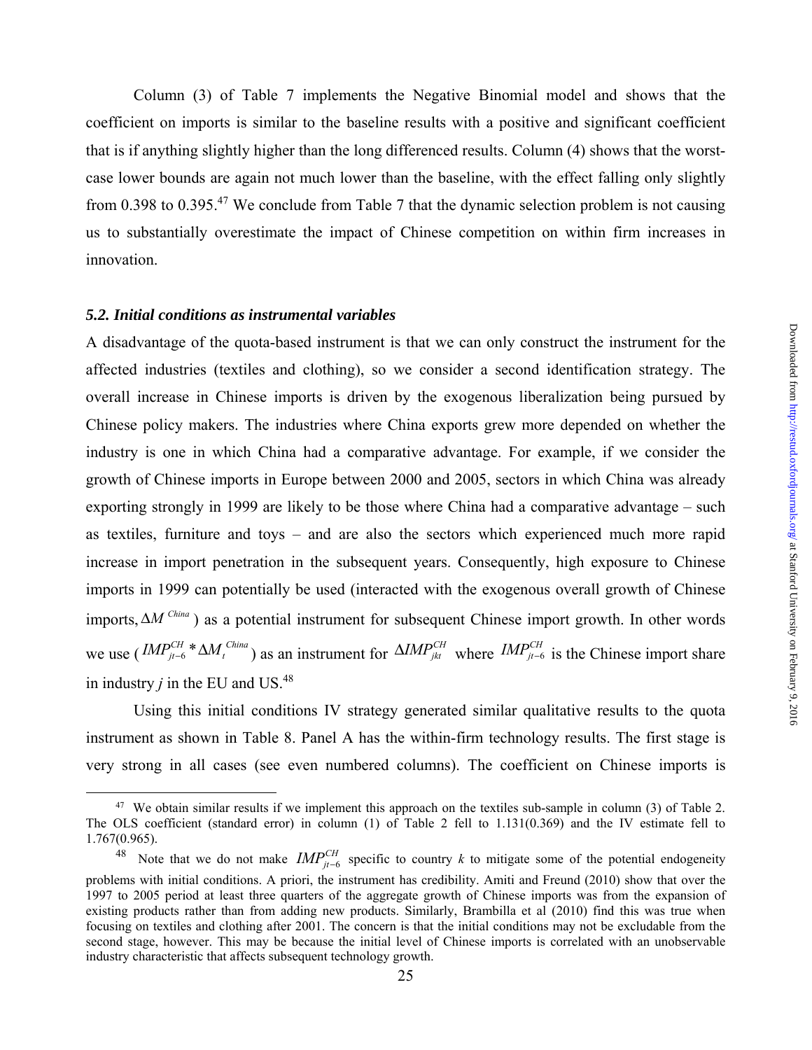Column (3) of Table 7 implements the Negative Binomial model and shows that the coefficient on imports is similar to the baseline results with a positive and significant coefficient that is if anything slightly higher than the long differenced results. Column (4) shows that the worst-case lower bounds are again not much lower than the baseline, with the effect falling only slightly from 0.398 to 0.395.[47] We conclude from Table 7 that the dynamic selection problem is not causing us to substantially overestimate the impact of Chinese competition on within firm increases in innovation.

### *5.2. Initial conditions as instrumental variables*

A disadvantage of the quota-based instrument is that we can only construct the instrument for the affected industries (textiles and clothing), so we consider a second identification strategy. The overall increase in Chinese imports is driven by the exogenous liberalization being pursued by Chinese policy makers. The industries where China exports grew more depended on whether the industry is one in which China had a comparative advantage. For example, if we consider the growth of Chinese imports in Europe between 2000 and 2005, sectors in which China was already exporting strongly in 1999 are likely to be those where China had a comparative advantage – such as textiles, furniture and toys – and are also the sectors which experienced much more rapid increase in import penetration in the subsequent years. Consequently, high exposure to Chinese imports in 1999 can potentially be used (interacted with the exogenous overall growth of Chinese imports, $\Delta M^{China}$) as a potential instrument for subsequent Chinese import growth. In other words we use ($IMP^{CH}_{jt-6} * \Delta M^{China}_{t}$) as an instrument for $\Delta IMP^{CH}_{jkt}$ where $IMP^{CH}_{jt-6}$ is the Chinese import share in industry *j* in the EU and US.[48]

Using this initial conditions IV strategy generated similar qualitative results to the quota instrument as shown in Table 8. Panel A has the within-firm technology results. The first stage is very strong in all cases (see even numbered columns). The coefficient on Chinese imports is

---

[47] We obtain similar results if we implement this approach on the textiles sub-sample in column (3) of Table 2. The OLS coefficient (standard error) in column (1) of Table 2 fell to 1.131(0.369) and the IV estimate fell to 1.767(0.965).

[48] Note that we do not make $IMP^{CH}_{jt-6}$ specific to country *k* to mitigate some of the potential endogeneity problems with initial conditions. A priori, the instrument has credibility. Amiti and Freund (2010) show that over the 1997 to 2005 period at least three quarters of the aggregate growth of Chinese imports was from the expansion of existing products rather than from adding new products. Similarly, Brambilla et al (2010) find this was true when focusing on textiles and clothing after 2001. The concern is that the initial conditions may not be excludable from the second stage, however. This may be because the initial level of Chinese imports is correlated with an unobservable industry characteristic that affects subsequent technology growth.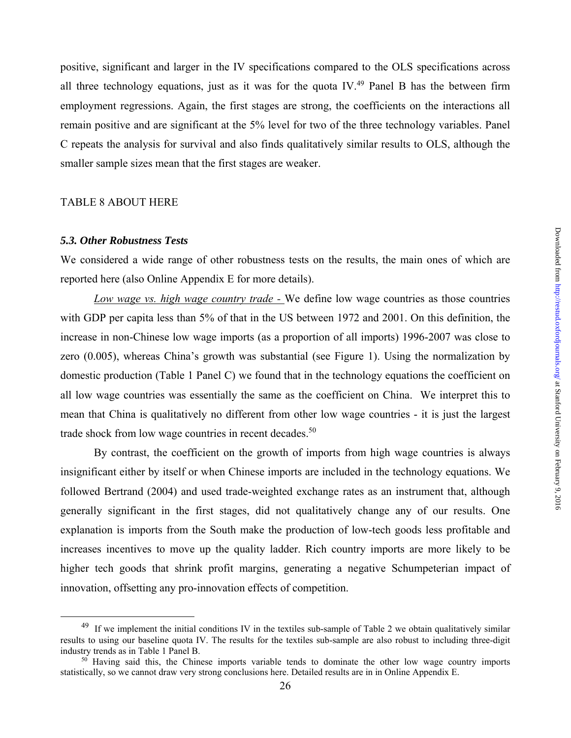positive, significant and larger in the IV specifications compared to the OLS specifications across all three technology equations, just as it was for the quota IV.[49] Panel B has the between firm employment regressions. Again, the first stages are strong, the coefficients on the interactions all remain positive and are significant at the 5% level for two of the three technology variables. Panel C repeats the analysis for survival and also finds qualitatively similar results to OLS, although the smaller sample sizes mean that the first stages are weaker.

TABLE 8 ABOUT HERE

### *5.3. Other Robustness Tests*

We considered a wide range of other robustness tests on the results, the main ones of which are reported here (also Online Appendix E for more details).

*Low wage vs. high wage country trade -* We define low wage countries as those countries with GDP per capita less than 5% of that in the US between 1972 and 2001. On this definition, the increase in non-Chinese low wage imports (as a proportion of all imports) 1996-2007 was close to zero (0.005), whereas China's growth was substantial (see Figure 1). Using the normalization by domestic production (Table 1 Panel C) we found that in the technology equations the coefficient on all low wage countries was essentially the same as the coefficient on China. We interpret this to mean that China is qualitatively no different from other low wage countries - it is just the largest trade shock from low wage countries in recent decades.[50]

By contrast, the coefficient on the growth of imports from high wage countries is always insignificant either by itself or when Chinese imports are included in the technology equations. We followed Bertrand (2004) and used trade-weighted exchange rates as an instrument that, although generally significant in the first stages, did not qualitatively change any of our results. One explanation is imports from the South make the production of low-tech goods less profitable and increases incentives to move up the quality ladder. Rich country imports are more likely to be higher tech goods that shrink profit margins, generating a negative Schumpeterian impact of innovation, offsetting any pro-innovation effects of competition.

[49] If we implement the initial conditions IV in the textiles sub-sample of Table 2 we obtain qualitatively similar results to using our baseline quota IV. The results for the textiles sub-sample are also robust to including three-digit industry trends as in Table 1 Panel B.

[50] Having said this, the Chinese imports variable tends to dominate the other low wage country imports statistically, so we cannot draw very strong conclusions here. Detailed results are in in Online Appendix E.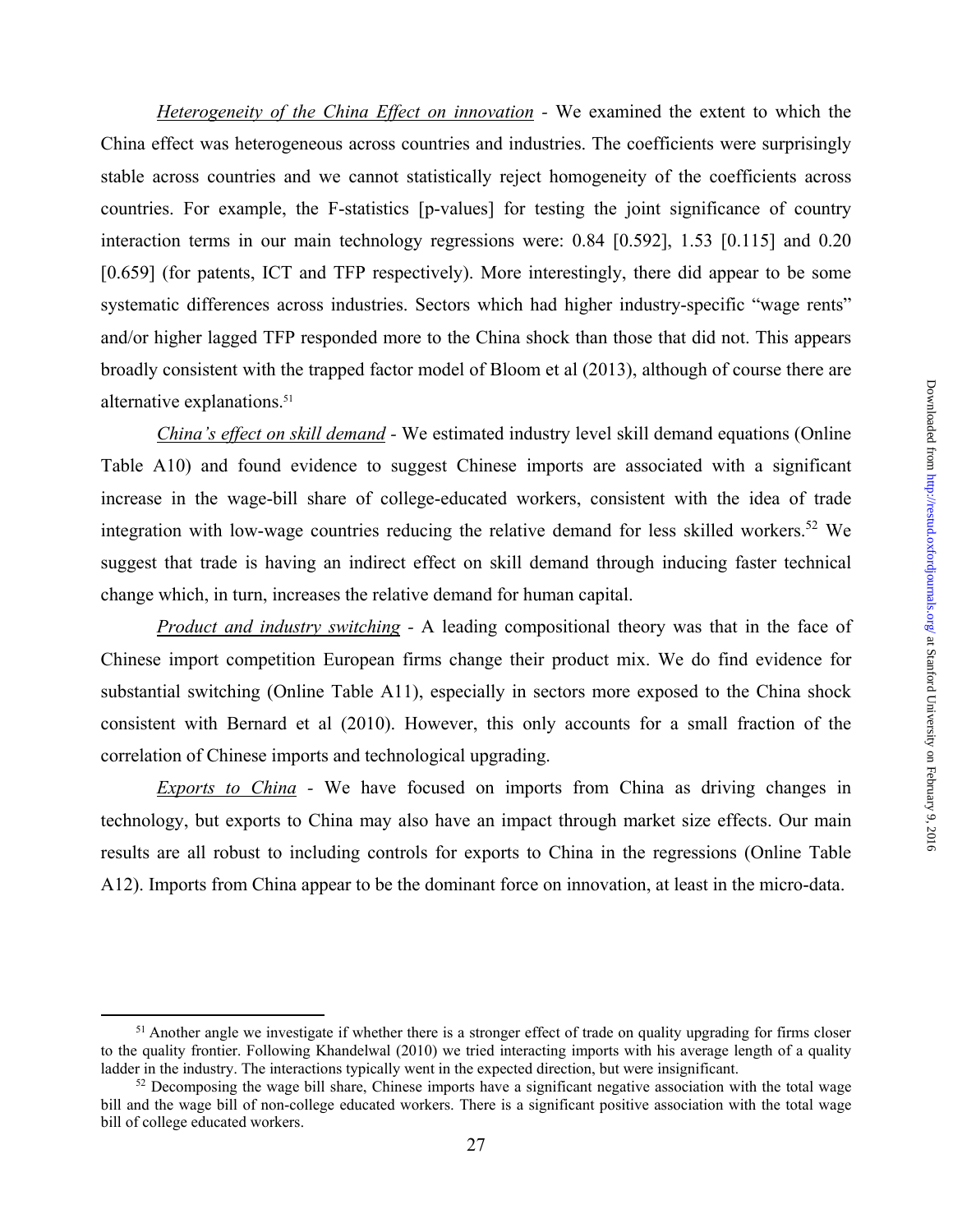*Heterogeneity of the China Effect on innovation* - We examined the extent to which the China effect was heterogeneous across countries and industries. The coefficients were surprisingly stable across countries and we cannot statistically reject homogeneity of the coefficients across countries. For example, the F-statistics [p-values] for testing the joint significance of country interaction terms in our main technology regressions were: 0.84 [0.592], 1.53 [0.115] and 0.20 [0.659] (for patents, ICT and TFP respectively). More interestingly, there did appear to be some systematic differences across industries. Sectors which had higher industry-specific "wage rents" and/or higher lagged TFP responded more to the China shock than those that did not. This appears broadly consistent with the trapped factor model of Bloom et al (2013), although of course there are alternative explanations.[51]

*China's effect on skill demand* - We estimated industry level skill demand equations (Online Table A10) and found evidence to suggest Chinese imports are associated with a significant increase in the wage-bill share of college-educated workers, consistent with the idea of trade integration with low-wage countries reducing the relative demand for less skilled workers.[52] We suggest that trade is having an indirect effect on skill demand through inducing faster technical change which, in turn, increases the relative demand for human capital.

*Product and industry switching* - A leading compositional theory was that in the face of Chinese import competition European firms change their product mix. We do find evidence for substantial switching (Online Table A11), especially in sectors more exposed to the China shock consistent with Bernard et al (2010). However, this only accounts for a small fraction of the correlation of Chinese imports and technological upgrading.

*Exports to China* - We have focused on imports from China as driving changes in technology, but exports to China may also have an impact through market size effects. Our main results are all robust to including controls for exports to China in the regressions (Online Table A12). Imports from China appear to be the dominant force on innovation, at least in the micro-data.

[51] Another angle we investigate if whether there is a stronger effect of trade on quality upgrading for firms closer to the quality frontier. Following Khandelwal (2010) we tried interacting imports with his average length of a quality ladder in the industry. The interactions typically went in the expected direction, but were insignificant.

[52] Decomposing the wage bill share, Chinese imports have a significant negative association with the total wage bill and the wage bill of non-college educated workers. There is a significant positive association with the total wage bill of college educated workers.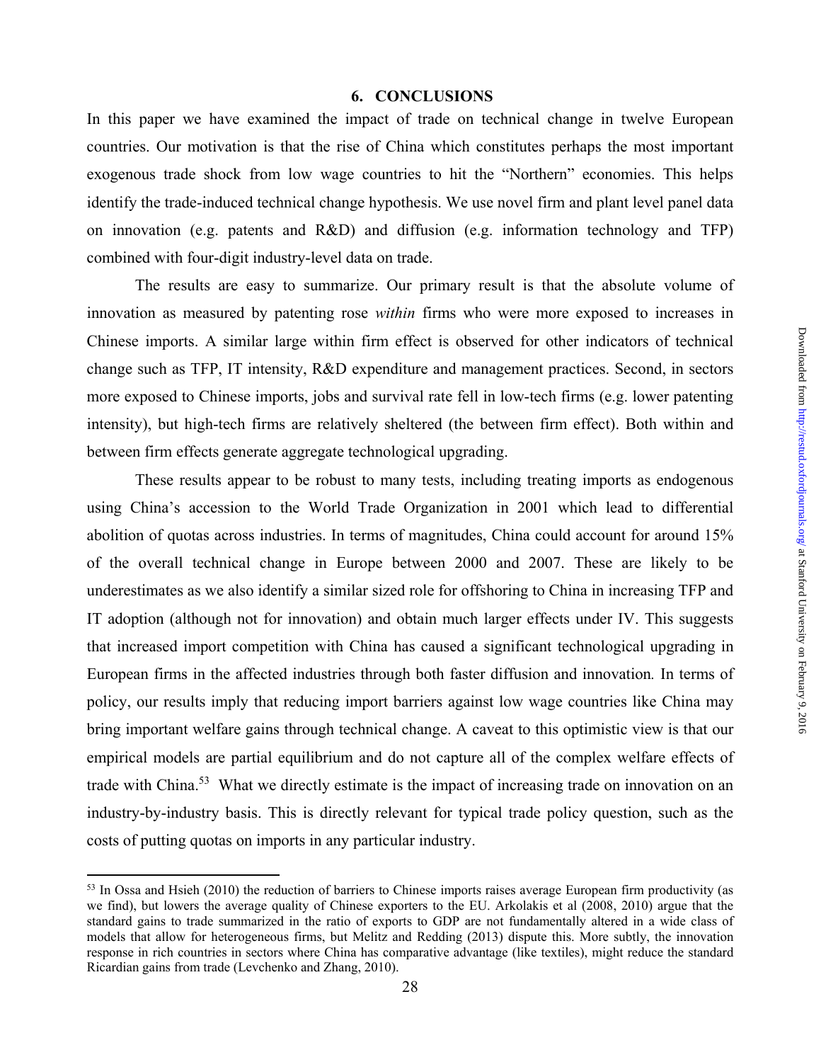## 6. CONCLUSIONS

In this paper we have examined the impact of trade on technical change in twelve European countries. Our motivation is that the rise of China which constitutes perhaps the most important exogenous trade shock from low wage countries to hit the "Northern" economies. This helps identify the trade-induced technical change hypothesis. We use novel firm and plant level panel data on innovation (e.g. patents and R&D) and diffusion (e.g. information technology and TFP) combined with four-digit industry-level data on trade.

The results are easy to summarize. Our primary result is that the absolute volume of innovation as measured by patenting rose *within* firms who were more exposed to increases in Chinese imports. A similar large within firm effect is observed for other indicators of technical change such as TFP, IT intensity, R&D expenditure and management practices. Second, in sectors more exposed to Chinese imports, jobs and survival rate fell in low-tech firms (e.g. lower patenting intensity), but high-tech firms are relatively sheltered (the between firm effect). Both within and between firm effects generate aggregate technological upgrading.

These results appear to be robust to many tests, including treating imports as endogenous using China's accession to the World Trade Organization in 2001 which lead to differential abolition of quotas across industries. In terms of magnitudes, China could account for around 15% of the overall technical change in Europe between 2000 and 2007. These are likely to be underestimates as we also identify a similar sized role for offshoring to China in increasing TFP and IT adoption (although not for innovation) and obtain much larger effects under IV. This suggests that increased import competition with China has caused a significant technological upgrading in European firms in the affected industries through both faster diffusion and innovation. In terms of policy, our results imply that reducing import barriers against low wage countries like China may bring important welfare gains through technical change. A caveat to this optimistic view is that our empirical models are partial equilibrium and do not capture all of the complex welfare effects of trade with China.[53] What we directly estimate is the impact of increasing trade on innovation on an industry-by-industry basis. This is directly relevant for typical trade policy question, such as the costs of putting quotas on imports in any particular industry.

[53] In Ossa and Hsieh (2010) the reduction of barriers to Chinese imports raises average European firm productivity (as we find), but lowers the average quality of Chinese exporters to the EU. Arkolakis et al (2008, 2010) argue that the standard gains to trade summarized in the ratio of exports to GDP are not fundamentally altered in a wide class of models that allow for heterogeneous firms, but Melitz and Redding (2013) dispute this. More subtly, the innovation response in rich countries in sectors where China has comparative advantage (like textiles), might reduce the standard Ricardian gains from trade (Levchenko and Zhang, 2010).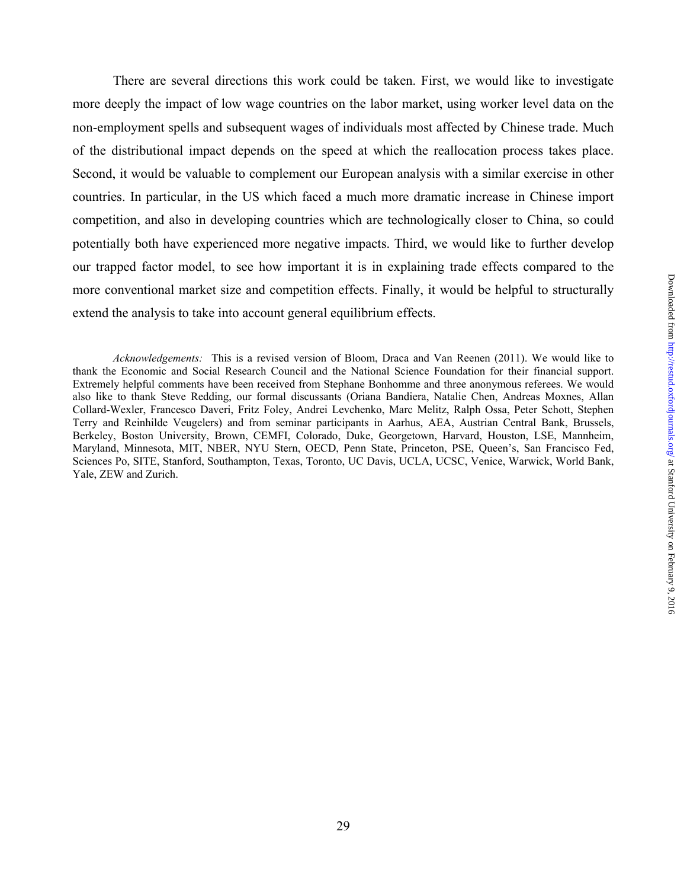There are several directions this work could be taken. First, we would like to investigate more deeply the impact of low wage countries on the labor market, using worker level data on the non-employment spells and subsequent wages of individuals most affected by Chinese trade. Much of the distributional impact depends on the speed at which the reallocation process takes place. Second, it would be valuable to complement our European analysis with a similar exercise in other countries. In particular, in the US which faced a much more dramatic increase in Chinese import competition, and also in developing countries which are technologically closer to China, so could potentially both have experienced more negative impacts. Third, we would like to further develop our trapped factor model, to see how important it is in explaining trade effects compared to the more conventional market size and competition effects. Finally, it would be helpful to structurally extend the analysis to take into account general equilibrium effects.

*Acknowledgements:* This is a revised version of Bloom, Draca and Van Reenen (2011). We would like to thank the Economic and Social Research Council and the National Science Foundation for their financial support. Extremely helpful comments have been received from Stephane Bonhomme and three anonymous referees. We would also like to thank Steve Redding, our formal discussants (Oriana Bandiera, Natalie Chen, Andreas Moxnes, Allan Collard-Wexler, Francesco Daveri, Fritz Foley, Andrei Levchenko, Marc Melitz, Ralph Ossa, Peter Schott, Stephen Terry and Reinhilde Veugelers) and from seminar participants in Aarhus, AEA, Austrian Central Bank, Brussels, Berkeley, Boston University, Brown, CEMFI, Colorado, Duke, Georgetown, Harvard, Houston, LSE, Mannheim, Maryland, Minnesota, MIT, NBER, NYU Stern, OECD, Penn State, Princeton, PSE, Queen's, San Francisco Fed, Sciences Po, SITE, Stanford, Southampton, Texas, Toronto, UC Davis, UCLA, UCSC, Venice, Warwick, World Bank, Yale, ZEW and Zurich.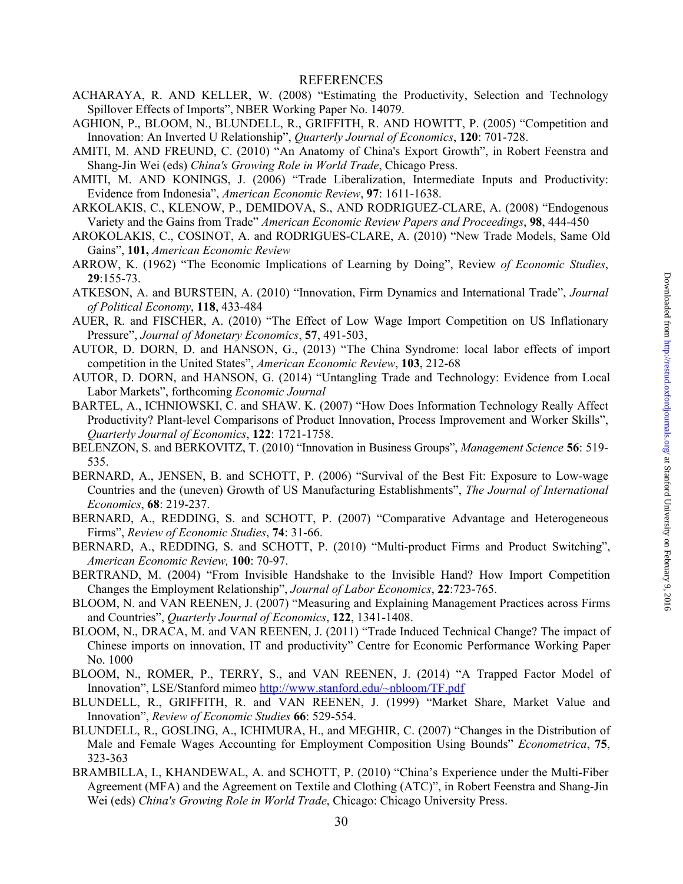# REFERENCES

ACHARAYA, R. AND KELLER, W. (2008) "Estimating the Productivity, Selection and Technology Spillover Effects of Imports", NBER Working Paper No. 14079.

AGHION, P., BLOOM, N., BLUNDELL, R., GRIFFITH, R. AND HOWITT, P. (2005) "Competition and Innovation: An Inverted U Relationship", *Quarterly Journal of Economics*, **120**: 701-728.

AMITI, M. AND FREUND, C. (2010) "An Anatomy of China's Export Growth", in Robert Feenstra and Shang-Jin Wei (eds) *China's Growing Role in World Trade*, Chicago Press.

AMITI, M. AND KONINGS, J. (2006) "Trade Liberalization, Intermediate Inputs and Productivity: Evidence from Indonesia", *American Economic Review*, **97**: 1611-1638.

ARKOLAKIS, C., KLENOW, P., DEMIDOVA, S., AND RODRIGUEZ-CLARE, A. (2008) "Endogenous Variety and the Gains from Trade" *American Economic Review Papers and Proceedings*, **98**, 444-450

AROKOLAKIS, C., COSINOT, A. and RODRIGUES-CLARE, A. (2010) "New Trade Models, Same Old Gains", **101,** *American Economic Review*

ARROW, K. (1962) "The Economic Implications of Learning by Doing", Review *of Economic Studies*, **29**:155-73.

ATKESON, A. and BURSTEIN, A. (2010) "Innovation, Firm Dynamics and International Trade", *Journal of Political Economy*, **118**, 433-484

AUER, R. and FISCHER, A. (2010) "The Effect of Low Wage Import Competition on US Inflationary Pressure", *Journal of Monetary Economics*, **57**, 491-503,

AUTOR, D. DORN, D. and HANSON, G., (2013) "The China Syndrome: local labor effects of import competition in the United States", *American Economic Review*, **103**, 212-68

AUTOR, D. DORN, and HANSON, G. (2014) "Untangling Trade and Technology: Evidence from Local Labor Markets", forthcoming *Economic Journal*

BARTEL, A., ICHNIOWSKI, C. and SHAW. K. (2007) "How Does Information Technology Really Affect Productivity? Plant-level Comparisons of Product Innovation, Process Improvement and Worker Skills", *Quarterly Journal of Economics*, **122**: 1721-1758.

BELENZON, S. and BERKOVITZ, T. (2010) "Innovation in Business Groups", *Management Science* **56**: 519-535.

BERNARD, A., JENSEN, B. and SCHOTT, P. (2006) "Survival of the Best Fit: Exposure to Low-wage Countries and the (uneven) Growth of US Manufacturing Establishments", *The Journal of International Economics*, **68**: 219-237.

BERNARD, A., REDDING, S. and SCHOTT, P. (2007) "Comparative Advantage and Heterogeneous Firms", *Review of Economic Studies*, **74**: 31-66.

BERNARD, A., REDDING, S. and SCHOTT, P. (2010) "Multi-product Firms and Product Switching", *American Economic Review,* **100**: 70-97.

BERTRAND, M. (2004) "From Invisible Handshake to the Invisible Hand? How Import Competition Changes the Employment Relationship", *Journal of Labor Economics*, **22**:723-765.

BLOOM, N. and VAN REENEN, J. (2007) "Measuring and Explaining Management Practices across Firms and Countries", *Quarterly Journal of Economics*, **122**, 1341-1408.

BLOOM, N., DRACA, M. and VAN REENEN, J. (2011) "Trade Induced Technical Change? The impact of Chinese imports on innovation, IT and productivity" Centre for Economic Performance Working Paper No. 1000

BLOOM, N., ROMER, P., TERRY, S., and VAN REENEN, J. (2014) "A Trapped Factor Model of Innovation", LSE/Stanford mimeo http://www.stanford.edu/~nbloom/TF.pdf

BLUNDELL, R., GRIFFITH, R. and VAN REENEN, J. (1999) "Market Share, Market Value and Innovation", *Review of Economic Studies* **66**: 529-554.

BLUNDELL, R., GOSLING, A., ICHIMURA, H., and MEGHIR, C. (2007) "Changes in the Distribution of Male and Female Wages Accounting for Employment Composition Using Bounds" *Econometrica*, **75**, 323-363

BRAMBILLA, I., KHANDEWAL, A. and SCHOTT, P. (2010) "China's Experience under the Multi-Fiber Agreement (MFA) and the Agreement on Textile and Clothing (ATC)", in Robert Feenstra and Shang-Jin Wei (eds) *China's Growing Role in World Trade*, Chicago: Chicago University Press.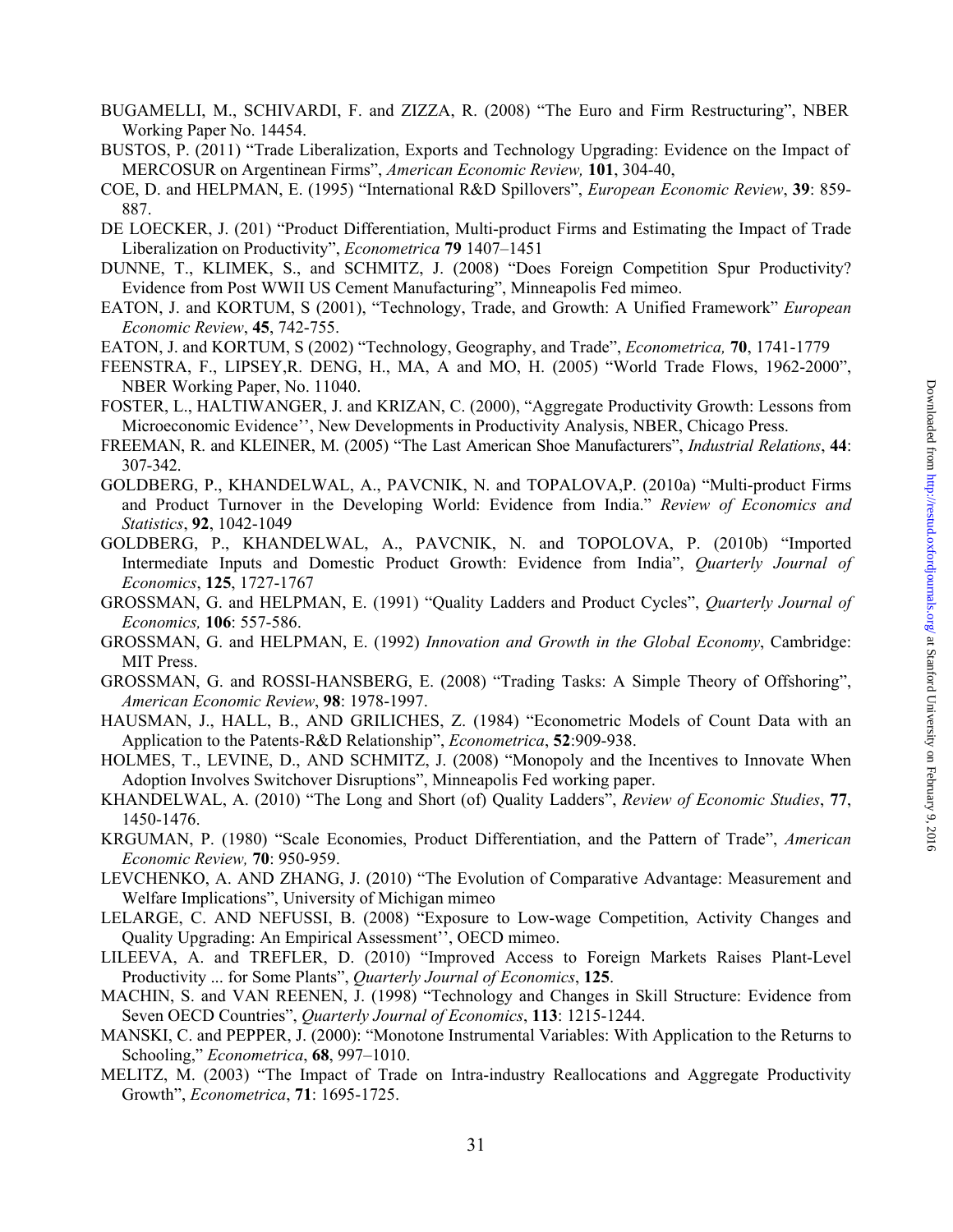BUGAMELLI, M., SCHIVARDI, F. and ZIZZA, R. (2008) "The Euro and Firm Restructuring", NBER Working Paper No. 14454.

BUSTOS, P. (2011) "Trade Liberalization, Exports and Technology Upgrading: Evidence on the Impact of MERCOSUR on Argentinean Firms", *American Economic Review,* **101**, 304-40,

COE, D. and HELPMAN, E. (1995) "International R&D Spillovers", *European Economic Review*, **39**: 859-887.

DE LOECKER, J. (201) "Product Differentiation, Multi-product Firms and Estimating the Impact of Trade Liberalization on Productivity", *Econometrica* **79** 1407–1451

DUNNE, T., KLIMEK, S., and SCHMITZ, J. (2008) "Does Foreign Competition Spur Productivity? Evidence from Post WWII US Cement Manufacturing", Minneapolis Fed mimeo.

EATON, J. and KORTUM, S (2001), "Technology, Trade, and Growth: A Unified Framework" *European Economic Review*, **45**, 742-755.

EATON, J. and KORTUM, S (2002) "Technology, Geography, and Trade", *Econometrica,* **70**, 1741-1779

FEENSTRA, F., LIPSEY,R. DENG, H., MA, A and MO, H. (2005) "World Trade Flows, 1962-2000", NBER Working Paper, No. 11040.

FOSTER, L., HALTIWANGER, J. and KRIZAN, C. (2000), "Aggregate Productivity Growth: Lessons from Microeconomic Evidence'', New Developments in Productivity Analysis, NBER, Chicago Press.

FREEMAN, R. and KLEINER, M. (2005) "The Last American Shoe Manufacturers", *Industrial Relations*, **44**: 307-342.

GOLDBERG, P., KHANDELWAL, A., PAVCNIK, N. and TOPALOVA,P. (2010a) "Multi-product Firms and Product Turnover in the Developing World: Evidence from India." *Review of Economics and Statistics*, **92**, 1042-1049

GOLDBERG, P., KHANDELWAL, A., PAVCNIK, N. and TOPOLOVA, P. (2010b) "Imported Intermediate Inputs and Domestic Product Growth: Evidence from India", *Quarterly Journal of Economics*, **125**, 1727-1767

GROSSMAN, G. and HELPMAN, E. (1991) "Quality Ladders and Product Cycles", *Quarterly Journal of Economics,* **106**: 557-586.

GROSSMAN, G. and HELPMAN, E. (1992) *Innovation and Growth in the Global Economy*, Cambridge: MIT Press.

GROSSMAN, G. and ROSSI-HANSBERG, E. (2008) "Trading Tasks: A Simple Theory of Offshoring", *American Economic Review*, **98**: 1978-1997.

HAUSMAN, J., HALL, B., AND GRILICHES, Z. (1984) "Econometric Models of Count Data with an Application to the Patents-R&D Relationship", *Econometrica*, **52**:909-938.

HOLMES, T., LEVINE, D., AND SCHMITZ, J. (2008) "Monopoly and the Incentives to Innovate When Adoption Involves Switchover Disruptions", Minneapolis Fed working paper.

KHANDELWAL, A. (2010) "The Long and Short (of) Quality Ladders", *Review of Economic Studies*, **77**, 1450-1476.

KRGUMAN, P. (1980) "Scale Economies, Product Differentiation, and the Pattern of Trade", *American Economic Review,* **70**: 950-959.

LEVCHENKO, A. AND ZHANG, J. (2010) "The Evolution of Comparative Advantage: Measurement and Welfare Implications", University of Michigan mimeo

LELARGE, C. AND NEFUSSI, B. (2008) "Exposure to Low-wage Competition, Activity Changes and Quality Upgrading: An Empirical Assessment'', OECD mimeo.

LILEEVA, A. and TREFLER, D. (2010) "Improved Access to Foreign Markets Raises Plant-Level Productivity ... for Some Plants", *Quarterly Journal of Economics*, **125**.

MACHIN, S. and VAN REENEN, J. (1998) "Technology and Changes in Skill Structure: Evidence from Seven OECD Countries", *Quarterly Journal of Economics*, **113**: 1215-1244.

MANSKI, C. and PEPPER, J. (2000): "Monotone Instrumental Variables: With Application to the Returns to Schooling," *Econometrica*, **68**, 997–1010.

MELITZ, M. (2003) "The Impact of Trade on Intra-industry Reallocations and Aggregate Productivity Growth", *Econometrica*, **71**: 1695-1725.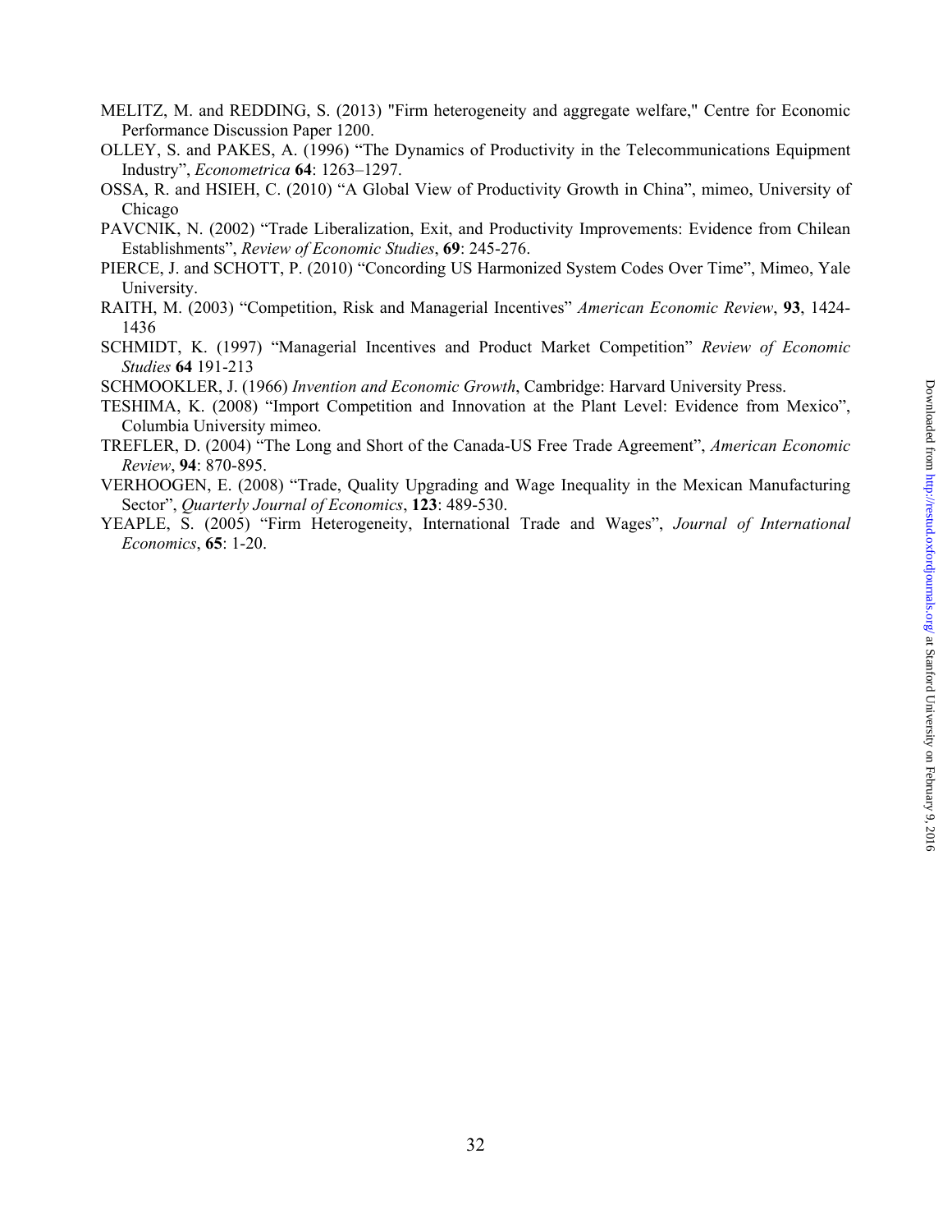MELITZ, M. and REDDING, S. (2013) "Firm heterogeneity and aggregate welfare," Centre for Economic Performance Discussion Paper 1200.

OLLEY, S. and PAKES, A. (1996) "The Dynamics of Productivity in the Telecommunications Equipment Industry", *Econometrica* **64**: 1263–1297.

OSSA, R. and HSIEH, C. (2010) "A Global View of Productivity Growth in China", mimeo, University of Chicago

PAVCNIK, N. (2002) "Trade Liberalization, Exit, and Productivity Improvements: Evidence from Chilean Establishments", *Review of Economic Studies*, **69**: 245-276.

PIERCE, J. and SCHOTT, P. (2010) "Concording US Harmonized System Codes Over Time", Mimeo, Yale University.

RAITH, M. (2003) "Competition, Risk and Managerial Incentives" *American Economic Review*, **93**, 1424-1436

SCHMIDT, K. (1997) "Managerial Incentives and Product Market Competition" *Review of Economic Studies* **64** 191-213

SCHMOOKLER, J. (1966) *Invention and Economic Growth*, Cambridge: Harvard University Press.

TESHIMA, K. (2008) "Import Competition and Innovation at the Plant Level: Evidence from Mexico", Columbia University mimeo.

TREFLER, D. (2004) "The Long and Short of the Canada-US Free Trade Agreement", *American Economic Review*, **94**: 870-895.

VERHOOGEN, E. (2008) "Trade, Quality Upgrading and Wage Inequality in the Mexican Manufacturing Sector", *Quarterly Journal of Economics*, **123**: 489-530.

YEAPLE, S. (2005) "Firm Heterogeneity, International Trade and Wages", *Journal of International Economics*, **65**: 1-20.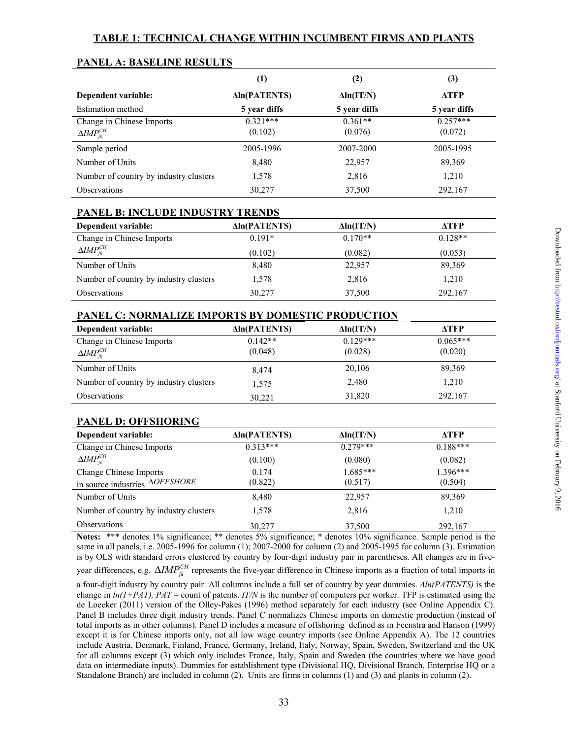## TABLE 1: TECHNICAL CHANGE WITHIN INCUMBENT FIRMS AND PLANTS

### PANEL A: BASELINE RESULTS

| | (1) | (2) | (3) |
|---|---|---|---|
| **Dependent variable:** | **Δln(PATENTS)** | **Δln(IT/N)** | **ΔTFP** |
| Estimation method | **5 year diffs** | **5 year diffs** | **5 year diffs** |
| Change in Chinese Imports $\Delta IMP_{jk}^{CH}$ | 0.321*** (0.102) | 0.361** (0.076) | 0.257*** (0.072) |
| Sample period | 2005-1996 | 2007-2000 | 2005-1995 |
| Number of Units | 8,480 | 22,957 | 89,369 |
| Number of country by industry clusters | 1,578 | 2,816 | 1,210 |
| Observations | 30,277 | 37,500 | 292,167 |

### PANEL B: INCLUDE INDUSTRY TRENDS

| **Dependent variable:** | **Δln(PATENTS)** | **Δln(IT/N)** | **ΔTFP** |
|---|---|---|---|
| Change in Chinese Imports $\Delta IMP_{jk}^{CH}$ | 0.191* (0.102) | 0.170** (0.082) | 0.128** (0.053) |
| Number of Units | 8,480 | 22,957 | 89,369 |
| Number of country by industry clusters | 1,578 | 2,816 | 1,210 |
| Observations | 30,277 | 37,500 | 292,167 |

### PANEL C: NORMALIZE IMPORTS BY DOMESTIC PRODUCTION

| **Dependent variable:** | **Δln(PATENTS)** | **Δln(IT/N)** | **ΔTFP** |
|---|---|---|---|
| Change in Chinese Imports $\Delta IMP_{jk}^{CH}$ | 0.142** (0.048) | 0.129*** (0.028) | 0.065*** (0.020) |
| Number of Units | 8,474 | 20,106 | 89,369 |
| Number of country by industry clusters | 1,575 | 2,480 | 1,210 |
| Observations | 30,221 | 31,820 | 292,167 |

### PANEL D: OFFSHORING

| **Dependent variable:** | **Δln(PATENTS)** | **Δln(IT/N)** | **ΔTFP** |
|---|---|---|---|
| Change in Chinese Imports $\Delta IMP_{jk}^{CH}$ | 0.313*** (0.100) | 0.279*** (0.080) | 0.188*** (0.082) |
| Change Chinese Imports in source industries $\Delta OFFSHORE$ | 0.174 (0.822) | 1.685*** (0.517) | 1.396*** (0.504) |
| Number of Units | 8,480 | 22,957 | 89,369 |
| Number of country by industry clusters | 1,578 | 2,816 | 1,210 |
| Observations | 30,277 | 37,500 | 292,167 |

**Notes:** *** denotes 1% significance; ** denotes 5% significance; * denotes 10% significance. Sample period is the same in all panels, i.e. 2005-1996 for column (1); 2007-2000 for column (2) and 2005-1995 for column (3). Estimation is by OLS with standard errors clustered by country by four-digit industry pair in parentheses. All changes are in five-year differences, e.g. $\Delta IMP_{jk}^{CH}$ represents the five-year difference in Chinese imports as a fraction of total imports in a four-digit industry by country pair. All columns include a full set of country by year dummies. *Δln(PATENTS)* is the change in *ln(1+PAT), PAT* = count of patents. *IT/N* is the number of computers per worker. TFP is estimated using the de Loecker (2011) version of the Olley-Pakes (1996) method separately for each industry (see Online Appendix C). Panel B includes three digit industry trends. Panel C normalizes Chinese imports on domestic production (instead of total imports as in other columns). Panel D includes a measure of offshoring defined as in Feenstra and Hanson (1999) except it is for Chinese imports only, not all low wage country imports (see Online Appendix A). The 12 countries include Austria, Denmark, Finland, France, Germany, Ireland, Italy, Norway, Spain, Sweden, Switzerland and the UK for all columns except (3) which only includes France, Italy, Spain and Sweden (the countries where we have good data on intermediate inputs). Dummies for establishment type (Divisional HQ, Divisional Branch, Enterprise HQ or a Standalone Branch) are included in column (2). Units are firms in columns (1) and (3) and plants in column (2).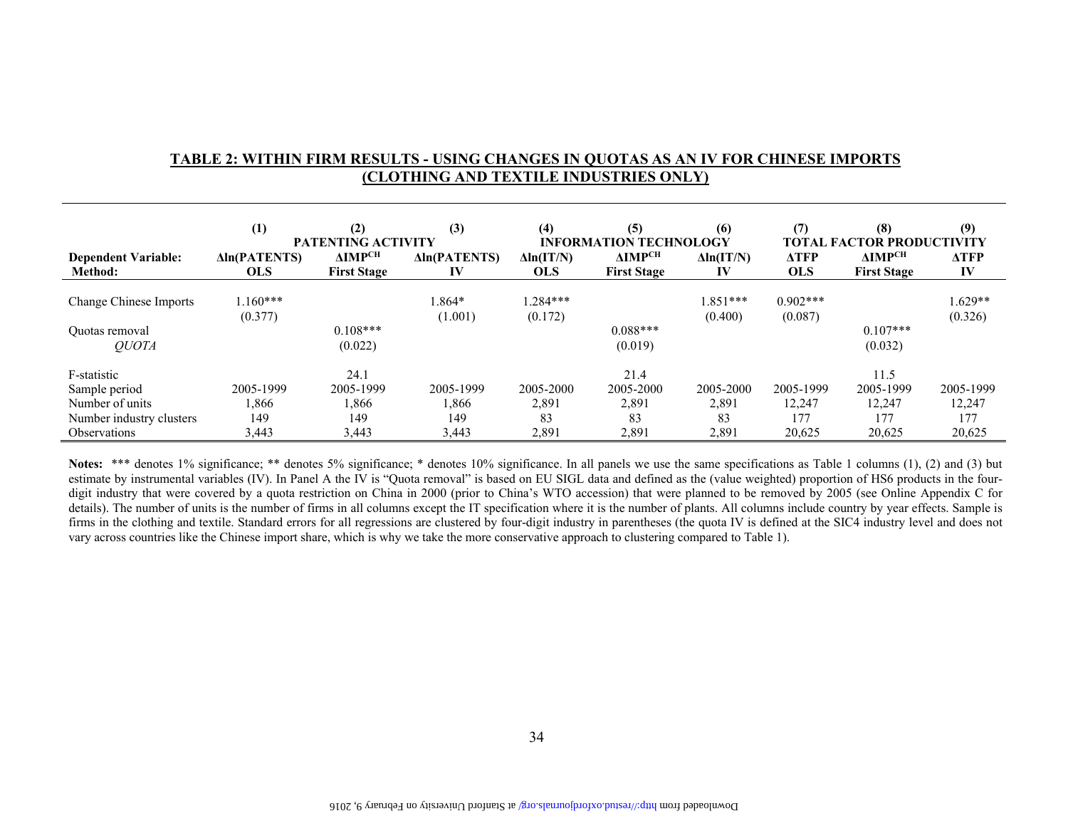## TABLE 2: WITHIN FIRM RESULTS - USING CHANGES IN QUOTAS AS AN IV FOR CHINESE IMPORTS (CLOTHING AND TEXTILE INDUSTRIES ONLY)

| | (1) | (2) | (3) | (4) | (5) | (6) | (7) | (8) | (9) |
|---|---|---|---|---|---|---|---|---|---|
| | PATENTING ACTIVITY | | | INFORMATION TECHNOLOGY | | | TOTAL FACTOR PRODUCTIVITY | | |
| **Dependent Variable:** | **Δln(PATENTS)** | **$\Delta IMP^{CH}$** | **Δln(PATENTS)** | **Δln(IT/N)** | **$\Delta IMP^{CH}$** | **Δln(IT/N)** | **ΔTFP** | **$\Delta IMP^{CH}$** | **ΔTFP** |
| **Method:** | **OLS** | **First Stage** | **IV** | **OLS** | **First Stage** | **IV** | **OLS** | **First Stage** | **IV** |
| Change Chinese Imports | 1.160*** | | 1.864* | 1.284*** | | 1.851*** | 0.902*** | | 1.629** |
| | (0.377) | | (1.001) | (0.172) | | (0.400) | (0.087) | | (0.326) |
| Quotas removal *QUOTA* | | 0.108*** | | | 0.088*** | | | 0.107*** | |
| | | (0.022) | | | (0.019) | | | (0.032) | |
| F-statistic | | 24.1 | | | 21.4 | | | 11.5 | |
| Sample period | 2005-1999 | 2005-1999 | 2005-1999 | 2005-2000 | 2005-2000 | 2005-2000 | 2005-1999 | 2005-1999 | 2005-1999 |
| Number of units | 1,866 | 1,866 | 1,866 | 2,891 | 2,891 | 2,891 | 12,247 | 12,247 | 12,247 |
| Number industry clusters | 149 | 149 | 149 | 83 | 83 | 83 | 177 | 177 | 177 |
| Observations | 3,443 | 3,443 | 3,443 | 2,891 | 2,891 | 2,891 | 20,625 | 20,625 | 20,625 |

**Notes:** *** denotes 1% significance; ** denotes 5% significance; * denotes 10% significance. In all panels we use the same specifications as Table 1 columns (1), (2) and (3) but estimate by instrumental variables (IV). In Panel A the IV is "Quota removal" is based on EU SIGL data and defined as the (value weighted) proportion of HS6 products in the four-digit industry that were covered by a quota restriction on China in 2000 (prior to China's WTO accession) that were planned to be removed by 2005 (see Online Appendix C for details). The number of units is the number of firms in all columns except the IT specification where it is the number of plants. All columns include country by year effects. Sample is firms in the clothing and textile. Standard errors for all regressions are clustered by four-digit industry in parentheses (the quota IV is defined at the SIC4 industry level and does not vary across countries like the Chinese import share, which is why we take the more conservative approach to clustering compared to Table 1).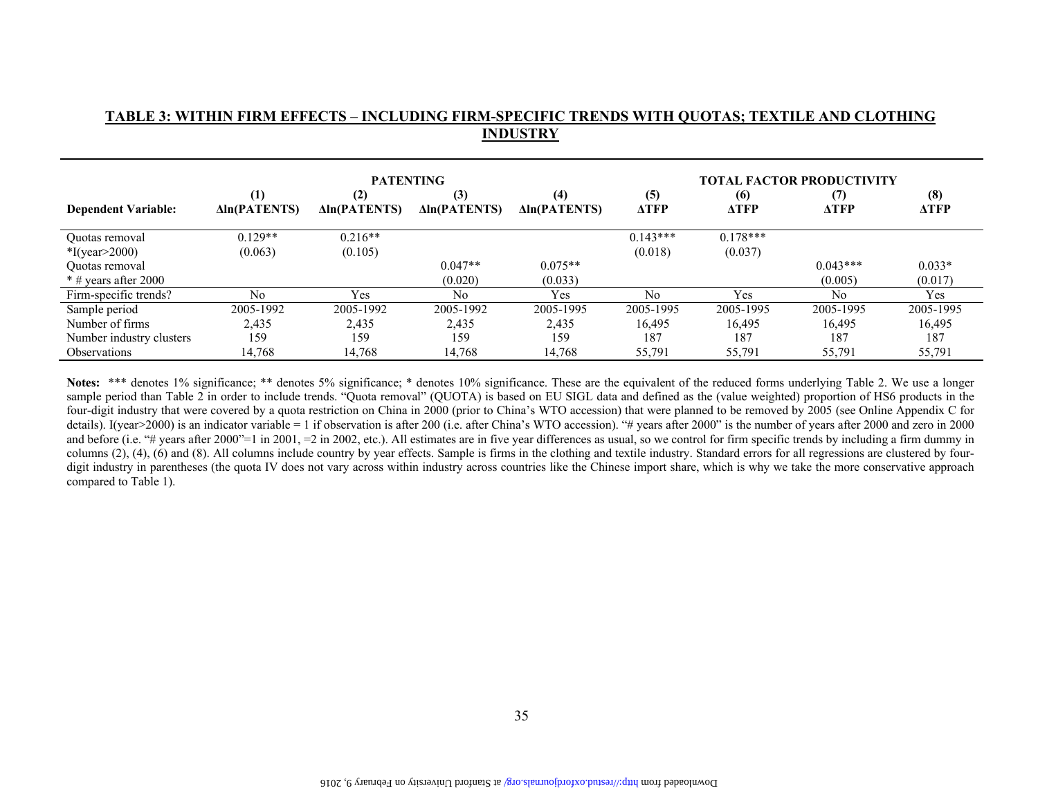**TABLE 3: WITHIN FIRM EFFECTS – INCLUDING FIRM-SPECIFIC TRENDS WITH QUOTAS; TEXTILE AND CLOTHING INDUSTRY**

| | PATENTING | | | | TOTAL FACTOR PRODUCTIVITY | | | |
|---|---|---|---|---|---|---|---|---|
| | (1) | (2) | (3) | (4) | (5) | (6) | (7) | (8) |
| **Dependent Variable:** | **Δln(PATENTS)** | **Δln(PATENTS)** | **Δln(PATENTS)** | **Δln(PATENTS)** | **ΔTFP** | **ΔTFP** | **ΔTFP** | **ΔTFP** |
| Quotas removal | 0.129** | 0.216** | | | 0.143*** | 0.178*** | | |
| *I(year>2000) | (0.063) | (0.105) | | | (0.018) | (0.037) | | |
| Quotas removal | | | 0.047** | 0.075** | | | 0.043*** | 0.033* |
| * # years after 2000 | | | (0.020) | (0.033) | | | (0.005) | (0.017) |
| Firm-specific trends? | No | Yes | No | Yes | No | Yes | No | Yes |
| Sample period | 2005-1992 | 2005-1992 | 2005-1992 | 2005-1992 | 2005-1995 | 2005-1995 | 2005-1995 | 2005-1995 |
| Number of firms | 2,435 | 2,435 | 2,435 | 2,435 | 16,495 | 16,495 | 16,495 | 16,495 |
| Number industry clusters | 159 | 159 | 159 | 159 | 187 | 187 | 187 | 187 |
| Observations | 14,768 | 14,768 | 14,768 | 14,768 | 55,791 | 55,791 | 55,791 | 55,791 |

**Notes:** *** denotes 1% significance; ** denotes 5% significance; * denotes 10% significance. These are the equivalent of the reduced forms underlying Table 2. We use a longer sample period than Table 2 in order to include trends. "Quota removal" (QUOTA) is based on EU SIGL data and defined as the (value weighted) proportion of HS6 products in the four-digit industry that were covered by a quota restriction on China in 2000 (prior to China's WTO accession) that were planned to be removed by 2005 (see Online Appendix C for details). I(year>2000) is an indicator variable = 1 if observation is after 200 (i.e. after China's WTO accession). "# years after 2000" is the number of years after 2000 and zero in 2000 and before (i.e. "# years after 2000"=1 in 2001, =2 in 2002, etc.). All estimates are in five year differences as usual, so we control for firm specific trends by including a firm dummy in columns (2), (4), (6) and (8). All columns include country by year effects. Sample is firms in the clothing and textile industry. Standard errors for all regressions are clustered by four-digit industry in parentheses (the quota IV does not vary across within industry across countries like the Chinese import share, which is why we take the more conservative approach compared to Table 1).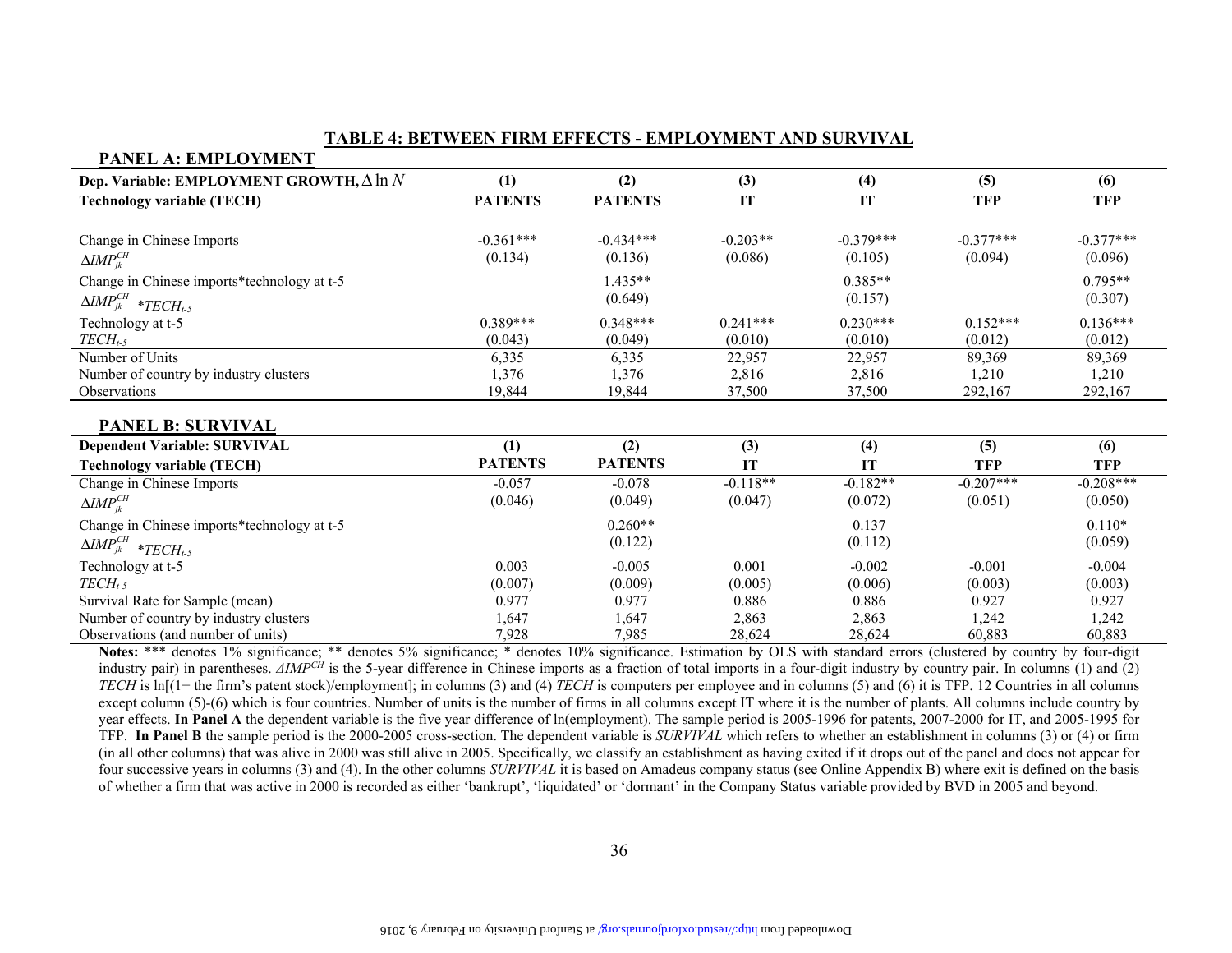## TABLE 4: BETWEEN FIRM EFFECTS - EMPLOYMENT AND SURVIVAL

### PANEL A: EMPLOYMENT

| Dep. Variable: EMPLOYMENT GROWTH, $\Delta \ln N$ | (1) | (2) | (3) | (4) | (5) | (6) |
|---|---|---|---|---|---|---|
| Technology variable (TECH) | PATENTS | PATENTS | IT | IT | TFP | TFP |
| Change in Chinese Imports | -0.361*** | -0.434*** | -0.203** | -0.379*** | -0.377*** | -0.377*** |
| $\Delta IMP_{jk}^{CH}$ | (0.134) | (0.136) | (0.086) | (0.105) | (0.094) | (0.096) |
| Change in Chinese imports*technology at t-5 | | 1.435** | | 0.385** | | 0.795** |
| $\Delta IMP_{jk}^{CH}$ $*TECH_{t-5}$ | | (0.649) | | (0.157) | | (0.307) |
| Technology at t-5 | 0.389*** | 0.348*** | 0.241*** | 0.230*** | 0.152*** | 0.136*** |
| $TECH_{t-5}$ | (0.043) | (0.049) | (0.010) | (0.010) | (0.012) | (0.012) |
| Number of Units | 6,335 | 6,335 | 22,957 | 22,957 | 89,369 | 89,369 |
| Number of country by industry clusters | 1,376 | 1,376 | 2,816 | 2,816 | 1,210 | 1,210 |
| Observations | 19,844 | 19,844 | 37,500 | 37,500 | 292,167 | 292,167 |

### PANEL B: SURVIVAL

| Dependent Variable: SURVIVAL | (1) | (2) | (3) | (4) | (5) | (6) |
|---|---|---|---|---|---|---|
| Technology variable (TECH) | PATENTS | PATENTS | IT | IT | TFP | TFP |
| Change in Chinese Imports | -0.057 | -0.078 | -0.118** | -0.182** | -0.207*** | -0.208*** |
| $\Delta IMP_{jk}^{CH}$ | (0.046) | (0.049) | (0.047) | (0.072) | (0.051) | (0.050) |
| Change in Chinese imports*technology at t-5 | | 0.260** | | 0.137 | | 0.110* |
| $\Delta IMP_{jk}^{CH}$ $*TECH_{t-5}$ | | (0.122) | | (0.112) | | (0.059) |
| Technology at t-5 | 0.003 | -0.005 | 0.001 | -0.002 | -0.001 | -0.004 |
| $TECH_{t-5}$ | (0.007) | (0.009) | (0.005) | (0.006) | (0.003) | (0.003) |
| Survival Rate for Sample (mean) | 0.977 | 0.977 | 0.886 | 0.886 | 0.927 | 0.927 |
| Number of country by industry clusters | 1,647 | 1,647 | 2,863 | 2,863 | 1,242 | 1,242 |
| Observations (and number of units) | 7,928 | 7,985 | 28,624 | 28,624 | 60,883 | 60,883 |

**Notes:** *** denotes 1% significance; ** denotes 5% significance; * denotes 10% significance. Estimation by OLS with standard errors (clustered by country by four-digit industry pair) in parentheses. $\Delta IMP^{CH}$ is the 5-year difference in Chinese imports as a fraction of total imports in a four-digit industry by country pair. In columns (1) and (2) *TECH* is ln[(1+ the firm's patent stock)/employment]; in columns (3) and (4) *TECH* is computers per employee and in columns (5) and (6) it is TFP. 12 Countries in all columns except column (5)-(6) which is four countries. Number of units is the number of firms in all columns except IT where it is the number of plants. All columns include country by year effects. **In Panel A** the dependent variable is the five year difference of ln(employment). The sample period is 2005-1996 for patents, 2007-2000 for IT, and 2005-1995 for TFP. **In Panel B** the sample period is the 2000-2005 cross-section. The dependent variable is *SURVIVAL* which refers to whether an establishment in columns (3) or (4) or firm (in all other columns) that was alive in 2000 was still alive in 2005. Specifically, we classify an establishment as having exited if it drops out of the panel and does not appear for four successive years in columns (3) and (4). In the other columns *SURVIVAL* it is based on Amadeus company status (see Online Appendix B) where exit is defined on the basis of whether a firm that was active in 2000 is recorded as either 'bankrupt', 'liquidated' or 'dormant' in the Company Status variable provided by BVD in 2005 and beyond.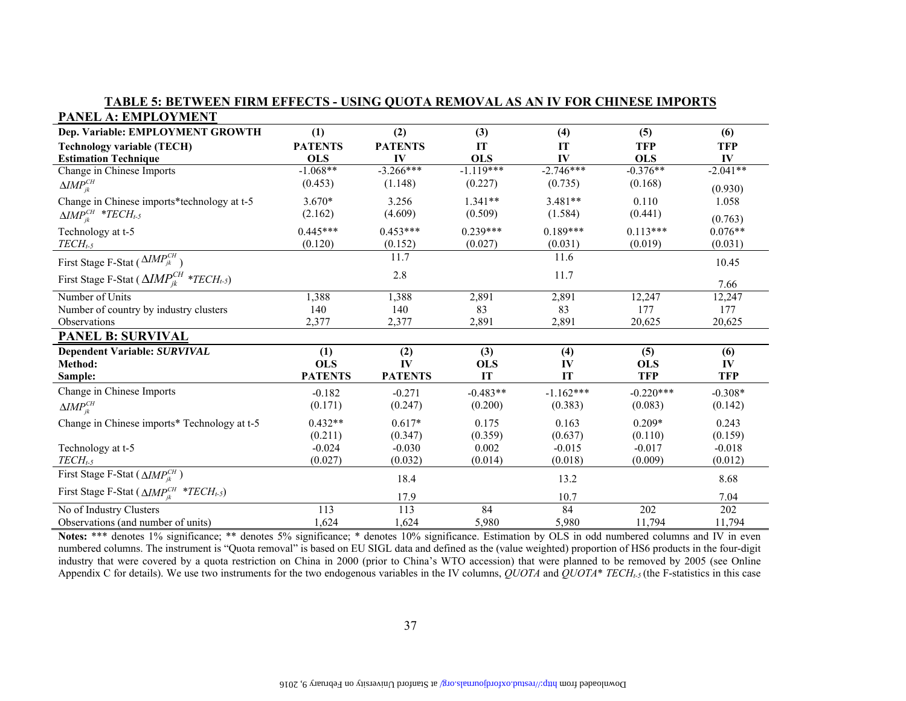**TABLE 5: BETWEEN FIRM EFFECTS - USING QUOTA REMOVAL AS AN IV FOR CHINESE IMPORTS**

**PANEL A: EMPLOYMENT**

| **Dep. Variable: EMPLOYMENT GROWTH** | **(1)** | **(2)** | **(3)** | **(4)** | **(5)** | **(6)** |
|---|---|---|---|---|---|---|
| **Technology variable (TECH)** | **PATENTS** | **PATENTS** | **IT** | **IT** | **TFP** | **TFP** |
| **Estimation Technique** | **OLS** | **IV** | **OLS** | **IV** | **OLS** | **IV** |
| Change in Chinese Imports | -1.068** | -3.266*** | -1.119*** | -2.746*** | -0.376** | -2.041** |
| $\Delta IMP_{jk}^{CH}$ | (0.453) | (1.148) | (0.227) | (0.735) | (0.168) | (0.930) |
| Change in Chinese imports*technology at t-5 | 3.670* | 3.256 | 1.341** | 3.481** | 0.110 | 1.058 |
| $\Delta IMP_{jk}^{CH}$ *$TECH_{t-5}$ | (2.162) | (4.609) | (0.509) | (1.584) | (0.441) | (0.763) |
| Technology at t-5 | 0.445*** | 0.453*** | 0.239*** | 0.189*** | 0.113*** | 0.076** |
| $TECH_{t-5}$ | (0.120) | (0.152) | (0.027) | (0.031) | (0.019) | (0.031) |
| First Stage F-Stat ($\Delta IMP_{jk}^{CH}$) | | 11.7 | | 11.6 | | 10.45 |
| First Stage F-Stat ($\Delta IMP_{jk}^{CH}$ *$TECH_{t-5}$) | | 2.8 | | 11.7 | | 7.66 |
| Number of Units | 1,388 | 1,388 | 2,891 | 2,891 | 12,247 | 12,247 |
| Number of country by industry clusters | 140 | 140 | 83 | 83 | 177 | 177 |
| Observations | 2,377 | 2,377 | 2,891 | 2,891 | 20,625 | 20,625 |

**PANEL B: SURVIVAL**

| **Dependent Variable: *SURVIVAL*** | **(1)** | **(2)** | **(3)** | **(4)** | **(5)** | **(6)** |
|---|---|---|---|---|---|---|
| **Method:** | **OLS** | **IV** | **OLS** | **IV** | **OLS** | **IV** |
| **Sample:** | **PATENTS** | **PATENTS** | **IT** | **IT** | **TFP** | **TFP** |
| Change in Chinese Imports | -0.182 | -0.271 | -0.483** | -1.162*** | -0.220*** | -0.308* |
| $\Delta IMP_{jk}^{CH}$ | (0.171) | (0.247) | (0.200) | (0.383) | (0.083) | (0.142) |
| Change in Chinese imports* Technology at t-5 | 0.432** | 0.617* | 0.175 | 0.163 | 0.209* | 0.243 |
| | (0.211) | (0.347) | (0.359) | (0.637) | (0.110) | (0.159) |
| Technology at t-5 | -0.024 | -0.030 | 0.002 | -0.015 | -0.017 | -0.018 |
| $TECH_{t-5}$ | (0.027) | (0.032) | (0.014) | (0.018) | (0.009) | (0.012) |
| First Stage F-Stat ($\Delta IMP_{jk}^{CH}$) | | 18.4 | | 13.2 | | 8.68 |
| First Stage F-Stat ($\Delta IMP_{jk}^{CH}$ *$TECH_{t-5}$) | | 17.9 | | 10.7 | | 7.04 |
| No of Industry Clusters | 113 | 113 | 84 | 84 | 202 | 202 |
| Observations (and number of units) | 1,624 | 1,624 | 5,980 | 5,980 | 11,794 | 11,794 |

**Notes:** *** denotes 1% significance; ** denotes 5% significance; * denotes 10% significance. Estimation by OLS in odd numbered columns and IV in even numbered columns. The instrument is "Quota removal" is based on EU SIGL data and defined as the (value weighted) proportion of HS6 products in the four-digit industry that were covered by a quota restriction on China in 2000 (prior to China's WTO accession) that were planned to be removed by 2005 (see Online Appendix C for details). We use two instruments for the two endogenous variables in the IV columns, *QUOTA* and *QUOTA*\* $TECH_{t-5}$ (the F-statistics in this case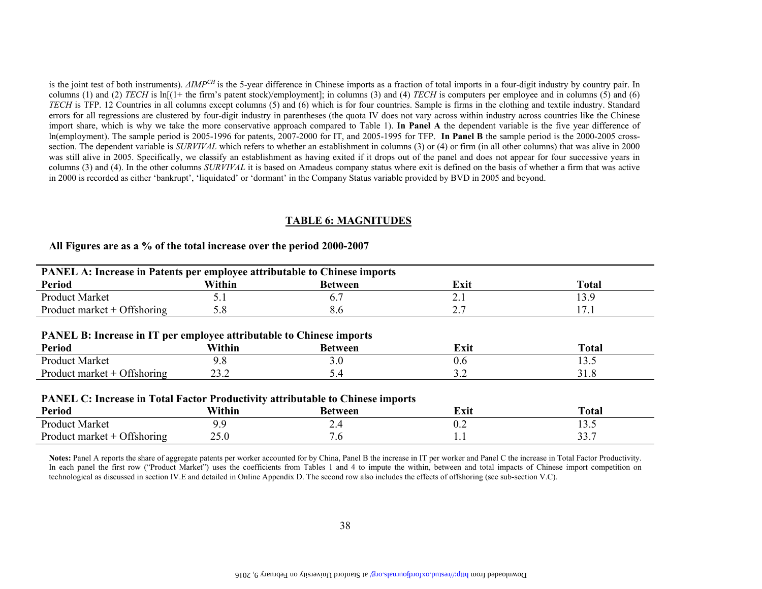is the joint test of both instruments). $\Delta IMP^{CH}$ is the 5-year difference in Chinese imports as a fraction of total imports in a four-digit industry by country pair. In columns (1) and (2) *TECH* is ln[(1+ the firm's patent stock)/employment]; in columns (3) and (4) *TECH* is computers per employee and in columns (5) and (6) *TECH* is TFP. 12 Countries in all columns except columns (5) and (6) which is for four countries. Sample is firms in the clothing and textile industry. Standard errors for all regressions are clustered by four-digit industry in parentheses (the quota IV does not vary across within industry across countries like the Chinese import share, which is why we take the more conservative approach compared to Table 1). **In Panel A** the dependent variable is the five year difference of ln(employment). The sample period is 2005-1996 for patents, 2007-2000 for IT, and 2005-1995 for TFP. **In Panel B** the sample period is the 2000-2005 cross-section. The dependent variable is *SURVIVAL* which refers to whether an establishment in columns (3) or (4) or firm (in all other columns) that was alive in 2000 was still alive in 2005. Specifically, we classify an establishment as having exited if it drops out of the panel and does not appear for four successive years in columns (3) and (4). In the other columns *SURVIVAL* it is based on Amadeus company status where exit is defined on the basis of whether a firm that was active in 2000 is recorded as either 'bankrupt', 'liquidated' or 'dormant' in the Company Status variable provided by BVD in 2005 and beyond.

## TABLE 6: MAGNITUDES

**All Figures are as a % of the total increase over the period 2000-2007**

| **PANEL A: Increase in Patents per employee attributable to Chinese imports** | | | | |
|---|---|---|---|---|
| **Period** | **Within** | **Between** | **Exit** | **Total** |
| Product Market | 5.1 | 6.7 | 2.1 | 13.9 |
| Product market + Offshoring | 5.8 | 8.6 | 2.7 | 17.1 |

| **PANEL B: Increase in IT per employee attributable to Chinese imports** | | | | |
|---|---|---|---|---|
| **Period** | **Within** | **Between** | **Exit** | **Total** |
| Product Market | 9.8 | 3.0 | 0.6 | 13.5 |
| Product market + Offshoring | 23.2 | 5.4 | 3.2 | 31.8 |

| **PANEL C: Increase in Total Factor Productivity attributable to Chinese imports** | | | | |
|---|---|---|---|---|
| **Period** | **Within** | **Between** | **Exit** | **Total** |
| Product Market | 9.9 | 2.4 | 0.2 | 13.5 |
| Product market + Offshoring | 25.0 | 7.6 | 1.1 | 33.7 |

**Notes:** Panel A reports the share of aggregate patents per worker accounted for by China, Panel B the increase in IT per worker and Panel C the increase in Total Factor Productivity. In each panel the first row ("Product Market") uses the coefficients from Tables 1 and 4 to impute the within, between and total impacts of Chinese import competition on technological as discussed in section IV.E and detailed in Online Appendix D. The second row also includes the effects of offshoring (see sub-section V.C).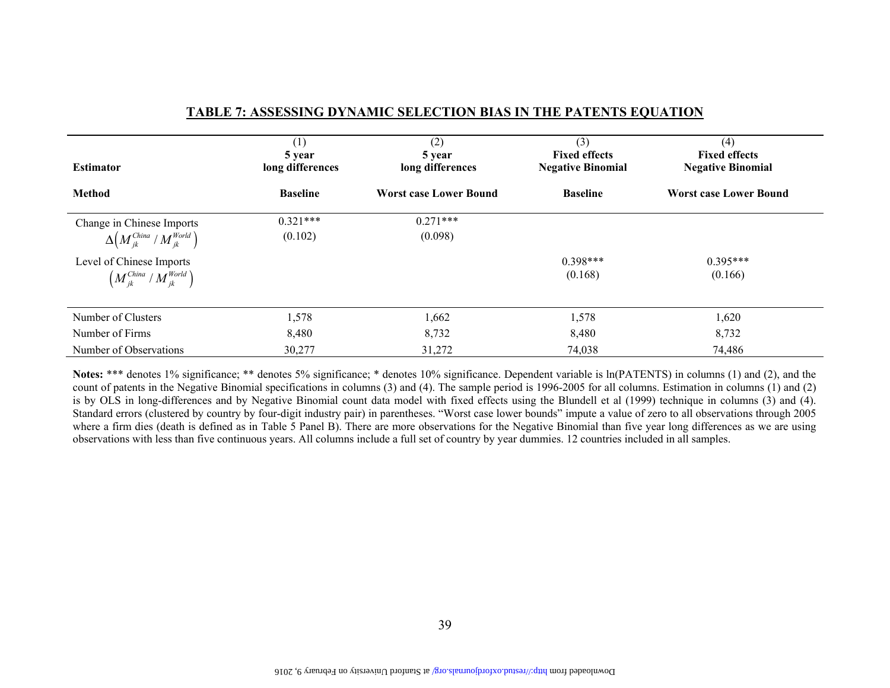## TABLE 7: ASSESSING DYNAMIC SELECTION BIAS IN THE PATENTS EQUATION

| | (1) | (2) | (3) | (4) |
|---|---|---|---|---|
| **Estimator** | **5 year long differences** | **5 year long differences** | **Fixed effects Negative Binomial** | **Fixed effects Negative Binomial** |
| **Method** | **Baseline** | **Worst case Lower Bound** | **Baseline** | **Worst case Lower Bound** |
| Change in Chinese Imports $\Delta\left(M_{jk}^{China} / M_{jk}^{World}\right)$ | 0.321*** | 0.271*** | | |
| | (0.102) | (0.098) | | |
| Level of Chinese Imports $\left(M_{jk}^{China} / M_{jk}^{World}\right)$ | | | 0.398*** | 0.395*** |
| | | | (0.168) | (0.166) |
| Number of Clusters | 1,578 | 1,662 | 1,578 | 1,620 |
| Number of Firms | 8,480 | 8,732 | 8,480 | 8,732 |
| Number of Observations | 30,277 | 31,272 | 74,038 | 74,486 |

**Notes:** *** denotes 1% significance; ** denotes 5% significance; * denotes 10% significance. Dependent variable is ln(PATENTS) in columns (1) and (2), and the count of patents in the Negative Binomial specifications in columns (3) and (4). The sample period is 1996-2005 for all columns. Estimation in columns (1) and (2) is by OLS in long-differences and by Negative Binomial count data model with fixed effects using the Blundell et al (1999) technique in columns (3) and (4). Standard errors (clustered by country by four-digit industry pair) in parentheses. "Worst case lower bounds" impute a value of zero to all observations through 2005 where a firm dies (death is defined as in Table 5 Panel B). There are more observations for the Negative Binomial than five year long differences as we are using observations with less than five continuous years. All columns include a full set of country by year dummies. 12 countries included in all samples.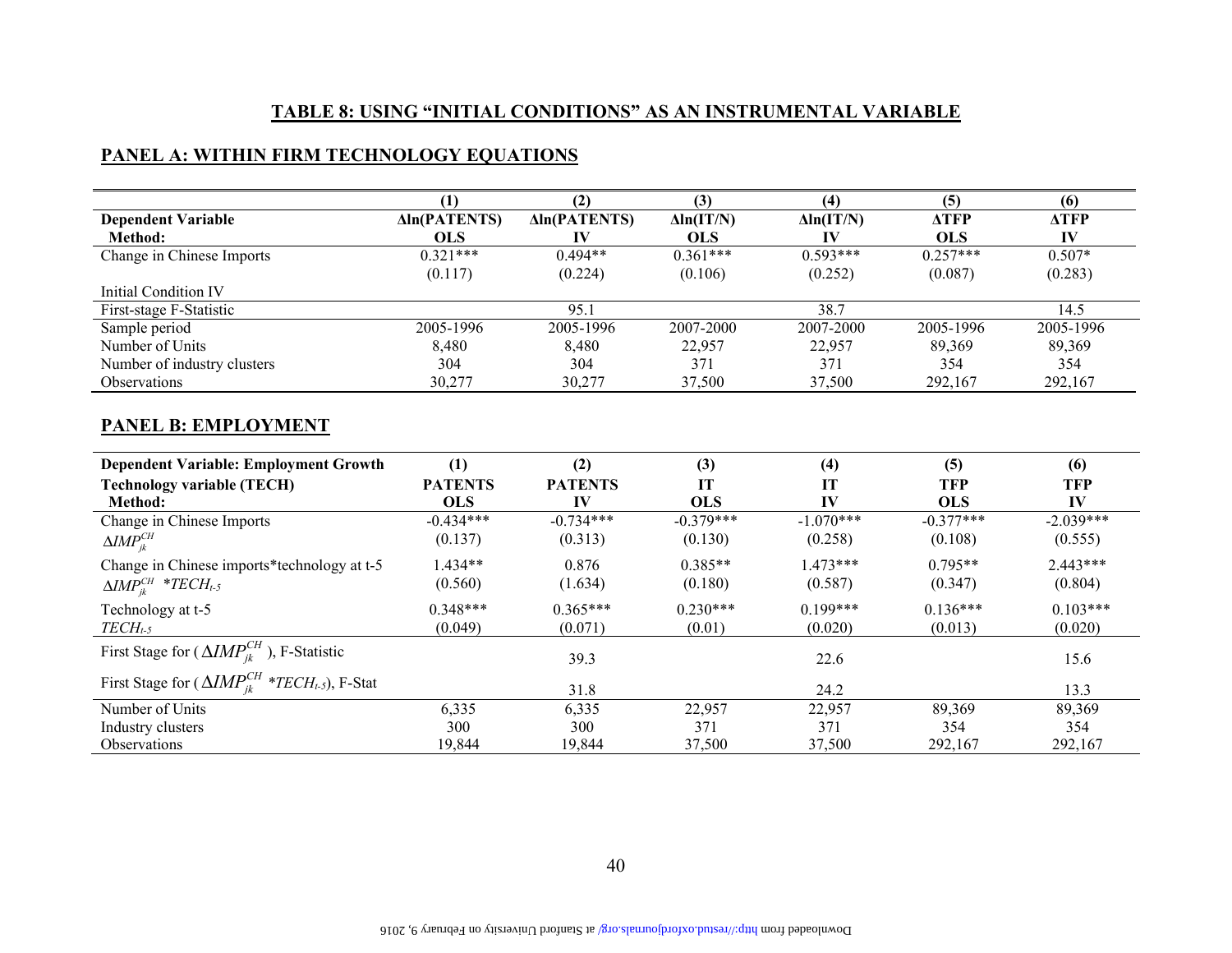## TABLE 8: USING "INITIAL CONDITIONS" AS AN INSTRUMENTAL VARIABLE

### PANEL A: WITHIN FIRM TECHNOLOGY EQUATIONS

| | (1) | (2) | (3) | (4) | (5) | (6) |
|---|---|---|---|---|---|---|
| **Dependent Variable** | **Δln(PATENTS)** | **Δln(PATENTS)** | **Δln(IT/N)** | **Δln(IT/N)** | **ΔTFP** | **ΔTFP** |
| **Method:** | **OLS** | **IV** | **OLS** | **IV** | **OLS** | **IV** |
| Change in Chinese Imports | 0.321*** | 0.494** | 0.361*** | 0.593*** | 0.257*** | 0.507* |
| | (0.117) | (0.224) | (0.106) | (0.252) | (0.087) | (0.283) |
| Initial Condition IV | | | | | | |
| First-stage F-Statistic | | 95.1 | | 38.7 | | 14.5 |
| Sample period | 2005-1996 | 2005-1996 | 2007-2000 | 2007-2000 | 2005-1996 | 2005-1996 |
| Number of Units | 8,480 | 8,480 | 22,957 | 22,957 | 89,369 | 89,369 |
| Number of industry clusters | 304 | 304 | 371 | 371 | 354 | 354 |
| Observations | 30,277 | 30,277 | 37,500 | 37,500 | 292,167 | 292,167 |

### PANEL B: EMPLOYMENT

| **Dependent Variable: Employment Growth** | (1) | (2) | (3) | (4) | (5) | (6) |
|---|---|---|---|---|---|---|
| **Technology variable (TECH)** | **PATENTS** | **PATENTS** | **IT** | **IT** | **TFP** | **TFP** |
| **Method:** | **OLS** | **IV** | **OLS** | **IV** | **OLS** | **IV** |
| Change in Chinese Imports | -0.434*** | -0.734*** | -0.379*** | -1.070*** | -0.377*** | -2.039*** |
| $\Delta IMP_{jk}^{CH}$ | (0.137) | (0.313) | (0.130) | (0.258) | (0.108) | (0.555) |
| Change in Chinese imports*technology at t-5 | 1.434** | 0.876 | 0.385** | 1.473*** | 0.795** | 2.443*** |
| $\Delta IMP_{jk}^{CH} * TECH_{t-5}$ | (0.560) | (1.634) | (0.180) | (0.587) | (0.347) | (0.804) |
| Technology at t-5 | 0.348*** | 0.365*** | 0.230*** | 0.199*** | 0.136*** | 0.103*** |
| $TECH_{t-5}$ | (0.049) | (0.071) | (0.01) | (0.020) | (0.013) | (0.020) |
| First Stage for ($\Delta IMP_{jk}^{CH}$), F-Statistic | | 39.3 | | 22.6 | | 15.6 |
| First Stage for ($\Delta IMP_{jk}^{CH} * TECH_{t-5}$), F-Stat | | 31.8 | | 24.2 | | 13.3 |
| Number of Units | 6,335 | 6,335 | 22,957 | 22,957 | 89,369 | 89,369 |
| Industry clusters | 300 | 300 | 371 | 371 | 354 | 354 |
| Observations | 19,844 | 19,844 | 37,500 | 37,500 | 292,167 | 292,167 |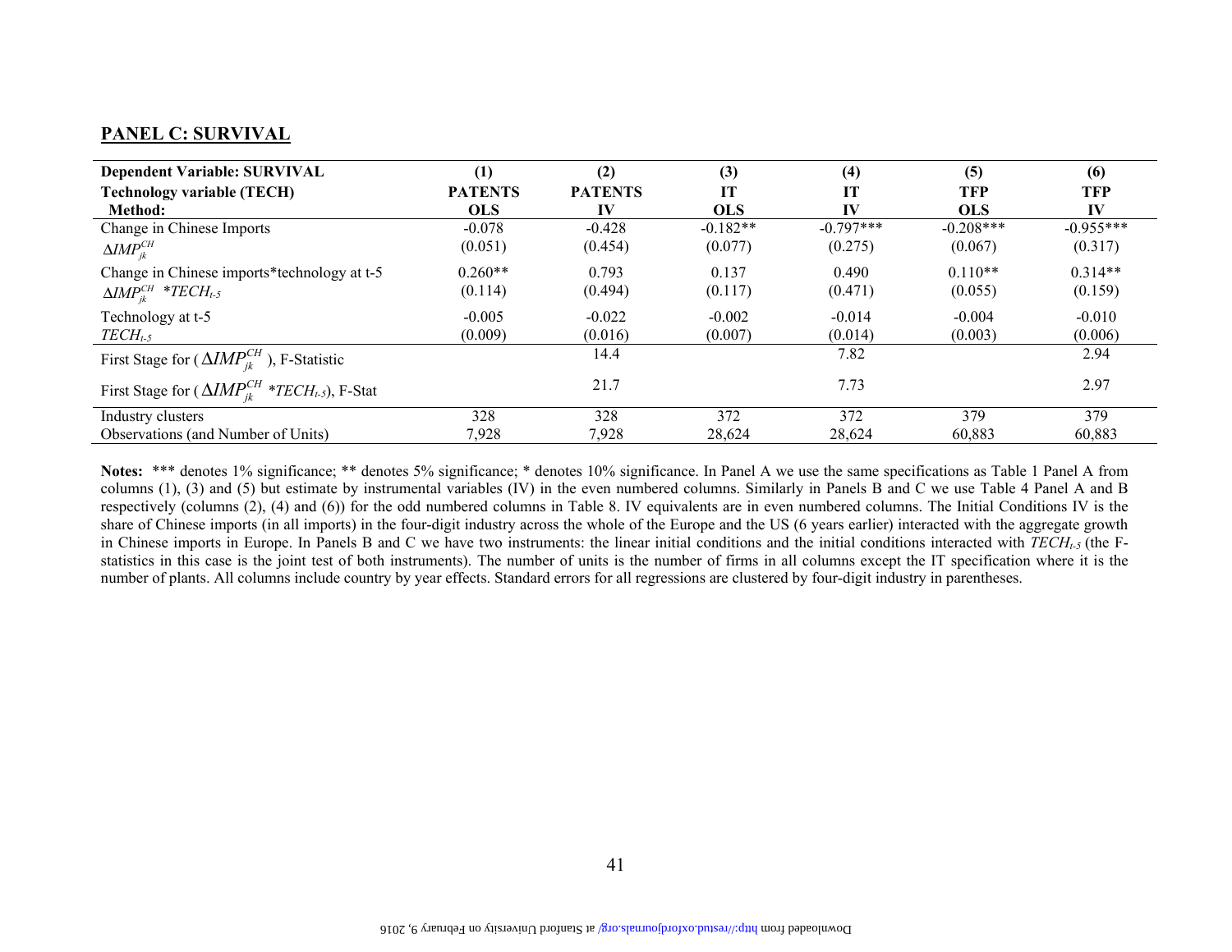## PANEL C: SURVIVAL

| Dependent Variable: SURVIVAL | (1) | (2) | (3) | (4) | (5) | (6) |
|---|---|---|---|---|---|---|
| **Technology variable (TECH)** | **PATENTS** | **PATENTS** | **IT** | **IT** | **TFP** | **TFP** |
| **Method:** | **OLS** | **IV** | **OLS** | **IV** | **OLS** | **IV** |
| Change in Chinese Imports | -0.078 | -0.428 | -0.182** | -0.797*** | -0.208*** | -0.955*** |
| $\Delta IMP_{jk}^{CH}$ | (0.051) | (0.454) | (0.077) | (0.275) | (0.067) | (0.317) |
| Change in Chinese imports*technology at t-5 | 0.260** | 0.793 | 0.137 | 0.490 | 0.110** | 0.314** |
| $\Delta IMP_{jk}^{CH}$ $*TECH_{t-5}$ | (0.114) | (0.494) | (0.117) | (0.471) | (0.055) | (0.159) |
| Technology at t-5 | -0.005 | -0.022 | -0.002 | -0.014 | -0.004 | -0.010 |
| $TECH_{t-5}$ | (0.009) | (0.016) | (0.007) | (0.014) | (0.003) | (0.006) |
| First Stage for ($\Delta IMP_{jk}^{CH}$), F-Statistic | | 14.4 | | 7.82 | | 2.94 |
| First Stage for ($\Delta IMP_{jk}^{CH}$ $*TECH_{t-5}$), F-Stat | | 21.7 | | 7.73 | | 2.97 |
| Industry clusters | 328 | 328 | 372 | 372 | 379 | 379 |
| Observations (and Number of Units) | 7,928 | 7,928 | 28,624 | 28,624 | 60,883 | 60,883 |

**Notes:** *** denotes 1% significance; ** denotes 5% significance; * denotes 10% significance. In Panel A we use the same specifications as Table 1 Panel A from columns (1), (3) and (5) but estimate by instrumental variables (IV) in the even numbered columns. Similarly in Panels B and C we use Table 4 Panel A and B respectively (columns (2), (4) and (6)) for the odd numbered columns in Table 8. IV equivalents are in even numbered columns. The Initial Conditions IV is the share of Chinese imports (in all imports) in the four-digit industry across the whole of the Europe and the US (6 years earlier) interacted with the aggregate growth in Chinese imports in Europe. In Panels B and C we have two instruments: the linear initial conditions and the initial conditions interacted with $TECH_{t-5}$ (the F-statistics in this case is the joint test of both instruments). The number of units is the number of firms in all columns except the IT specification where it is the number of plants. All columns include country by year effects. Standard errors for all regressions are clustered by four-digit industry in parentheses.